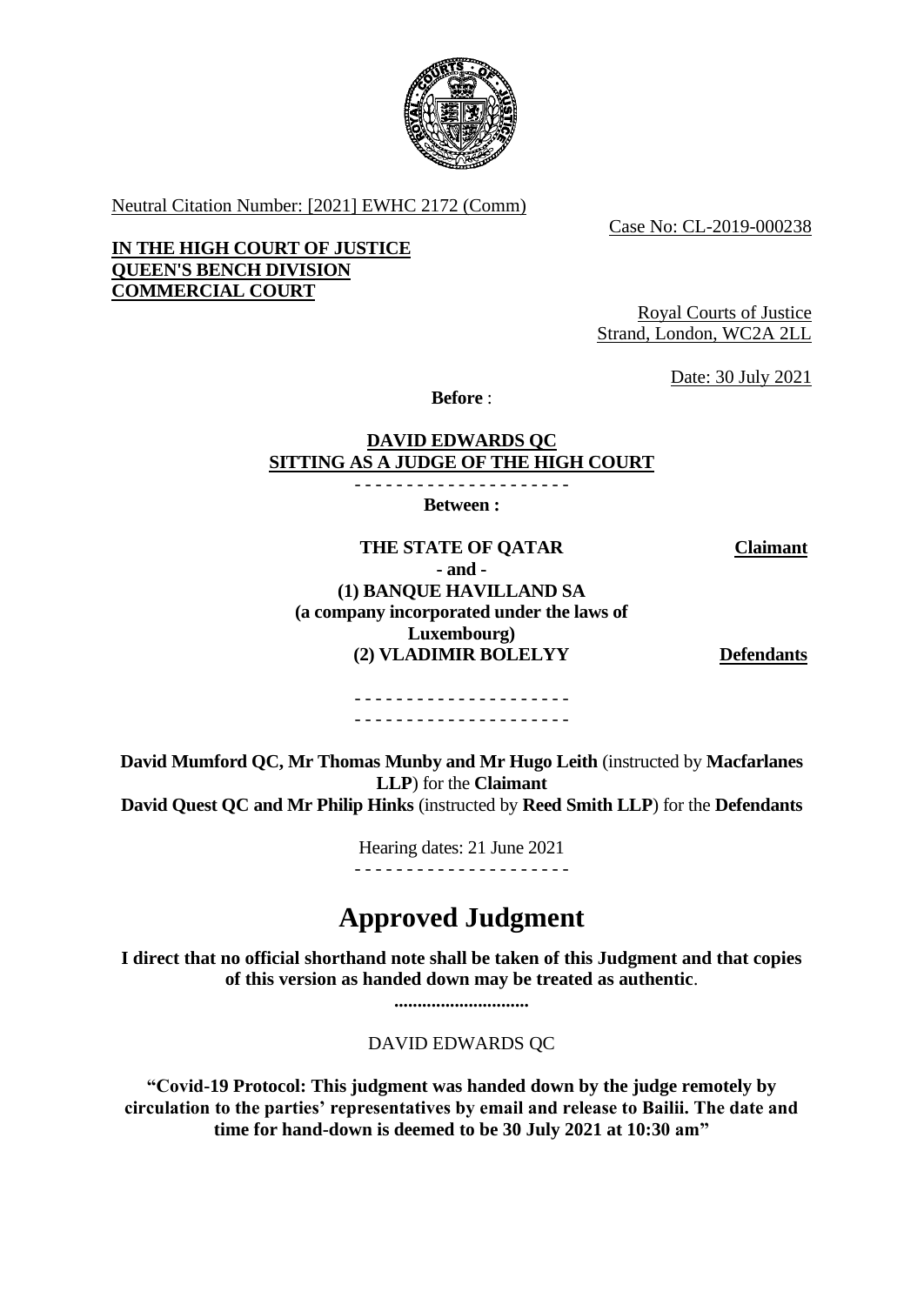Neutral Citation Number: [2021] EWHC 2172 (Comm)

Case No: CL-2019-000238

**IN THE HIGH COURT OF JUSTICE**
**QUEEN'S BENCH DIVISION**
**COMMERCIAL COURT**

Royal Courts of Justice
Strand, London, WC2A 2LL

Date: 30 July 2021

**Before** :

**DAVID EDWARDS QC**
**SITTING AS A JUDGE OF THE HIGH COURT**

- - - - - - - - - - - - - - - - - - - - -

**Between :**

| | |
|---|---|
| **THE STATE OF QATAR** | **Claimant** |
| **- and -** | |
| **(1) BANQUE HAVILLAND SA (a company incorporated under the laws of Luxembourg)** | |
| **(2) VLADIMIR BOLELYY** | **Defendants** |

- - - - - - - - - - - - - - - - - - - - -
- - - - - - - - - - - - - - - - - - - - -

**David Mumford QC, Mr Thomas Munby and Mr Hugo Leith** (instructed by **Macfarlanes LLP**) for the **Claimant**
**David Quest QC and Mr Philip Hinks** (instructed by **Reed Smith LLP**) for the **Defendants**

Hearing dates: 21 June 2021

- - - - - - - - - - - - - - - - - - - - -

# Approved Judgment

**I direct that no official shorthand note shall be taken of this Judgment and that copies of this version as handed down may be treated as authentic**.

.............................

DAVID EDWARDS QC

**"Covid-19 Protocol: This judgment was handed down by the judge remotely by circulation to the parties' representatives by email and release to Bailii. The date and time for hand-down is deemed to be 30 July 2021 at 10:30 am"**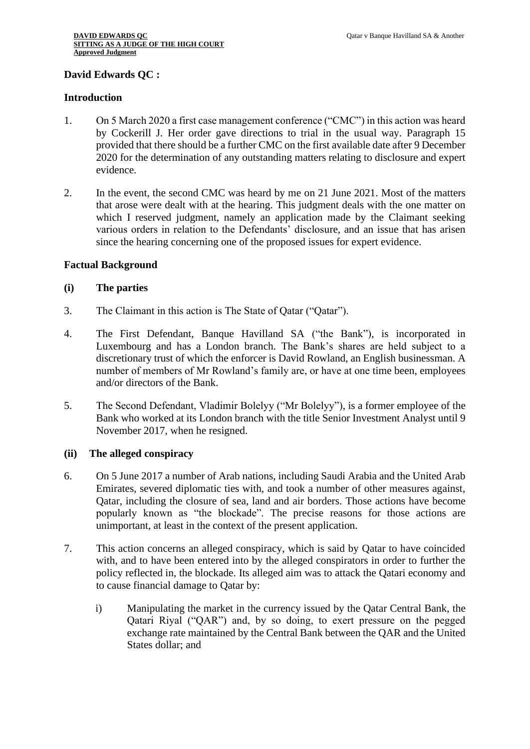**David Edwards QC :**

## Introduction

1. On 5 March 2020 a first case management conference ("CMC") in this action was heard by Cockerill J. Her order gave directions to trial in the usual way. Paragraph 15 provided that there should be a further CMC on the first available date after 9 December 2020 for the determination of any outstanding matters relating to disclosure and expert evidence.

2. In the event, the second CMC was heard by me on 21 June 2021. Most of the matters that arose were dealt with at the hearing. This judgment deals with the one matter on which I reserved judgment, namely an application made by the Claimant seeking various orders in relation to the Defendants' disclosure, and an issue that has arisen since the hearing concerning one of the proposed issues for expert evidence.

## Factual Background

### (i) The parties

3. The Claimant in this action is The State of Qatar ("Qatar").

4. The First Defendant, Banque Havilland SA ("the Bank"), is incorporated in Luxembourg and has a London branch. The Bank's shares are held subject to a discretionary trust of which the enforcer is David Rowland, an English businessman. A number of members of Mr Rowland's family are, or have at one time been, employees and/or directors of the Bank.

5. The Second Defendant, Vladimir Bolelyy ("Mr Bolelyy"), is a former employee of the Bank who worked at its London branch with the title Senior Investment Analyst until 9 November 2017, when he resigned.

### (ii) The alleged conspiracy

6. On 5 June 2017 a number of Arab nations, including Saudi Arabia and the United Arab Emirates, severed diplomatic ties with, and took a number of other measures against, Qatar, including the closure of sea, land and air borders. Those actions have become popularly known as "the blockade". The precise reasons for those actions are unimportant, at least in the context of the present application.

7. This action concerns an alleged conspiracy, which is said by Qatar to have coincided with, and to have been entered into by the alleged conspirators in order to further the policy reflected in, the blockade. Its alleged aim was to attack the Qatari economy and to cause financial damage to Qatar by:

   i) Manipulating the market in the currency issued by the Qatar Central Bank, the Qatari Riyal ("QAR") and, by so doing, to exert pressure on the pegged exchange rate maintained by the Central Bank between the QAR and the United States dollar; and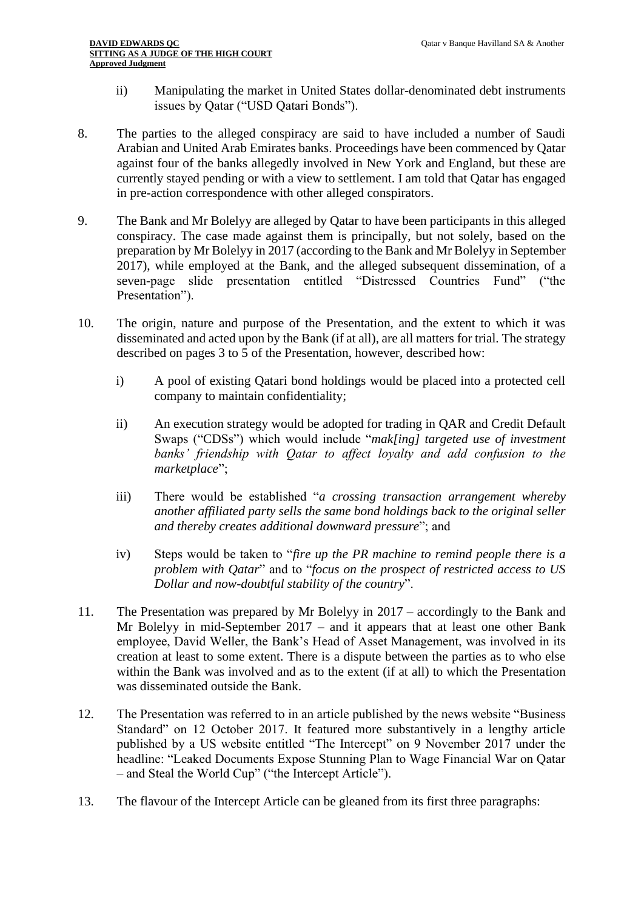ii) Manipulating the market in United States dollar-denominated debt instruments issues by Qatar ("USD Qatari Bonds").

8. The parties to the alleged conspiracy are said to have included a number of Saudi Arabian and United Arab Emirates banks. Proceedings have been commenced by Qatar against four of the banks allegedly involved in New York and England, but these are currently stayed pending or with a view to settlement. I am told that Qatar has engaged in pre-action correspondence with other alleged conspirators.

9. The Bank and Mr Bolelyy are alleged by Qatar to have been participants in this alleged conspiracy. The case made against them is principally, but not solely, based on the preparation by Mr Bolelyy in 2017 (according to the Bank and Mr Bolelyy in September 2017), while employed at the Bank, and the alleged subsequent dissemination, of a seven-page slide presentation entitled "Distressed Countries Fund" ("the Presentation").

10. The origin, nature and purpose of the Presentation, and the extent to which it was disseminated and acted upon by the Bank (if at all), are all matters for trial. The strategy described on pages 3 to 5 of the Presentation, however, described how:

    i) A pool of existing Qatari bond holdings would be placed into a protected cell company to maintain confidentiality;

    ii) An execution strategy would be adopted for trading in QAR and Credit Default Swaps ("CDSs") which would include "*mak[ing] targeted use of investment banks' friendship with Qatar to affect loyalty and add confusion to the marketplace*";

    iii) There would be established "*a crossing transaction arrangement whereby another affiliated party sells the same bond holdings back to the original seller and thereby creates additional downward pressure*"; and

    iv) Steps would be taken to "*fire up the PR machine to remind people there is a problem with Qatar*" and to "*focus on the prospect of restricted access to US Dollar and now-doubtful stability of the country*".

11. The Presentation was prepared by Mr Bolelyy in 2017 – accordingly to the Bank and Mr Bolelyy in mid-September 2017 – and it appears that at least one other Bank employee, David Weller, the Bank's Head of Asset Management, was involved in its creation at least to some extent. There is a dispute between the parties as to who else within the Bank was involved and as to the extent (if at all) to which the Presentation was disseminated outside the Bank.

12. The Presentation was referred to in an article published by the news website "Business Standard" on 12 October 2017. It featured more substantively in a lengthy article published by a US website entitled "The Intercept" on 9 November 2017 under the headline: "Leaked Documents Expose Stunning Plan to Wage Financial War on Qatar – and Steal the World Cup" ("the Intercept Article").

13. The flavour of the Intercept Article can be gleaned from its first three paragraphs: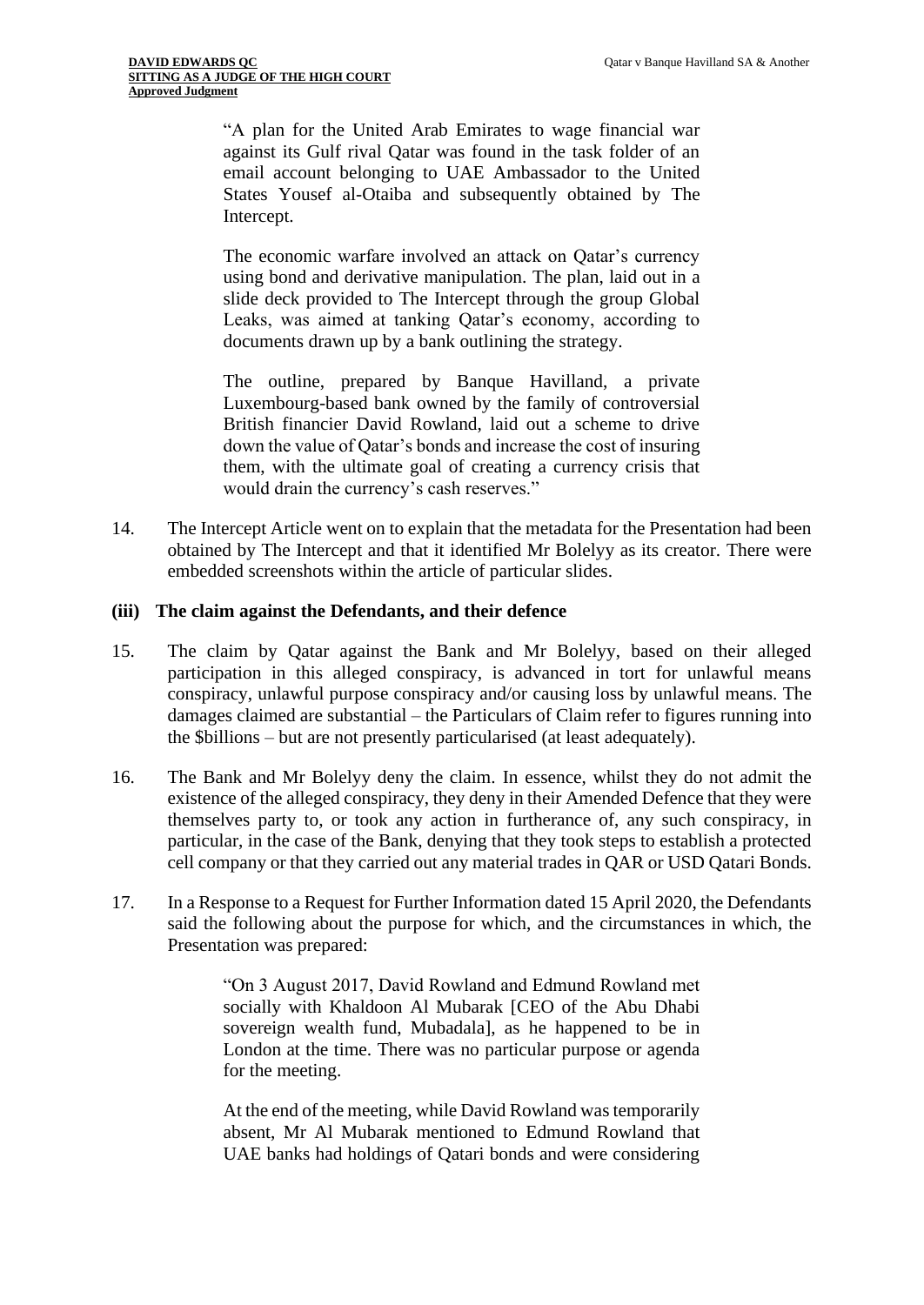> "A plan for the United Arab Emirates to wage financial war against its Gulf rival Qatar was found in the task folder of an email account belonging to UAE Ambassador to the United States Yousef al-Otaiba and subsequently obtained by The Intercept.
>
> The economic warfare involved an attack on Qatar's currency using bond and derivative manipulation. The plan, laid out in a slide deck provided to The Intercept through the group Global Leaks, was aimed at tanking Qatar's economy, according to documents drawn up by a bank outlining the strategy.
>
> The outline, prepared by Banque Havilland, a private Luxembourg-based bank owned by the family of controversial British financier David Rowland, laid out a scheme to drive down the value of Qatar's bonds and increase the cost of insuring them, with the ultimate goal of creating a currency crisis that would drain the currency's cash reserves."

14. The Intercept Article went on to explain that the metadata for the Presentation had been obtained by The Intercept and that it identified Mr Bolelyy as its creator. There were embedded screenshots within the article of particular slides.

### (iii) The claim against the Defendants, and their defence

15. The claim by Qatar against the Bank and Mr Bolelyy, based on their alleged participation in this alleged conspiracy, is advanced in tort for unlawful means conspiracy, unlawful purpose conspiracy and/or causing loss by unlawful means. The damages claimed are substantial – the Particulars of Claim refer to figures running into the $billions – but are not presently particularised (at least adequately).

16. The Bank and Mr Bolelyy deny the claim. In essence, whilst they do not admit the existence of the alleged conspiracy, they deny in their Amended Defence that they were themselves party to, or took any action in furtherance of, any such conspiracy, in particular, in the case of the Bank, denying that they took steps to establish a protected cell company or that they carried out any material trades in QAR or USD Qatari Bonds.

17. In a Response to a Request for Further Information dated 15 April 2020, the Defendants said the following about the purpose for which, and the circumstances in which, the Presentation was prepared:

> "On 3 August 2017, David Rowland and Edmund Rowland met socially with Khaldoon Al Mubarak [CEO of the Abu Dhabi sovereign wealth fund, Mubadala], as he happened to be in London at the time. There was no particular purpose or agenda for the meeting.
>
> At the end of the meeting, while David Rowland was temporarily absent, Mr Al Mubarak mentioned to Edmund Rowland that UAE banks had holdings of Qatari bonds and were considering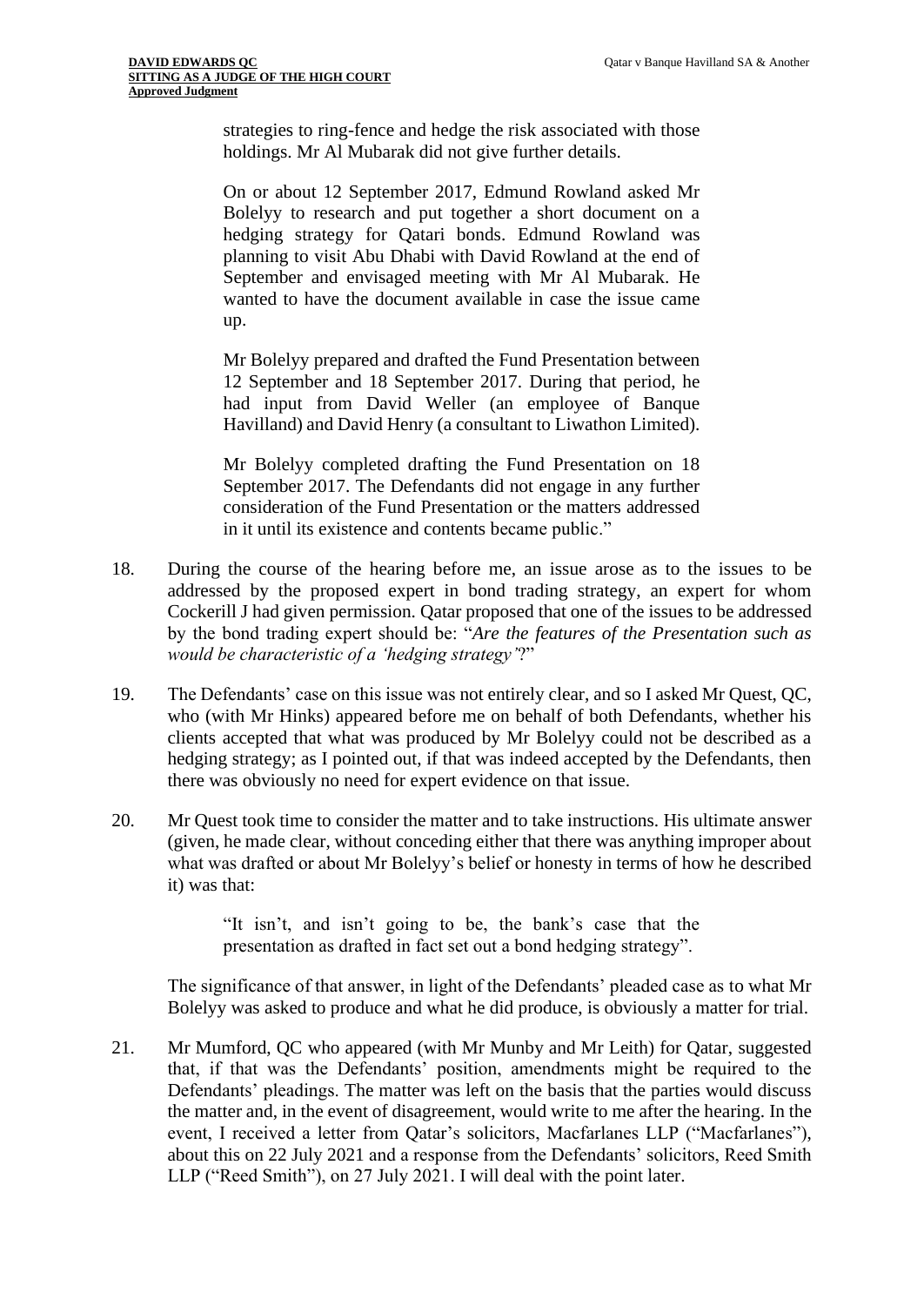> strategies to ring-fence and hedge the risk associated with those holdings. Mr Al Mubarak did not give further details.
>
> On or about 12 September 2017, Edmund Rowland asked Mr Bolelyy to research and put together a short document on a hedging strategy for Qatari bonds. Edmund Rowland was planning to visit Abu Dhabi with David Rowland at the end of September and envisaged meeting with Mr Al Mubarak. He wanted to have the document available in case the issue came up.
>
> Mr Bolelyy prepared and drafted the Fund Presentation between 12 September and 18 September 2017. During that period, he had input from David Weller (an employee of Banque Havilland) and David Henry (a consultant to Liwathon Limited).
>
> Mr Bolelyy completed drafting the Fund Presentation on 18 September 2017. The Defendants did not engage in any further consideration of the Fund Presentation or the matters addressed in it until its existence and contents became public."

18. During the course of the hearing before me, an issue arose as to the issues to be addressed by the proposed expert in bond trading strategy, an expert for whom Cockerill J had given permission. Qatar proposed that one of the issues to be addressed by the bond trading expert should be: "*Are the features of the Presentation such as would be characteristic of a 'hedging strategy'*?"

19. The Defendants' case on this issue was not entirely clear, and so I asked Mr Quest, QC, who (with Mr Hinks) appeared before me on behalf of both Defendants, whether his clients accepted that what was produced by Mr Bolelyy could not be described as a hedging strategy; as I pointed out, if that was indeed accepted by the Defendants, then there was obviously no need for expert evidence on that issue.

20. Mr Quest took time to consider the matter and to take instructions. His ultimate answer (given, he made clear, without conceding either that there was anything improper about what was drafted or about Mr Bolelyy's belief or honesty in terms of how he described it) was that:

> "It isn't, and isn't going to be, the bank's case that the presentation as drafted in fact set out a bond hedging strategy".

The significance of that answer, in light of the Defendants' pleaded case as to what Mr Bolelyy was asked to produce and what he did produce, is obviously a matter for trial.

21. Mr Mumford, QC who appeared (with Mr Munby and Mr Leith) for Qatar, suggested that, if that was the Defendants' position, amendments might be required to the Defendants' pleadings. The matter was left on the basis that the parties would discuss the matter and, in the event of disagreement, would write to me after the hearing. In the event, I received a letter from Qatar's solicitors, Macfarlanes LLP ("Macfarlanes"), about this on 22 July 2021 and a response from the Defendants' solicitors, Reed Smith LLP ("Reed Smith"), on 27 July 2021. I will deal with the point later.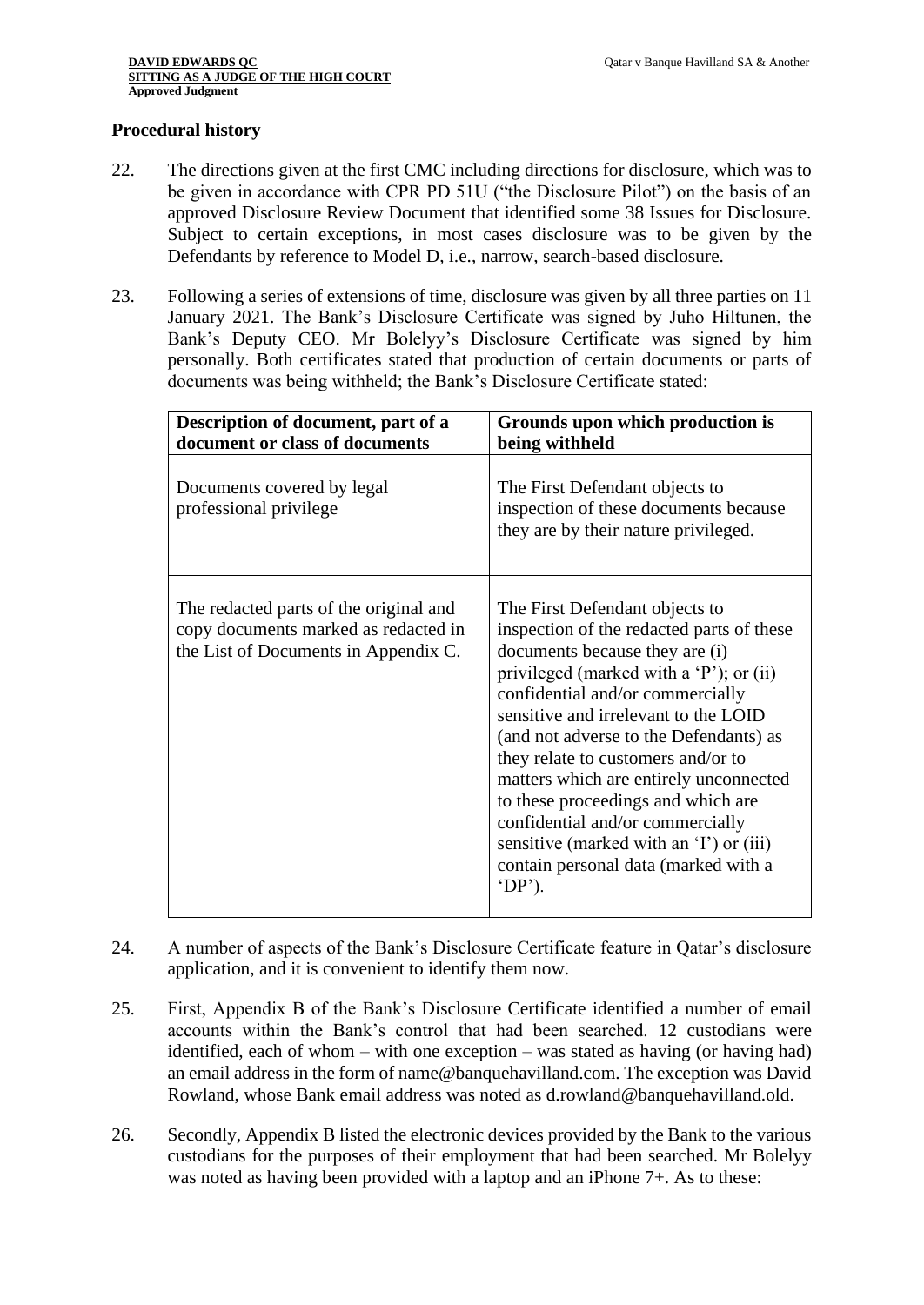## Procedural history

22. The directions given at the first CMC including directions for disclosure, which was to be given in accordance with CPR PD 51U ("the Disclosure Pilot") on the basis of an approved Disclosure Review Document that identified some 38 Issues for Disclosure. Subject to certain exceptions, in most cases disclosure was to be given by the Defendants by reference to Model D, i.e., narrow, search-based disclosure.

23. Following a series of extensions of time, disclosure was given by all three parties on 11 January 2021. The Bank's Disclosure Certificate was signed by Juho Hiltunen, the Bank's Deputy CEO. Mr Bolelyy's Disclosure Certificate was signed by him personally. Both certificates stated that production of certain documents or parts of documents was being withheld; the Bank's Disclosure Certificate stated:

| Description of document, part of a document or class of documents | Grounds upon which production is being withheld |
|---|---|
| Documents covered by legal professional privilege | The First Defendant objects to inspection of these documents because they are by their nature privileged. |
| The redacted parts of the original and copy documents marked as redacted in the List of Documents in Appendix C. | The First Defendant objects to inspection of the redacted parts of these documents because they are (i) privileged (marked with a 'P'); or (ii) confidential and/or commercially sensitive and irrelevant to the LOID (and not adverse to the Defendants) as they relate to customers and/or to matters which are entirely unconnected to these proceedings and which are confidential and/or commercially sensitive (marked with an 'I') or (iii) contain personal data (marked with a 'DP'). |

24. A number of aspects of the Bank's Disclosure Certificate feature in Qatar's disclosure application, and it is convenient to identify them now.

25. First, Appendix B of the Bank's Disclosure Certificate identified a number of email accounts within the Bank's control that had been searched. 12 custodians were identified, each of whom – with one exception – was stated as having (or having had) an email address in the form of name@banquehavilland.com. The exception was David Rowland, whose Bank email address was noted as d.rowland@banquehavilland.old.

26. Secondly, Appendix B listed the electronic devices provided by the Bank to the various custodians for the purposes of their employment that had been searched. Mr Bolelyy was noted as having been provided with a laptop and an iPhone 7+. As to these: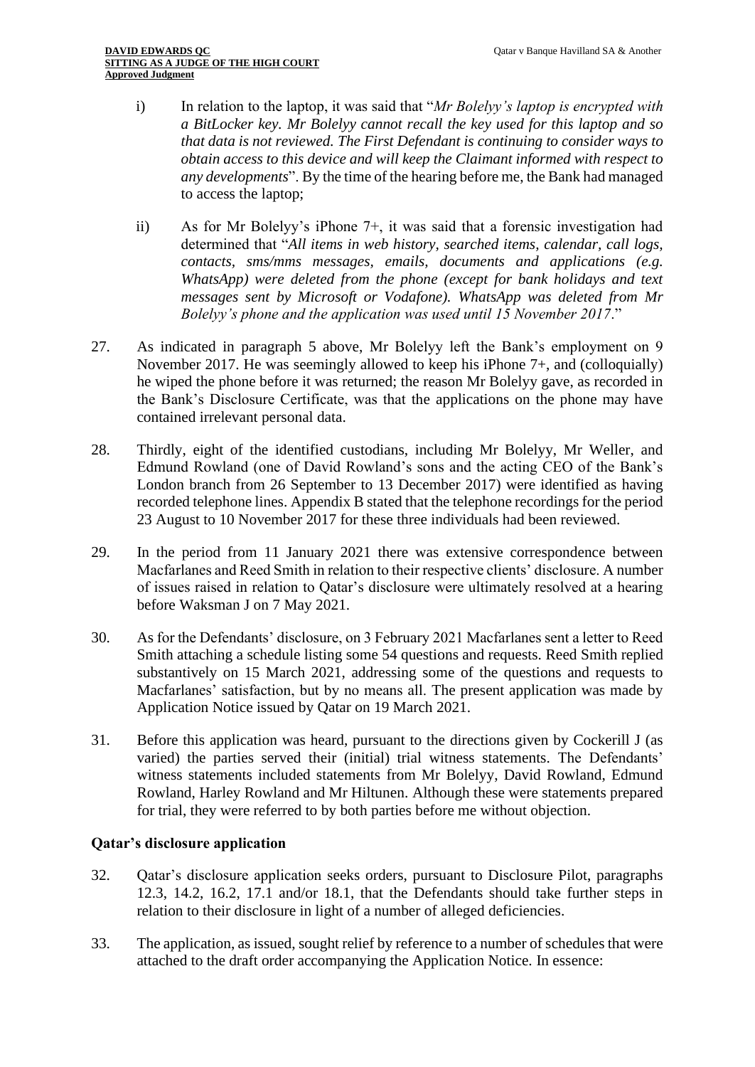i) In relation to the laptop, it was said that "*Mr Bolelyy's laptop is encrypted with a BitLocker key. Mr Bolelyy cannot recall the key used for this laptop and so that data is not reviewed. The First Defendant is continuing to consider ways to obtain access to this device and will keep the Claimant informed with respect to any developments*". By the time of the hearing before me, the Bank had managed to access the laptop;

ii) As for Mr Bolelyy's iPhone 7+, it was said that a forensic investigation had determined that "*All items in web history, searched items, calendar, call logs, contacts, sms/mms messages, emails, documents and applications (e.g. WhatsApp) were deleted from the phone (except for bank holidays and text messages sent by Microsoft or Vodafone). WhatsApp was deleted from Mr Bolelyy's phone and the application was used until 15 November 2017*."

27. As indicated in paragraph 5 above, Mr Bolelyy left the Bank's employment on 9 November 2017. He was seemingly allowed to keep his iPhone 7+, and (colloquially) he wiped the phone before it was returned; the reason Mr Bolelyy gave, as recorded in the Bank's Disclosure Certificate, was that the applications on the phone may have contained irrelevant personal data.

28. Thirdly, eight of the identified custodians, including Mr Bolelyy, Mr Weller, and Edmund Rowland (one of David Rowland's sons and the acting CEO of the Bank's London branch from 26 September to 13 December 2017) were identified as having recorded telephone lines. Appendix B stated that the telephone recordings for the period 23 August to 10 November 2017 for these three individuals had been reviewed.

29. In the period from 11 January 2021 there was extensive correspondence between Macfarlanes and Reed Smith in relation to their respective clients' disclosure. A number of issues raised in relation to Qatar's disclosure were ultimately resolved at a hearing before Waksman J on 7 May 2021.

30. As for the Defendants' disclosure, on 3 February 2021 Macfarlanes sent a letter to Reed Smith attaching a schedule listing some 54 questions and requests. Reed Smith replied substantively on 15 March 2021, addressing some of the questions and requests to Macfarlanes' satisfaction, but by no means all. The present application was made by Application Notice issued by Qatar on 19 March 2021.

31. Before this application was heard, pursuant to the directions given by Cockerill J (as varied) the parties served their (initial) trial witness statements. The Defendants' witness statements included statements from Mr Bolelyy, David Rowland, Edmund Rowland, Harley Rowland and Mr Hiltunen. Although these were statements prepared for trial, they were referred to by both parties before me without objection.

## Qatar's disclosure application

32. Qatar's disclosure application seeks orders, pursuant to Disclosure Pilot, paragraphs 12.3, 14.2, 16.2, 17.1 and/or 18.1, that the Defendants should take further steps in relation to their disclosure in light of a number of alleged deficiencies.

33. The application, as issued, sought relief by reference to a number of schedules that were attached to the draft order accompanying the Application Notice. In essence: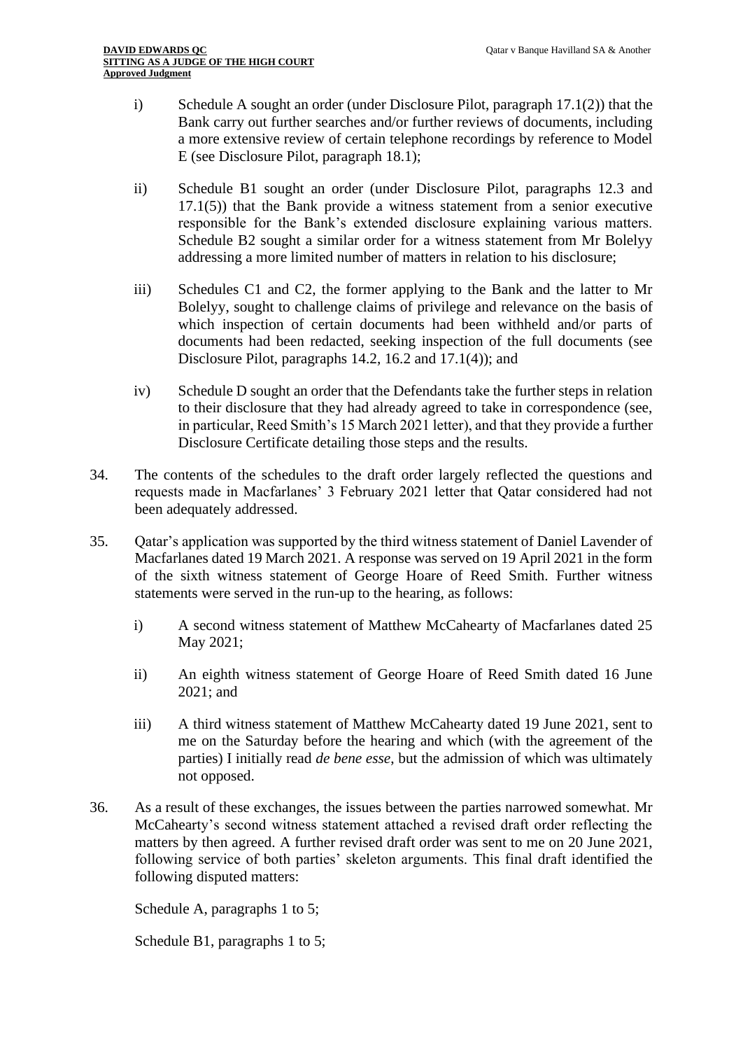i) Schedule A sought an order (under Disclosure Pilot, paragraph 17.1(2)) that the Bank carry out further searches and/or further reviews of documents, including a more extensive review of certain telephone recordings by reference to Model E (see Disclosure Pilot, paragraph 18.1);

ii) Schedule B1 sought an order (under Disclosure Pilot, paragraphs 12.3 and 17.1(5)) that the Bank provide a witness statement from a senior executive responsible for the Bank's extended disclosure explaining various matters. Schedule B2 sought a similar order for a witness statement from Mr Bolelyy addressing a more limited number of matters in relation to his disclosure;

iii) Schedules C1 and C2, the former applying to the Bank and the latter to Mr Bolelyy, sought to challenge claims of privilege and relevance on the basis of which inspection of certain documents had been withheld and/or parts of documents had been redacted, seeking inspection of the full documents (see Disclosure Pilot, paragraphs 14.2, 16.2 and 17.1(4)); and

iv) Schedule D sought an order that the Defendants take the further steps in relation to their disclosure that they had already agreed to take in correspondence (see, in particular, Reed Smith's 15 March 2021 letter), and that they provide a further Disclosure Certificate detailing those steps and the results.

34. The contents of the schedules to the draft order largely reflected the questions and requests made in Macfarlanes' 3 February 2021 letter that Qatar considered had not been adequately addressed.

35. Qatar's application was supported by the third witness statement of Daniel Lavender of Macfarlanes dated 19 March 2021. A response was served on 19 April 2021 in the form of the sixth witness statement of George Hoare of Reed Smith. Further witness statements were served in the run-up to the hearing, as follows:

i) A second witness statement of Matthew McCahearty of Macfarlanes dated 25 May 2021;

ii) An eighth witness statement of George Hoare of Reed Smith dated 16 June 2021; and

iii) A third witness statement of Matthew McCahearty dated 19 June 2021, sent to me on the Saturday before the hearing and which (with the agreement of the parties) I initially read *de bene esse*, but the admission of which was ultimately not opposed.

36. As a result of these exchanges, the issues between the parties narrowed somewhat. Mr McCahearty's second witness statement attached a revised draft order reflecting the matters by then agreed. A further revised draft order was sent to me on 20 June 2021, following service of both parties' skeleton arguments. This final draft identified the following disputed matters:

Schedule A, paragraphs 1 to 5;

Schedule B1, paragraphs 1 to 5;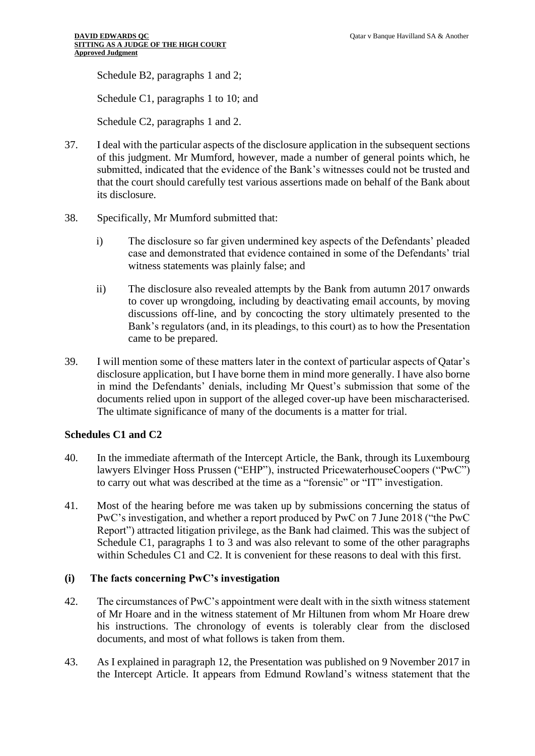Schedule B2, paragraphs 1 and 2;

Schedule C1, paragraphs 1 to 10; and

Schedule C2, paragraphs 1 and 2.

37. I deal with the particular aspects of the disclosure application in the subsequent sections of this judgment. Mr Mumford, however, made a number of general points which, he submitted, indicated that the evidence of the Bank's witnesses could not be trusted and that the court should carefully test various assertions made on behalf of the Bank about its disclosure.

38. Specifically, Mr Mumford submitted that:

    i) The disclosure so far given undermined key aspects of the Defendants' pleaded case and demonstrated that evidence contained in some of the Defendants' trial witness statements was plainly false; and

    ii) The disclosure also revealed attempts by the Bank from autumn 2017 onwards to cover up wrongdoing, including by deactivating email accounts, by moving discussions off-line, and by concocting the story ultimately presented to the Bank's regulators (and, in its pleadings, to this court) as to how the Presentation came to be prepared.

39. I will mention some of these matters later in the context of particular aspects of Qatar's disclosure application, but I have borne them in mind more generally. I have also borne in mind the Defendants' denials, including Mr Quest's submission that some of the documents relied upon in support of the alleged cover-up have been mischaracterised. The ultimate significance of many of the documents is a matter for trial.

## Schedules C1 and C2

40. In the immediate aftermath of the Intercept Article, the Bank, through its Luxembourg lawyers Elvinger Hoss Prussen ("EHP"), instructed PricewaterhouseCoopers ("PwC") to carry out what was described at the time as a "forensic" or "IT" investigation.

41. Most of the hearing before me was taken up by submissions concerning the status of PwC's investigation, and whether a report produced by PwC on 7 June 2018 ("the PwC Report") attracted litigation privilege, as the Bank had claimed. This was the subject of Schedule C1, paragraphs 1 to 3 and was also relevant to some of the other paragraphs within Schedules C1 and C2. It is convenient for these reasons to deal with this first.

### (i) The facts concerning PwC's investigation

42. The circumstances of PwC's appointment were dealt with in the sixth witness statement of Mr Hoare and in the witness statement of Mr Hiltunen from whom Mr Hoare drew his instructions. The chronology of events is tolerably clear from the disclosed documents, and most of what follows is taken from them.

43. As I explained in paragraph 12, the Presentation was published on 9 November 2017 in the Intercept Article. It appears from Edmund Rowland's witness statement that the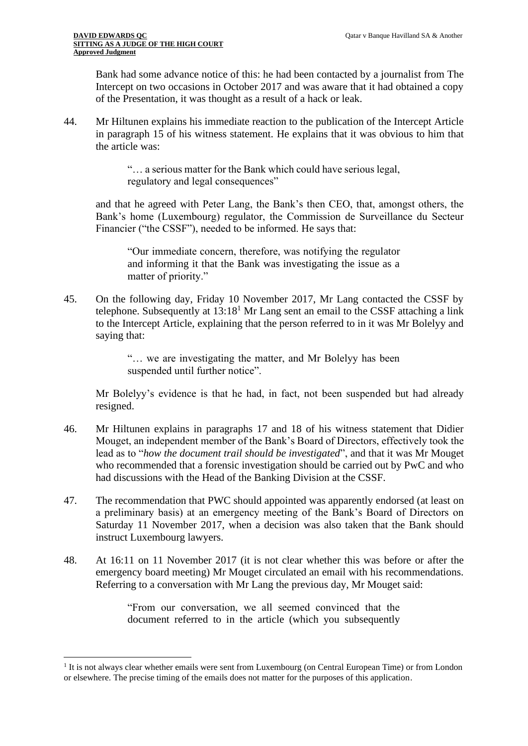Bank had some advance notice of this: he had been contacted by a journalist from The Intercept on two occasions in October 2017 and was aware that it had obtained a copy of the Presentation, it was thought as a result of a hack or leak.

44. Mr Hiltunen explains his immediate reaction to the publication of the Intercept Article in paragraph 15 of his witness statement. He explains that it was obvious to him that the article was:

> "… a serious matter for the Bank which could have serious legal, regulatory and legal consequences"

and that he agreed with Peter Lang, the Bank's then CEO, that, amongst others, the Bank's home (Luxembourg) regulator, the Commission de Surveillance du Secteur Financier ("the CSSF"), needed to be informed. He says that:

> "Our immediate concern, therefore, was notifying the regulator and informing it that the Bank was investigating the issue as a matter of priority."

45. On the following day, Friday 10 November 2017, Mr Lang contacted the CSSF by telephone. Subsequently at 13:18[1] Mr Lang sent an email to the CSSF attaching a link to the Intercept Article, explaining that the person referred to in it was Mr Bolelyy and saying that:

> "… we are investigating the matter, and Mr Bolelyy has been suspended until further notice".

Mr Bolelyy's evidence is that he had, in fact, not been suspended but had already resigned.

46. Mr Hiltunen explains in paragraphs 17 and 18 of his witness statement that Didier Mouget, an independent member of the Bank's Board of Directors, effectively took the lead as to "*how the document trail should be investigated*", and that it was Mr Mouget who recommended that a forensic investigation should be carried out by PwC and who had discussions with the Head of the Banking Division at the CSSF.

47. The recommendation that PWC should appointed was apparently endorsed (at least on a preliminary basis) at an emergency meeting of the Bank's Board of Directors on Saturday 11 November 2017, when a decision was also taken that the Bank should instruct Luxembourg lawyers.

48. At 16:11 on 11 November 2017 (it is not clear whether this was before or after the emergency board meeting) Mr Mouget circulated an email with his recommendations. Referring to a conversation with Mr Lang the previous day, Mr Mouget said:

> "From our conversation, we all seemed convinced that the document referred to in the article (which you subsequently

---

[1] It is not always clear whether emails were sent from Luxembourg (on Central European Time) or from London or elsewhere. The precise timing of the emails does not matter for the purposes of this application.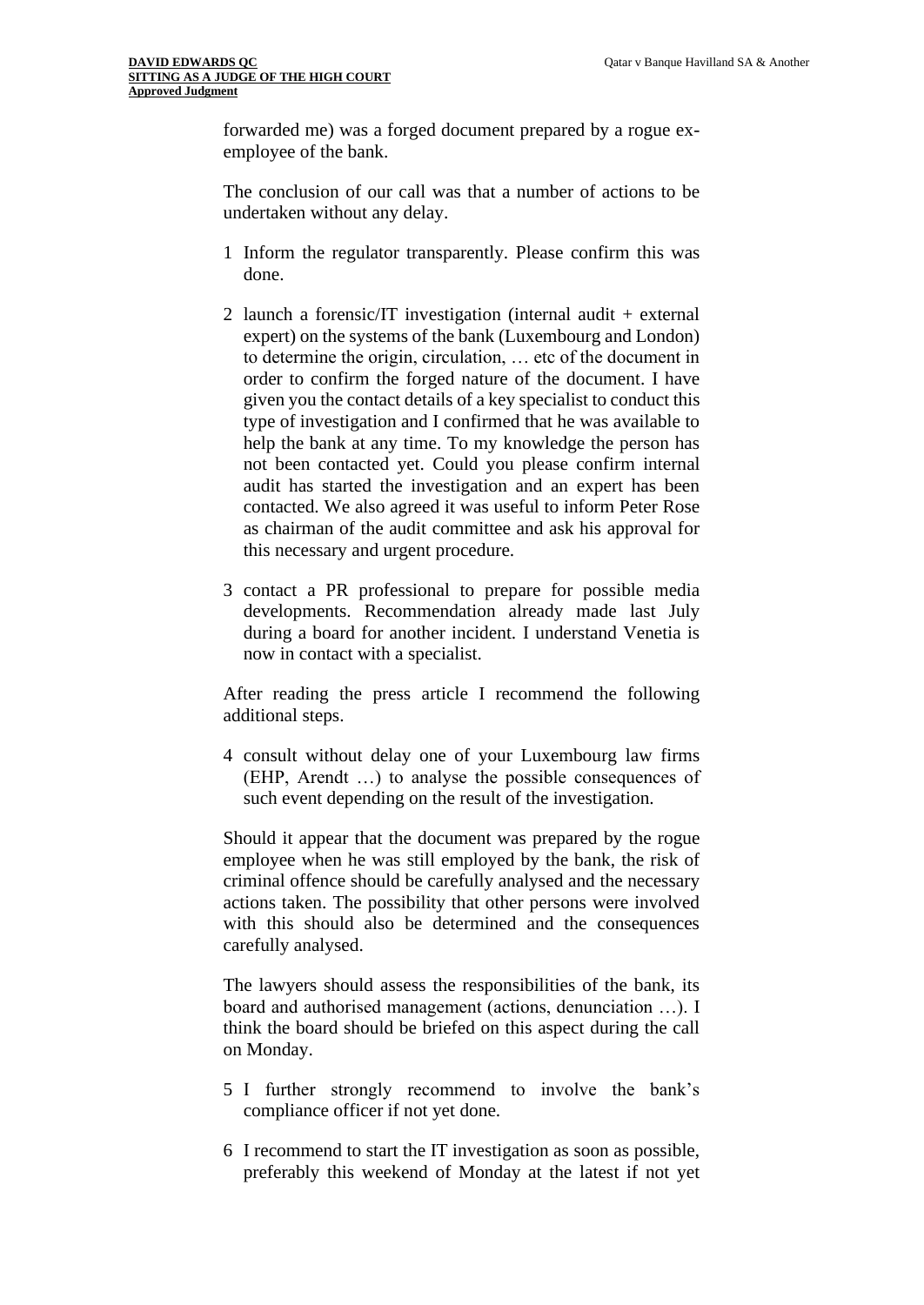forwarded me) was a forged document prepared by a rogue ex-employee of the bank.

The conclusion of our call was that a number of actions to be undertaken without any delay.

1 Inform the regulator transparently. Please confirm this was done.

2 launch a forensic/IT investigation (internal audit + external expert) on the systems of the bank (Luxembourg and London) to determine the origin, circulation, … etc of the document in order to confirm the forged nature of the document. I have given you the contact details of a key specialist to conduct this type of investigation and I confirmed that he was available to help the bank at any time. To my knowledge the person has not been contacted yet. Could you please confirm internal audit has started the investigation and an expert has been contacted. We also agreed it was useful to inform Peter Rose as chairman of the audit committee and ask his approval for this necessary and urgent procedure.

3 contact a PR professional to prepare for possible media developments. Recommendation already made last July during a board for another incident. I understand Venetia is now in contact with a specialist.

After reading the press article I recommend the following additional steps.

4 consult without delay one of your Luxembourg law firms (EHP, Arendt …) to analyse the possible consequences of such event depending on the result of the investigation.

Should it appear that the document was prepared by the rogue employee when he was still employed by the bank, the risk of criminal offence should be carefully analysed and the necessary actions taken. The possibility that other persons were involved with this should also be determined and the consequences carefully analysed.

The lawyers should assess the responsibilities of the bank, its board and authorised management (actions, denunciation …). I think the board should be briefed on this aspect during the call on Monday.

5 I further strongly recommend to involve the bank's compliance officer if not yet done.

6 I recommend to start the IT investigation as soon as possible, preferably this weekend of Monday at the latest if not yet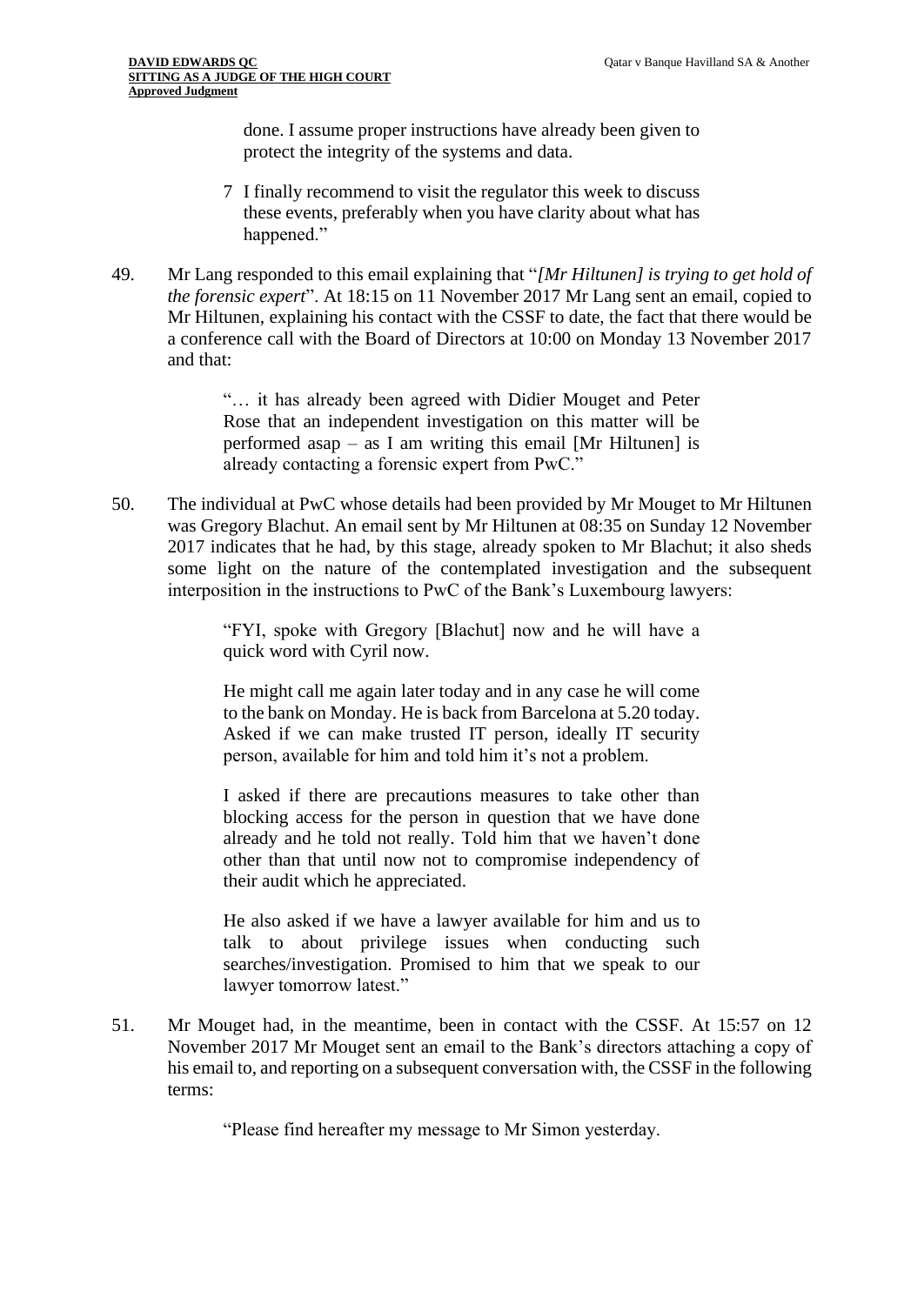done. I assume proper instructions have already been given to protect the integrity of the systems and data.

7 I finally recommend to visit the regulator this week to discuss these events, preferably when you have clarity about what has happened."

49. Mr Lang responded to this email explaining that "*[Mr Hiltunen] is trying to get hold of the forensic expert*". At 18:15 on 11 November 2017 Mr Lang sent an email, copied to Mr Hiltunen, explaining his contact with the CSSF to date, the fact that there would be a conference call with the Board of Directors at 10:00 on Monday 13 November 2017 and that:

> "… it has already been agreed with Didier Mouget and Peter Rose that an independent investigation on this matter will be performed asap – as I am writing this email [Mr Hiltunen] is already contacting a forensic expert from PwC."

50. The individual at PwC whose details had been provided by Mr Mouget to Mr Hiltunen was Gregory Blachut. An email sent by Mr Hiltunen at 08:35 on Sunday 12 November 2017 indicates that he had, by this stage, already spoken to Mr Blachut; it also sheds some light on the nature of the contemplated investigation and the subsequent interposition in the instructions to PwC of the Bank's Luxembourg lawyers:

> "FYI, spoke with Gregory [Blachut] now and he will have a quick word with Cyril now.
>
> He might call me again later today and in any case he will come to the bank on Monday. He is back from Barcelona at 5.20 today. Asked if we can make trusted IT person, ideally IT security person, available for him and told him it's not a problem.
>
> I asked if there are precautions measures to take other than blocking access for the person in question that we have done already and he told not really. Told him that we haven't done other than that until now not to compromise independency of their audit which he appreciated.
>
> He also asked if we have a lawyer available for him and us to talk to about privilege issues when conducting such searches/investigation. Promised to him that we speak to our lawyer tomorrow latest."

51. Mr Mouget had, in the meantime, been in contact with the CSSF. At 15:57 on 12 November 2017 Mr Mouget sent an email to the Bank's directors attaching a copy of his email to, and reporting on a subsequent conversation with, the CSSF in the following terms:

> "Please find hereafter my message to Mr Simon yesterday.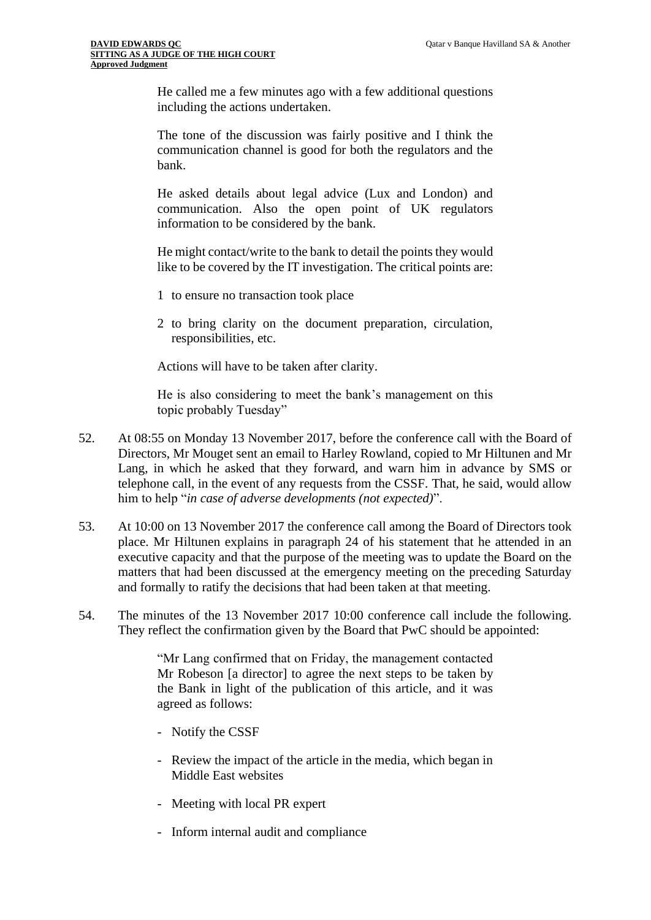> He called me a few minutes ago with a few additional questions including the actions undertaken.
>
> The tone of the discussion was fairly positive and I think the communication channel is good for both the regulators and the bank.
>
> He asked details about legal advice (Lux and London) and communication. Also the open point of UK regulators information to be considered by the bank.
>
> He might contact/write to the bank to detail the points they would like to be covered by the IT investigation. The critical points are:
>
> 1 to ensure no transaction took place
>
> 2 to bring clarity on the document preparation, circulation, responsibilities, etc.
>
> Actions will have to be taken after clarity.
>
> He is also considering to meet the bank's management on this topic probably Tuesday"

52. At 08:55 on Monday 13 November 2017, before the conference call with the Board of Directors, Mr Mouget sent an email to Harley Rowland, copied to Mr Hiltunen and Mr Lang, in which he asked that they forward, and warn him in advance by SMS or telephone call, in the event of any requests from the CSSF. That, he said, would allow him to help "*in case of adverse developments (not expected)*".

53. At 10:00 on 13 November 2017 the conference call among the Board of Directors took place. Mr Hiltunen explains in paragraph 24 of his statement that he attended in an executive capacity and that the purpose of the meeting was to update the Board on the matters that had been discussed at the emergency meeting on the preceding Saturday and formally to ratify the decisions that had been taken at that meeting.

54. The minutes of the 13 November 2017 10:00 conference call include the following. They reflect the confirmation given by the Board that PwC should be appointed:

> "Mr Lang confirmed that on Friday, the management contacted Mr Robeson [a director] to agree the next steps to be taken by the Bank in light of the publication of this article, and it was agreed as follows:
>
> - Notify the CSSF
> - Review the impact of the article in the media, which began in Middle East websites
> - Meeting with local PR expert
> - Inform internal audit and compliance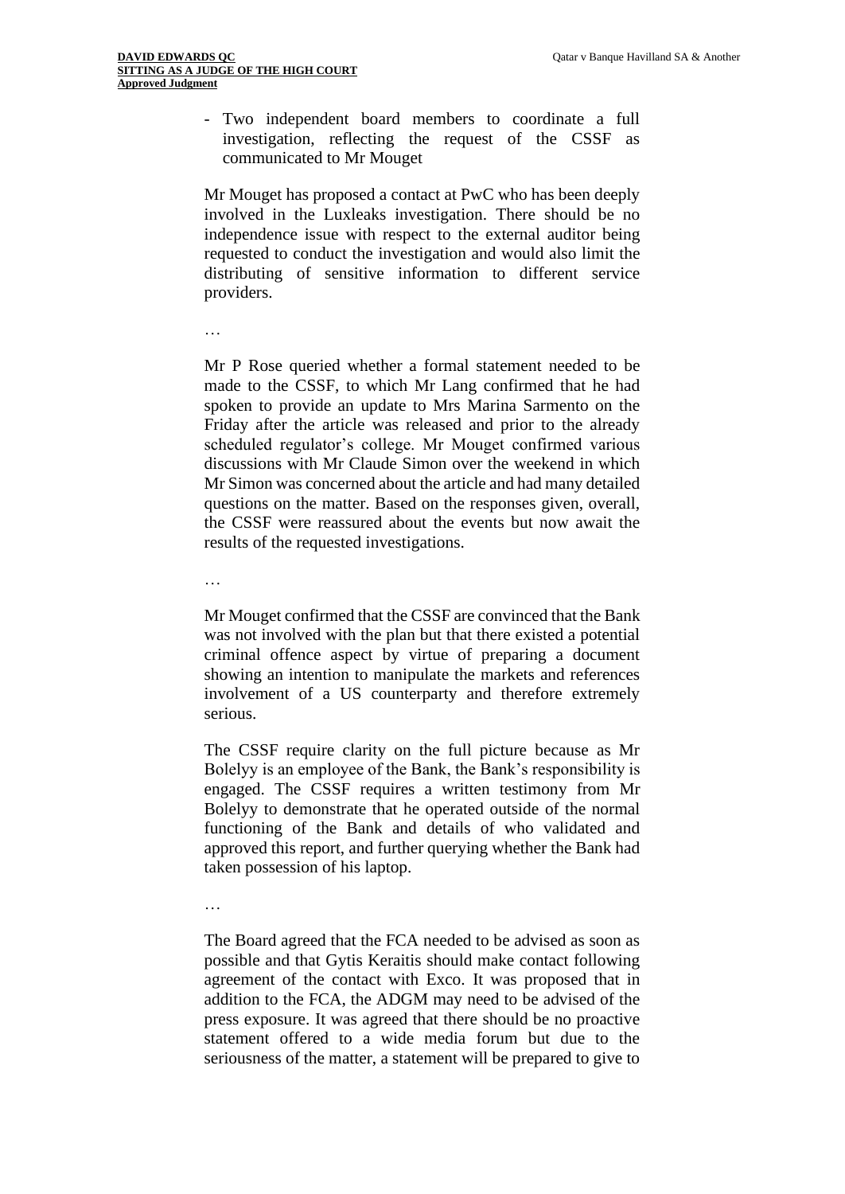- Two independent board members to coordinate a full investigation, reflecting the request of the CSSF as communicated to Mr Mouget

Mr Mouget has proposed a contact at PwC who has been deeply involved in the Luxleaks investigation. There should be no independence issue with respect to the external auditor being requested to conduct the investigation and would also limit the distributing of sensitive information to different service providers.

…

Mr P Rose queried whether a formal statement needed to be made to the CSSF, to which Mr Lang confirmed that he had spoken to provide an update to Mrs Marina Sarmento on the Friday after the article was released and prior to the already scheduled regulator's college. Mr Mouget confirmed various discussions with Mr Claude Simon over the weekend in which Mr Simon was concerned about the article and had many detailed questions on the matter. Based on the responses given, overall, the CSSF were reassured about the events but now await the results of the requested investigations.

…

Mr Mouget confirmed that the CSSF are convinced that the Bank was not involved with the plan but that there existed a potential criminal offence aspect by virtue of preparing a document showing an intention to manipulate the markets and references involvement of a US counterparty and therefore extremely serious.

The CSSF require clarity on the full picture because as Mr Bolelyy is an employee of the Bank, the Bank's responsibility is engaged. The CSSF requires a written testimony from Mr Bolelyy to demonstrate that he operated outside of the normal functioning of the Bank and details of who validated and approved this report, and further querying whether the Bank had taken possession of his laptop.

…

The Board agreed that the FCA needed to be advised as soon as possible and that Gytis Keraitis should make contact following agreement of the contact with Exco. It was proposed that in addition to the FCA, the ADGM may need to be advised of the press exposure. It was agreed that there should be no proactive statement offered to a wide media forum but due to the seriousness of the matter, a statement will be prepared to give to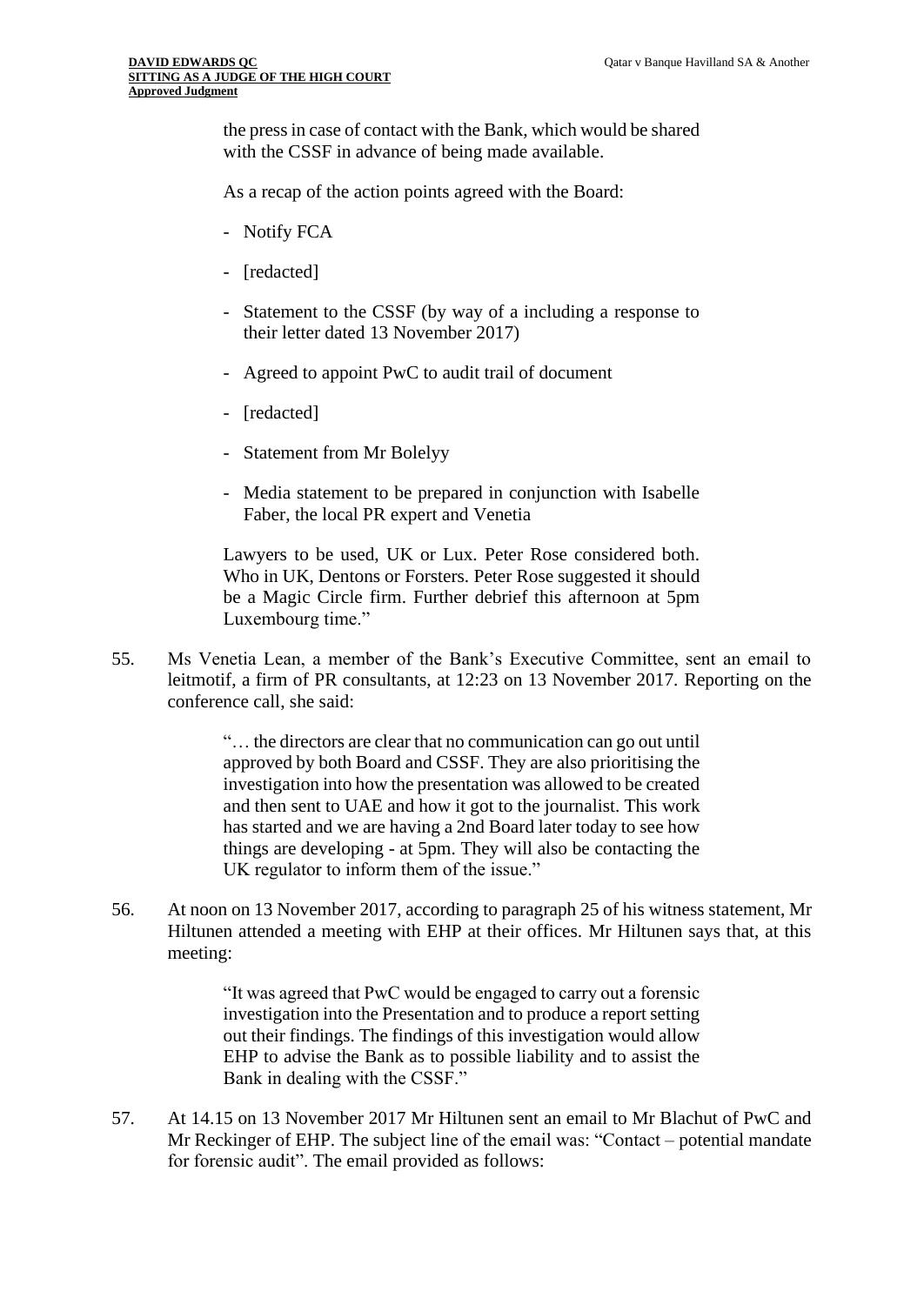> the press in case of contact with the Bank, which would be shared with the CSSF in advance of being made available.
>
> As a recap of the action points agreed with the Board:
>
> - Notify FCA
> - [redacted]
> - Statement to the CSSF (by way of a including a response to their letter dated 13 November 2017)
> - Agreed to appoint PwC to audit trail of document
> - [redacted]
> - Statement from Mr Bolelyy
> - Media statement to be prepared in conjunction with Isabelle Faber, the local PR expert and Venetia
>
> Lawyers to be used, UK or Lux. Peter Rose considered both. Who in UK, Dentons or Forsters. Peter Rose suggested it should be a Magic Circle firm. Further debrief this afternoon at 5pm Luxembourg time."

55. Ms Venetia Lean, a member of the Bank's Executive Committee, sent an email to leitmotif, a firm of PR consultants, at 12:23 on 13 November 2017. Reporting on the conference call, she said:

> "… the directors are clear that no communication can go out until approved by both Board and CSSF. They are also prioritising the investigation into how the presentation was allowed to be created and then sent to UAE and how it got to the journalist. This work has started and we are having a 2nd Board later today to see how things are developing - at 5pm. They will also be contacting the UK regulator to inform them of the issue."

56. At noon on 13 November 2017, according to paragraph 25 of his witness statement, Mr Hiltunen attended a meeting with EHP at their offices. Mr Hiltunen says that, at this meeting:

> "It was agreed that PwC would be engaged to carry out a forensic investigation into the Presentation and to produce a report setting out their findings. The findings of this investigation would allow EHP to advise the Bank as to possible liability and to assist the Bank in dealing with the CSSF."

57. At 14.15 on 13 November 2017 Mr Hiltunen sent an email to Mr Blachut of PwC and Mr Reckinger of EHP. The subject line of the email was: "Contact – potential mandate for forensic audit". The email provided as follows: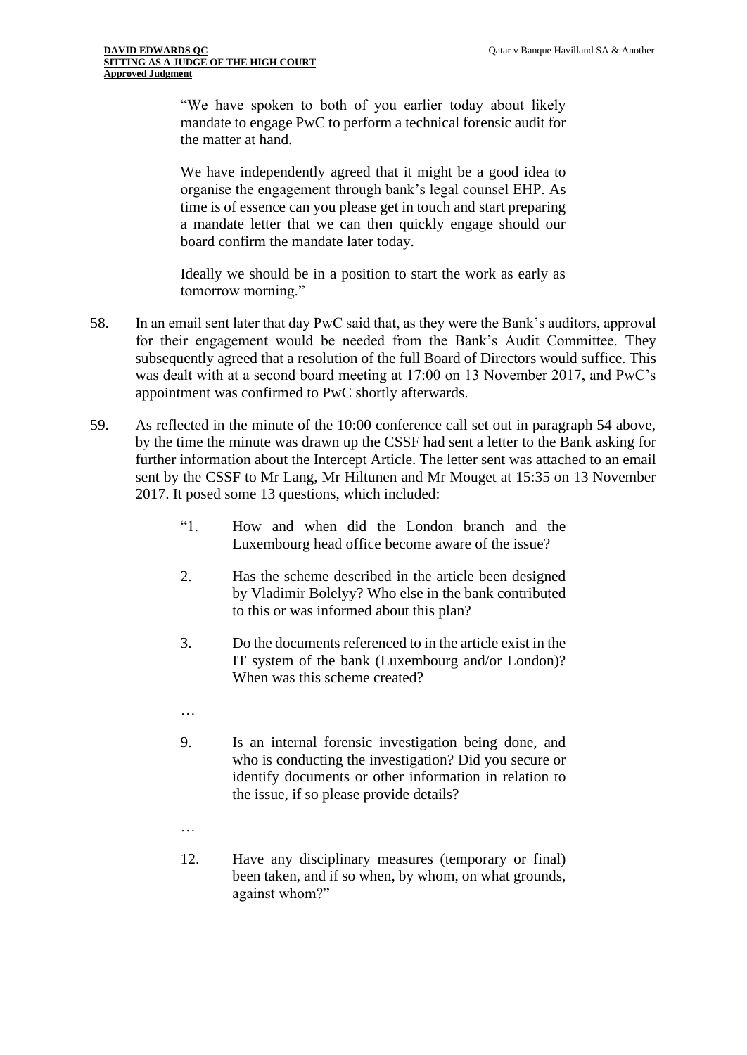> "We have spoken to both of you earlier today about likely mandate to engage PwC to perform a technical forensic audit for the matter at hand.
>
> We have independently agreed that it might be a good idea to organise the engagement through bank's legal counsel EHP. As time is of essence can you please get in touch and start preparing a mandate letter that we can then quickly engage should our board confirm the mandate later today.
>
> Ideally we should be in a position to start the work as early as tomorrow morning."

58. In an email sent later that day PwC said that, as they were the Bank's auditors, approval for their engagement would be needed from the Bank's Audit Committee. They subsequently agreed that a resolution of the full Board of Directors would suffice. This was dealt with at a second board meeting at 17:00 on 13 November 2017, and PwC's appointment was confirmed to PwC shortly afterwards.

59. As reflected in the minute of the 10:00 conference call set out in paragraph 54 above, by the time the minute was drawn up the CSSF had sent a letter to the Bank asking for further information about the Intercept Article. The letter sent was attached to an email sent by the CSSF to Mr Lang, Mr Hiltunen and Mr Mouget at 15:35 on 13 November 2017. It posed some 13 questions, which included:

> "1. How and when did the London branch and the Luxembourg head office become aware of the issue?
>
> 2. Has the scheme described in the article been designed by Vladimir Bolelyy? Who else in the bank contributed to this or was informed about this plan?
>
> 3. Do the documents referenced to in the article exist in the IT system of the bank (Luxembourg and/or London)? When was this scheme created?
>
> …
>
> 9. Is an internal forensic investigation being done, and who is conducting the investigation? Did you secure or identify documents or other information in relation to the issue, if so please provide details?
>
> …
>
> 12. Have any disciplinary measures (temporary or final) been taken, and if so when, by whom, on what grounds, against whom?"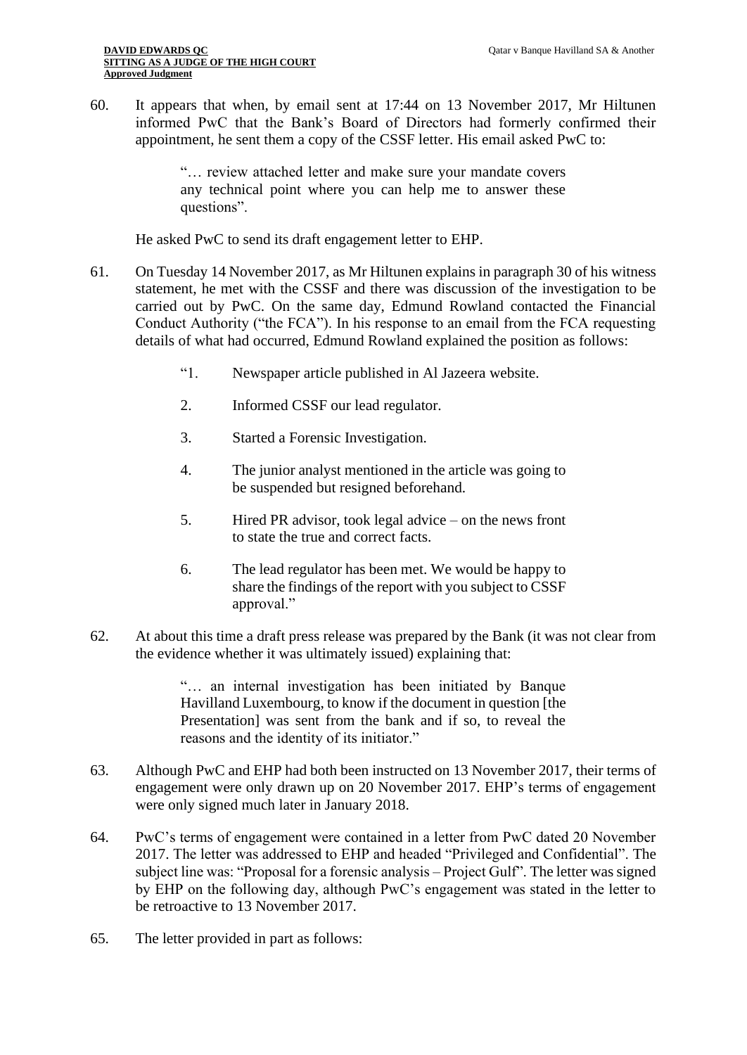60. It appears that when, by email sent at 17:44 on 13 November 2017, Mr Hiltunen informed PwC that the Bank's Board of Directors had formerly confirmed their appointment, he sent them a copy of the CSSF letter. His email asked PwC to:

> "… review attached letter and make sure your mandate covers any technical point where you can help me to answer these questions".

He asked PwC to send its draft engagement letter to EHP.

61. On Tuesday 14 November 2017, as Mr Hiltunen explains in paragraph 30 of his witness statement, he met with the CSSF and there was discussion of the investigation to be carried out by PwC. On the same day, Edmund Rowland contacted the Financial Conduct Authority ("the FCA"). In his response to an email from the FCA requesting details of what had occurred, Edmund Rowland explained the position as follows:

> "1. Newspaper article published in Al Jazeera website.
>
> 2. Informed CSSF our lead regulator.
>
> 3. Started a Forensic Investigation.
>
> 4. The junior analyst mentioned in the article was going to be suspended but resigned beforehand.
>
> 5. Hired PR advisor, took legal advice – on the news front to state the true and correct facts.
>
> 6. The lead regulator has been met. We would be happy to share the findings of the report with you subject to CSSF approval."

62. At about this time a draft press release was prepared by the Bank (it was not clear from the evidence whether it was ultimately issued) explaining that:

> "… an internal investigation has been initiated by Banque Havilland Luxembourg, to know if the document in question [the Presentation] was sent from the bank and if so, to reveal the reasons and the identity of its initiator."

63. Although PwC and EHP had both been instructed on 13 November 2017, their terms of engagement were only drawn up on 20 November 2017. EHP's terms of engagement were only signed much later in January 2018.

64. PwC's terms of engagement were contained in a letter from PwC dated 20 November 2017. The letter was addressed to EHP and headed "Privileged and Confidential". The subject line was: "Proposal for a forensic analysis – Project Gulf". The letter was signed by EHP on the following day, although PwC's engagement was stated in the letter to be retroactive to 13 November 2017.

65. The letter provided in part as follows: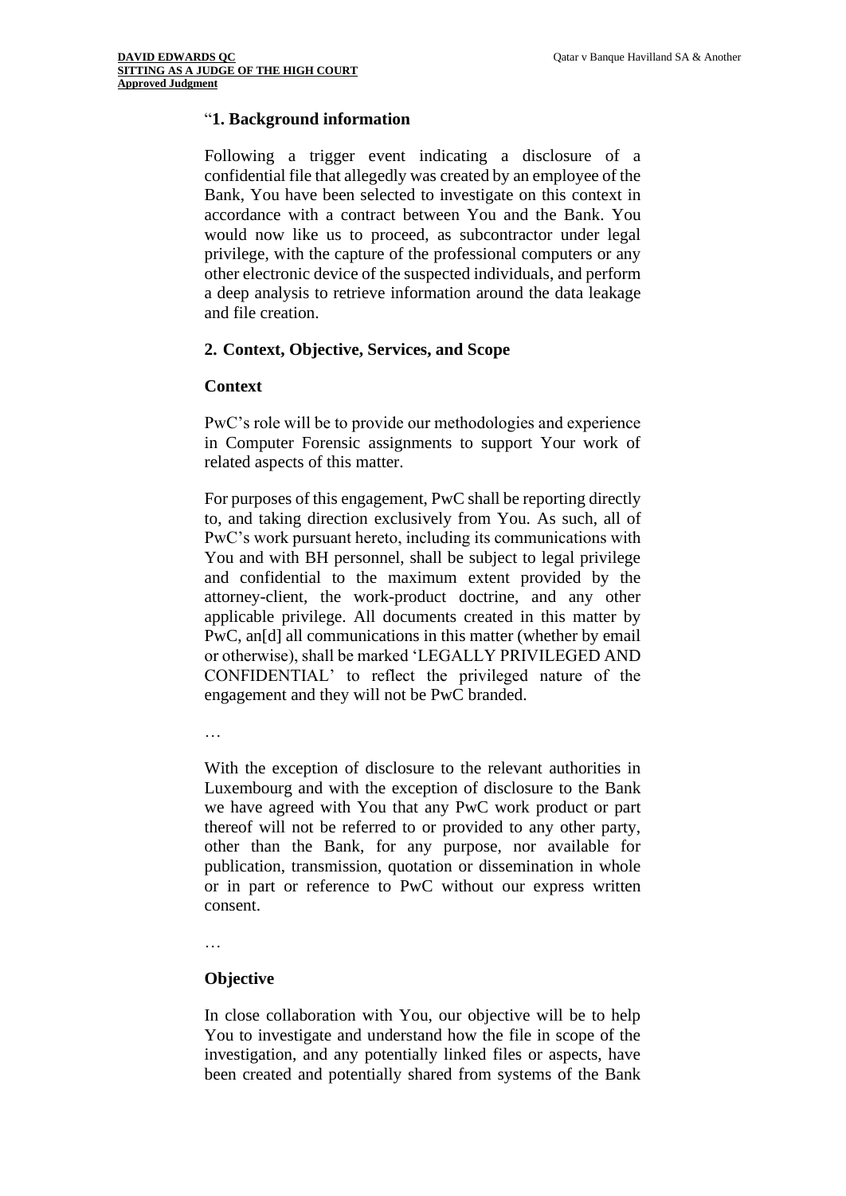"**1. Background information**

Following a trigger event indicating a disclosure of a confidential file that allegedly was created by an employee of the Bank, You have been selected to investigate on this context in accordance with a contract between You and the Bank. You would now like us to proceed, as subcontractor under legal privilege, with the capture of the professional computers or any other electronic device of the suspected individuals, and perform a deep analysis to retrieve information around the data leakage and file creation.

**2. Context, Objective, Services, and Scope**

**Context**

PwC's role will be to provide our methodologies and experience in Computer Forensic assignments to support Your work of related aspects of this matter.

For purposes of this engagement, PwC shall be reporting directly to, and taking direction exclusively from You. As such, all of PwC's work pursuant hereto, including its communications with You and with BH personnel, shall be subject to legal privilege and confidential to the maximum extent provided by the attorney-client, the work-product doctrine, and any other applicable privilege. All documents created in this matter by PwC, an[d] all communications in this matter (whether by email or otherwise), shall be marked 'LEGALLY PRIVILEGED AND CONFIDENTIAL' to reflect the privileged nature of the engagement and they will not be PwC branded.

…

With the exception of disclosure to the relevant authorities in Luxembourg and with the exception of disclosure to the Bank we have agreed with You that any PwC work product or part thereof will not be referred to or provided to any other party, other than the Bank, for any purpose, nor available for publication, transmission, quotation or dissemination in whole or in part or reference to PwC without our express written consent.

…

**Objective**

In close collaboration with You, our objective will be to help You to investigate and understand how the file in scope of the investigation, and any potentially linked files or aspects, have been created and potentially shared from systems of the Bank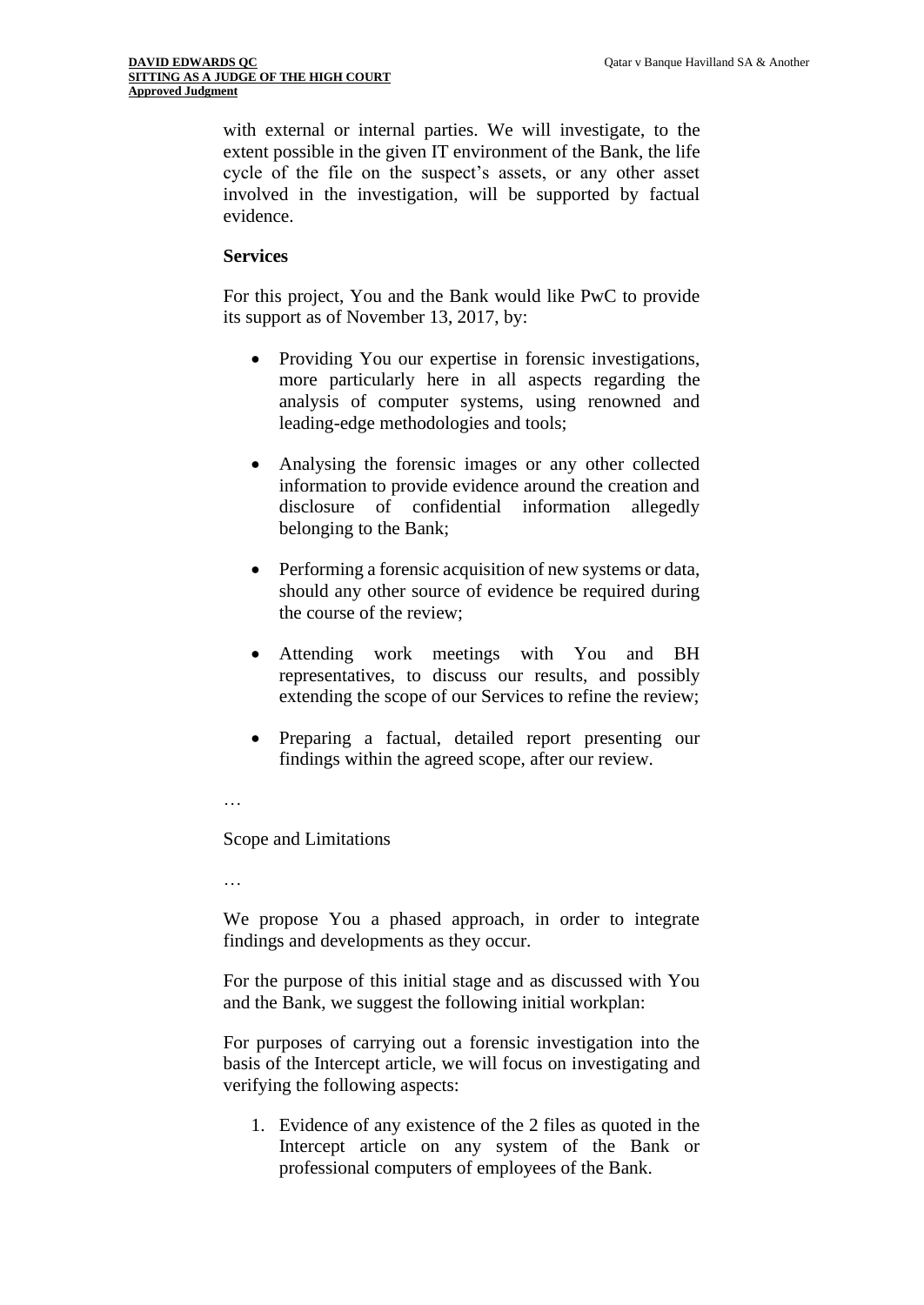with external or internal parties. We will investigate, to the extent possible in the given IT environment of the Bank, the life cycle of the file on the suspect's assets, or any other asset involved in the investigation, will be supported by factual evidence.

**Services**

For this project, You and the Bank would like PwC to provide its support as of November 13, 2017, by:

- Providing You our expertise in forensic investigations, more particularly here in all aspects regarding the analysis of computer systems, using renowned and leading-edge methodologies and tools;
- Analysing the forensic images or any other collected information to provide evidence around the creation and disclosure of confidential information allegedly belonging to the Bank;
- Performing a forensic acquisition of new systems or data, should any other source of evidence be required during the course of the review;
- Attending work meetings with You and BH representatives, to discuss our results, and possibly extending the scope of our Services to refine the review;
- Preparing a factual, detailed report presenting our findings within the agreed scope, after our review.

…

Scope and Limitations

…

We propose You a phased approach, in order to integrate findings and developments as they occur.

For the purpose of this initial stage and as discussed with You and the Bank, we suggest the following initial workplan:

For purposes of carrying out a forensic investigation into the basis of the Intercept article, we will focus on investigating and verifying the following aspects:

1. Evidence of any existence of the 2 files as quoted in the Intercept article on any system of the Bank or professional computers of employees of the Bank.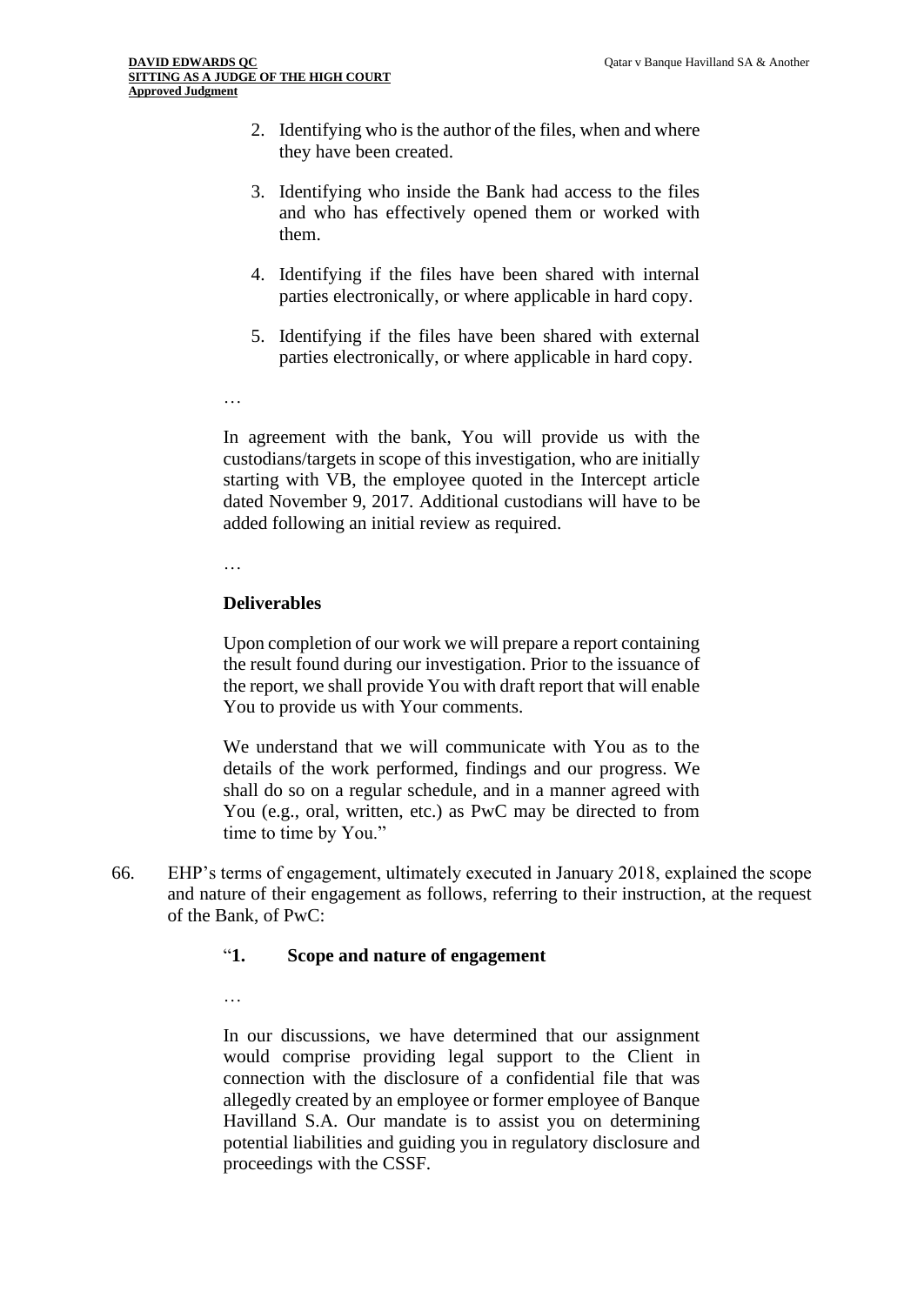2. Identifying who is the author of the files, when and where they have been created.

3. Identifying who inside the Bank had access to the files and who has effectively opened them or worked with them.

4. Identifying if the files have been shared with internal parties electronically, or where applicable in hard copy.

5. Identifying if the files have been shared with external parties electronically, or where applicable in hard copy.

…

In agreement with the bank, You will provide us with the custodians/targets in scope of this investigation, who are initially starting with VB, the employee quoted in the Intercept article dated November 9, 2017. Additional custodians will have to be added following an initial review as required.

…

**Deliverables**

Upon completion of our work we will prepare a report containing the result found during our investigation. Prior to the issuance of the report, we shall provide You with draft report that will enable You to provide us with Your comments.

We understand that we will communicate with You as to the details of the work performed, findings and our progress. We shall do so on a regular schedule, and in a manner agreed with You (e.g., oral, written, etc.) as PwC may be directed to from time to time by You."

66. EHP's terms of engagement, ultimately executed in January 2018, explained the scope and nature of their engagement as follows, referring to their instruction, at the request of the Bank, of PwC:

"**1. Scope and nature of engagement**

…

In our discussions, we have determined that our assignment would comprise providing legal support to the Client in connection with the disclosure of a confidential file that was allegedly created by an employee or former employee of Banque Havilland S.A. Our mandate is to assist you on determining potential liabilities and guiding you in regulatory disclosure and proceedings with the CSSF.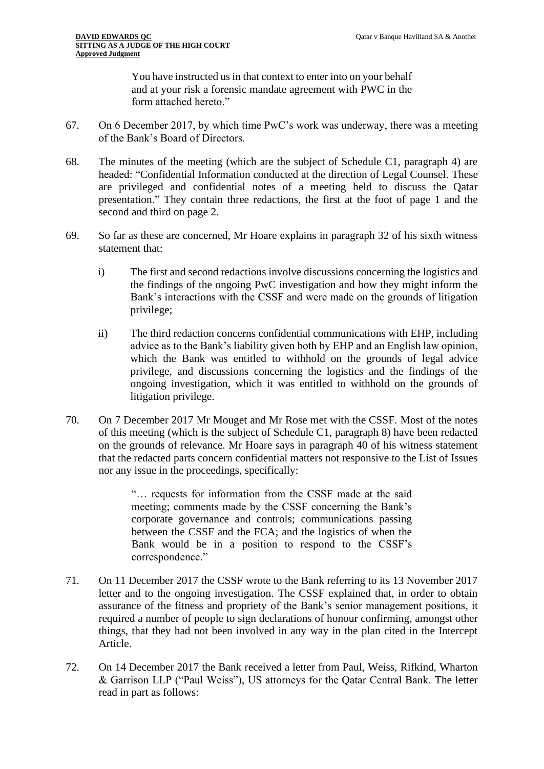> You have instructed us in that context to enter into on your behalf and at your risk a forensic mandate agreement with PWC in the form attached hereto."

67. On 6 December 2017, by which time PwC's work was underway, there was a meeting of the Bank's Board of Directors.

68. The minutes of the meeting (which are the subject of Schedule C1, paragraph 4) are headed: "Confidential Information conducted at the direction of Legal Counsel. These are privileged and confidential notes of a meeting held to discuss the Qatar presentation." They contain three redactions, the first at the foot of page 1 and the second and third on page 2.

69. So far as these are concerned, Mr Hoare explains in paragraph 32 of his sixth witness statement that:

    i) The first and second redactions involve discussions concerning the logistics and the findings of the ongoing PwC investigation and how they might inform the Bank's interactions with the CSSF and were made on the grounds of litigation privilege;

    ii) The third redaction concerns confidential communications with EHP, including advice as to the Bank's liability given both by EHP and an English law opinion, which the Bank was entitled to withhold on the grounds of legal advice privilege, and discussions concerning the logistics and the findings of the ongoing investigation, which it was entitled to withhold on the grounds of litigation privilege.

70. On 7 December 2017 Mr Mouget and Mr Rose met with the CSSF. Most of the notes of this meeting (which is the subject of Schedule C1, paragraph 8) have been redacted on the grounds of relevance. Mr Hoare says in paragraph 40 of his witness statement that the redacted parts concern confidential matters not responsive to the List of Issues nor any issue in the proceedings, specifically:

    > "… requests for information from the CSSF made at the said meeting; comments made by the CSSF concerning the Bank's corporate governance and controls; communications passing between the CSSF and the FCA; and the logistics of when the Bank would be in a position to respond to the CSSF's correspondence."

71. On 11 December 2017 the CSSF wrote to the Bank referring to its 13 November 2017 letter and to the ongoing investigation. The CSSF explained that, in order to obtain assurance of the fitness and propriety of the Bank's senior management positions, it required a number of people to sign declarations of honour confirming, amongst other things, that they had not been involved in any way in the plan cited in the Intercept Article.

72. On 14 December 2017 the Bank received a letter from Paul, Weiss, Rifkind, Wharton & Garrison LLP ("Paul Weiss"), US attorneys for the Qatar Central Bank. The letter read in part as follows: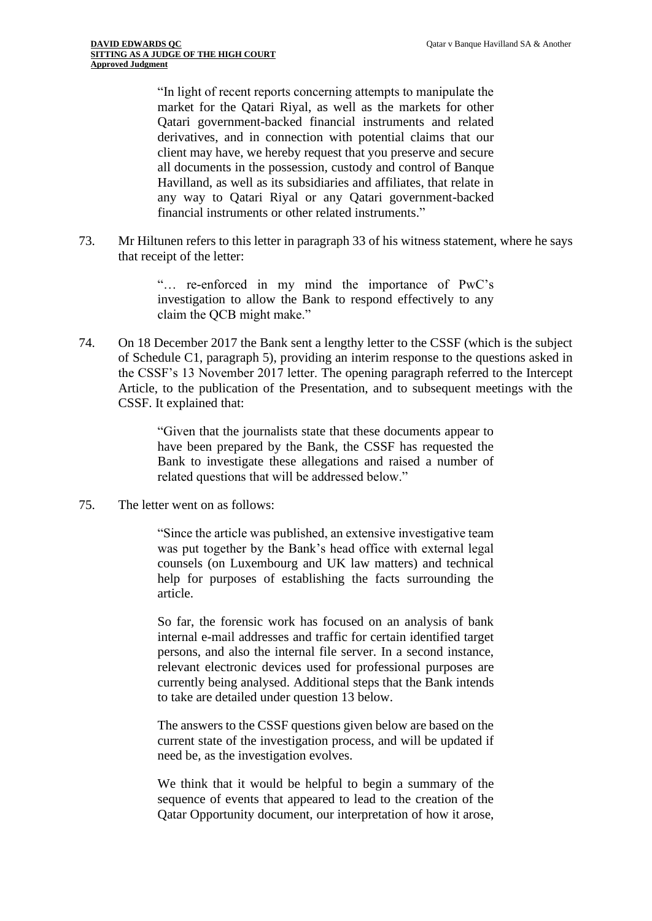> "In light of recent reports concerning attempts to manipulate the market for the Qatari Riyal, as well as the markets for other Qatari government-backed financial instruments and related derivatives, and in connection with potential claims that our client may have, we hereby request that you preserve and secure all documents in the possession, custody and control of Banque Havilland, as well as its subsidiaries and affiliates, that relate in any way to Qatari Riyal or any Qatari government-backed financial instruments or other related instruments."

73. Mr Hiltunen refers to this letter in paragraph 33 of his witness statement, where he says that receipt of the letter:

> "… re-enforced in my mind the importance of PwC's investigation to allow the Bank to respond effectively to any claim the QCB might make."

74. On 18 December 2017 the Bank sent a lengthy letter to the CSSF (which is the subject of Schedule C1, paragraph 5), providing an interim response to the questions asked in the CSSF's 13 November 2017 letter. The opening paragraph referred to the Intercept Article, to the publication of the Presentation, and to subsequent meetings with the CSSF. It explained that:

> "Given that the journalists state that these documents appear to have been prepared by the Bank, the CSSF has requested the Bank to investigate these allegations and raised a number of related questions that will be addressed below."

75. The letter went on as follows:

> "Since the article was published, an extensive investigative team was put together by the Bank's head office with external legal counsels (on Luxembourg and UK law matters) and technical help for purposes of establishing the facts surrounding the article.
>
> So far, the forensic work has focused on an analysis of bank internal e-mail addresses and traffic for certain identified target persons, and also the internal file server. In a second instance, relevant electronic devices used for professional purposes are currently being analysed. Additional steps that the Bank intends to take are detailed under question 13 below.
>
> The answers to the CSSF questions given below are based on the current state of the investigation process, and will be updated if need be, as the investigation evolves.
>
> We think that it would be helpful to begin a summary of the sequence of events that appeared to lead to the creation of the Qatar Opportunity document, our interpretation of how it arose,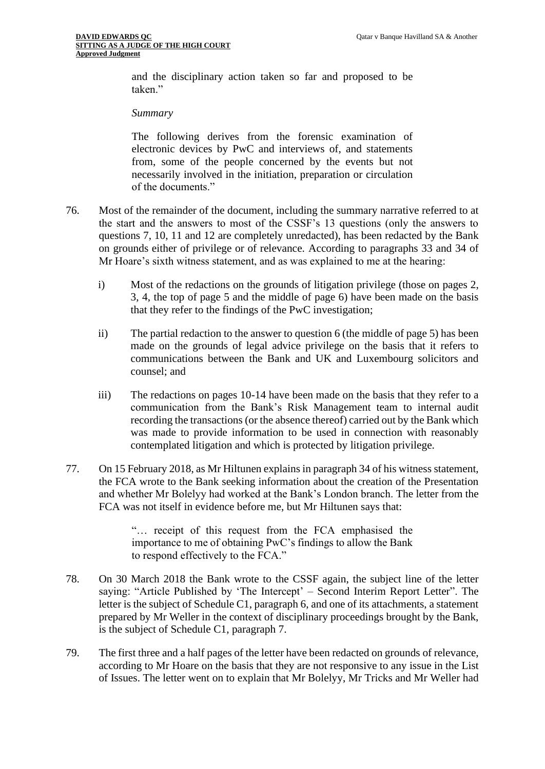> and the disciplinary action taken so far and proposed to be taken."
>
> *Summary*
>
> The following derives from the forensic examination of electronic devices by PwC and interviews of, and statements from, some of the people concerned by the events but not necessarily involved in the initiation, preparation or circulation of the documents."

76. Most of the remainder of the document, including the summary narrative referred to at the start and the answers to most of the CSSF's 13 questions (only the answers to questions 7, 10, 11 and 12 are completely unredacted), has been redacted by the Bank on grounds either of privilege or of relevance. According to paragraphs 33 and 34 of Mr Hoare's sixth witness statement, and as was explained to me at the hearing:

    i) Most of the redactions on the grounds of litigation privilege (those on pages 2, 3, 4, the top of page 5 and the middle of page 6) have been made on the basis that they refer to the findings of the PwC investigation;

    ii) The partial redaction to the answer to question 6 (the middle of page 5) has been made on the grounds of legal advice privilege on the basis that it refers to communications between the Bank and UK and Luxembourg solicitors and counsel; and

    iii) The redactions on pages 10-14 have been made on the basis that they refer to a communication from the Bank's Risk Management team to internal audit recording the transactions (or the absence thereof) carried out by the Bank which was made to provide information to be used in connection with reasonably contemplated litigation and which is protected by litigation privilege.

77. On 15 February 2018, as Mr Hiltunen explains in paragraph 34 of his witness statement, the FCA wrote to the Bank seeking information about the creation of the Presentation and whether Mr Bolelyy had worked at the Bank's London branch. The letter from the FCA was not itself in evidence before me, but Mr Hiltunen says that:

    > "… receipt of this request from the FCA emphasised the importance to me of obtaining PwC's findings to allow the Bank to respond effectively to the FCA."

78. On 30 March 2018 the Bank wrote to the CSSF again, the subject line of the letter saying: "Article Published by 'The Intercept' – Second Interim Report Letter". The letter is the subject of Schedule C1, paragraph 6, and one of its attachments, a statement prepared by Mr Weller in the context of disciplinary proceedings brought by the Bank, is the subject of Schedule C1, paragraph 7.

79. The first three and a half pages of the letter have been redacted on grounds of relevance, according to Mr Hoare on the basis that they are not responsive to any issue in the List of Issues. The letter went on to explain that Mr Bolelyy, Mr Tricks and Mr Weller had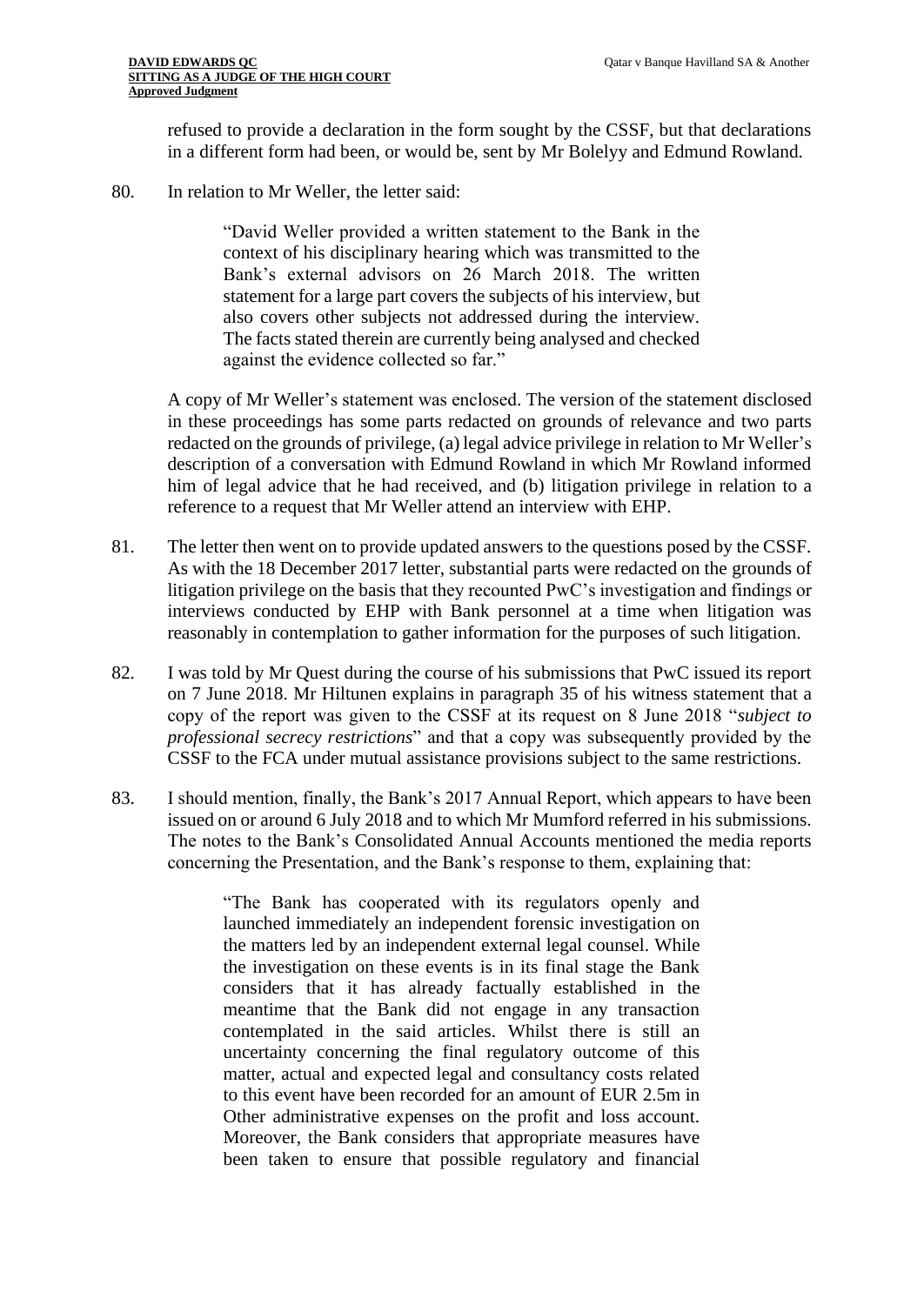refused to provide a declaration in the form sought by the CSSF, but that declarations in a different form had been, or would be, sent by Mr Bolelyy and Edmund Rowland.

80. In relation to Mr Weller, the letter said:

> "David Weller provided a written statement to the Bank in the context of his disciplinary hearing which was transmitted to the Bank's external advisors on 26 March 2018. The written statement for a large part covers the subjects of his interview, but also covers other subjects not addressed during the interview. The facts stated therein are currently being analysed and checked against the evidence collected so far."

A copy of Mr Weller's statement was enclosed. The version of the statement disclosed in these proceedings has some parts redacted on grounds of relevance and two parts redacted on the grounds of privilege, (a) legal advice privilege in relation to Mr Weller's description of a conversation with Edmund Rowland in which Mr Rowland informed him of legal advice that he had received, and (b) litigation privilege in relation to a reference to a request that Mr Weller attend an interview with EHP.

81. The letter then went on to provide updated answers to the questions posed by the CSSF. As with the 18 December 2017 letter, substantial parts were redacted on the grounds of litigation privilege on the basis that they recounted PwC's investigation and findings or interviews conducted by EHP with Bank personnel at a time when litigation was reasonably in contemplation to gather information for the purposes of such litigation.

82. I was told by Mr Quest during the course of his submissions that PwC issued its report on 7 June 2018. Mr Hiltunen explains in paragraph 35 of his witness statement that a copy of the report was given to the CSSF at its request on 8 June 2018 "*subject to professional secrecy restrictions*" and that a copy was subsequently provided by the CSSF to the FCA under mutual assistance provisions subject to the same restrictions.

83. I should mention, finally, the Bank's 2017 Annual Report, which appears to have been issued on or around 6 July 2018 and to which Mr Mumford referred in his submissions. The notes to the Bank's Consolidated Annual Accounts mentioned the media reports concerning the Presentation, and the Bank's response to them, explaining that:

> "The Bank has cooperated with its regulators openly and launched immediately an independent forensic investigation on the matters led by an independent external legal counsel. While the investigation on these events is in its final stage the Bank considers that it has already factually established in the meantime that the Bank did not engage in any transaction contemplated in the said articles. Whilst there is still an uncertainty concerning the final regulatory outcome of this matter, actual and expected legal and consultancy costs related to this event have been recorded for an amount of EUR 2.5m in Other administrative expenses on the profit and loss account. Moreover, the Bank considers that appropriate measures have been taken to ensure that possible regulatory and financial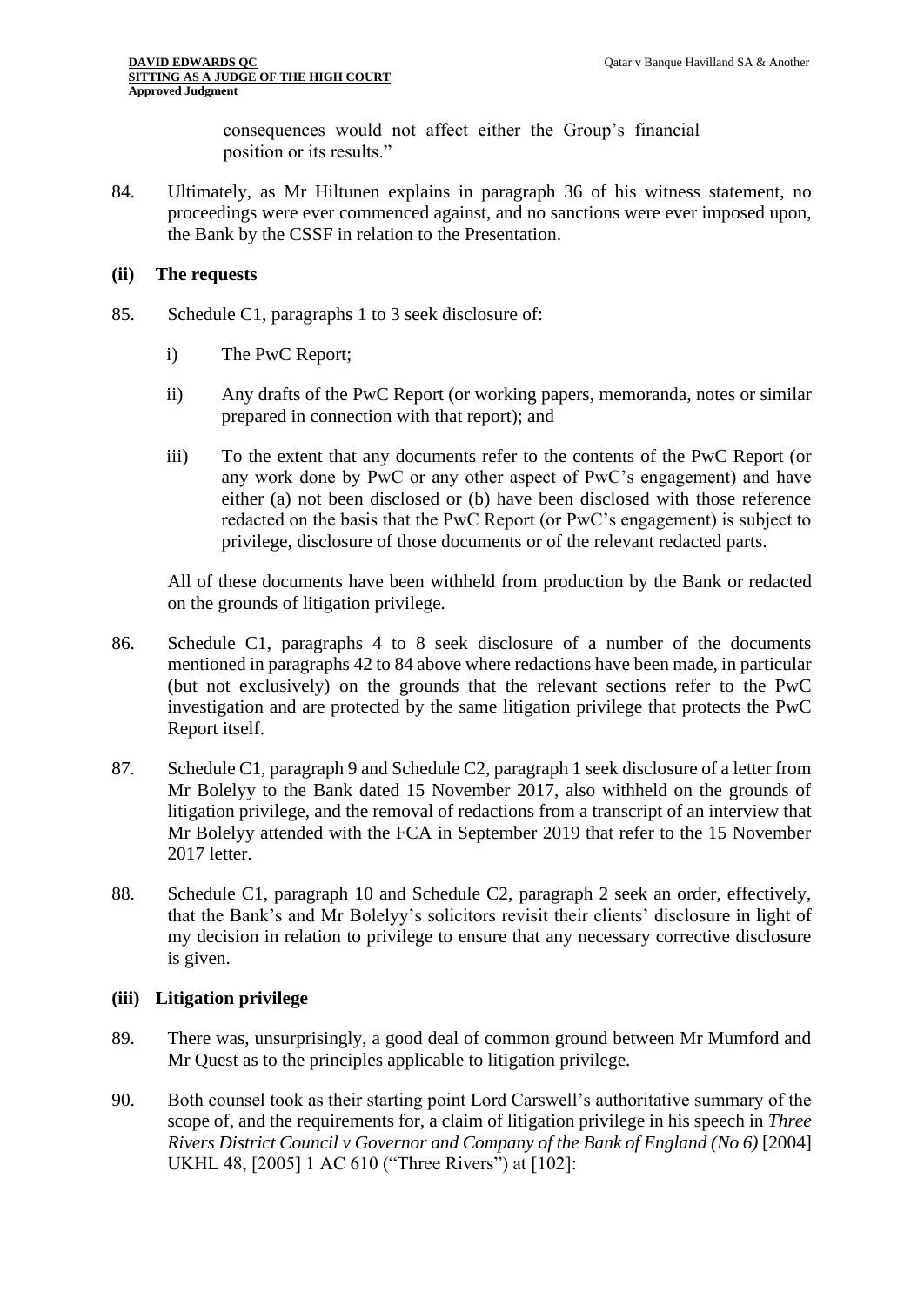consequences would not affect either the Group's financial position or its results."

84. Ultimately, as Mr Hiltunen explains in paragraph 36 of his witness statement, no proceedings were ever commenced against, and no sanctions were ever imposed upon, the Bank by the CSSF in relation to the Presentation.

**(ii) The requests**

85. Schedule C1, paragraphs 1 to 3 seek disclosure of:

    i) The PwC Report;

    ii) Any drafts of the PwC Report (or working papers, memoranda, notes or similar prepared in connection with that report); and

    iii) To the extent that any documents refer to the contents of the PwC Report (or any work done by PwC or any other aspect of PwC's engagement) and have either (a) not been disclosed or (b) have been disclosed with those reference redacted on the basis that the PwC Report (or PwC's engagement) is subject to privilege, disclosure of those documents or of the relevant redacted parts.

    All of these documents have been withheld from production by the Bank or redacted on the grounds of litigation privilege.

86. Schedule C1, paragraphs 4 to 8 seek disclosure of a number of the documents mentioned in paragraphs 42 to 84 above where redactions have been made, in particular (but not exclusively) on the grounds that the relevant sections refer to the PwC investigation and are protected by the same litigation privilege that protects the PwC Report itself.

87. Schedule C1, paragraph 9 and Schedule C2, paragraph 1 seek disclosure of a letter from Mr Bolelyy to the Bank dated 15 November 2017, also withheld on the grounds of litigation privilege, and the removal of redactions from a transcript of an interview that Mr Bolelyy attended with the FCA in September 2019 that refer to the 15 November 2017 letter.

88. Schedule C1, paragraph 10 and Schedule C2, paragraph 2 seek an order, effectively, that the Bank's and Mr Bolelyy's solicitors revisit their clients' disclosure in light of my decision in relation to privilege to ensure that any necessary corrective disclosure is given.

**(iii) Litigation privilege**

89. There was, unsurprisingly, a good deal of common ground between Mr Mumford and Mr Quest as to the principles applicable to litigation privilege.

90. Both counsel took as their starting point Lord Carswell's authoritative summary of the scope of, and the requirements for, a claim of litigation privilege in his speech in *Three Rivers District Council v Governor and Company of the Bank of England (No 6)* [2004] UKHL 48, [2005] 1 AC 610 ("Three Rivers") at [102]: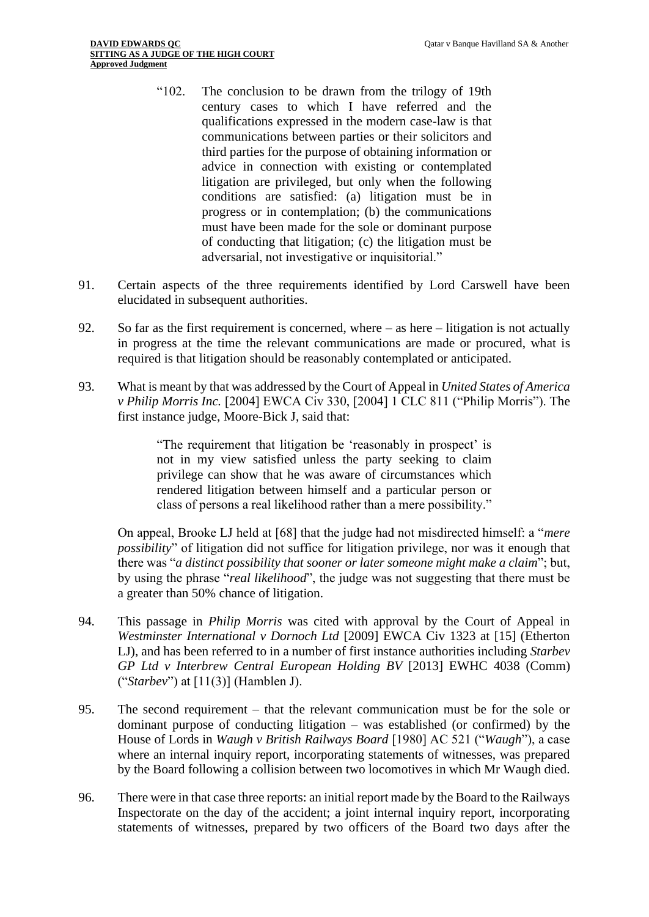> "102. The conclusion to be drawn from the trilogy of 19th century cases to which I have referred and the qualifications expressed in the modern case-law is that communications between parties or their solicitors and third parties for the purpose of obtaining information or advice in connection with existing or contemplated litigation are privileged, but only when the following conditions are satisfied: (a) litigation must be in progress or in contemplation; (b) the communications must have been made for the sole or dominant purpose of conducting that litigation; (c) the litigation must be adversarial, not investigative or inquisitorial."

91. Certain aspects of the three requirements identified by Lord Carswell have been elucidated in subsequent authorities.

92. So far as the first requirement is concerned, where – as here – litigation is not actually in progress at the time the relevant communications are made or procured, what is required is that litigation should be reasonably contemplated or anticipated.

93. What is meant by that was addressed by the Court of Appeal in *United States of America v Philip Morris Inc.* [2004] EWCA Civ 330, [2004] 1 CLC 811 ("Philip Morris"). The first instance judge, Moore-Bick J, said that:

> "The requirement that litigation be 'reasonably in prospect' is not in my view satisfied unless the party seeking to claim privilege can show that he was aware of circumstances which rendered litigation between himself and a particular person or class of persons a real likelihood rather than a mere possibility."

On appeal, Brooke LJ held at [68] that the judge had not misdirected himself: a "*mere possibility*" of litigation did not suffice for litigation privilege, nor was it enough that there was "*a distinct possibility that sooner or later someone might make a claim*"; but, by using the phrase "*real likelihood*", the judge was not suggesting that there must be a greater than 50% chance of litigation.

94. This passage in *Philip Morris* was cited with approval by the Court of Appeal in *Westminster International v Dornoch Ltd* [2009] EWCA Civ 1323 at [15] (Etherton LJ), and has been referred to in a number of first instance authorities including *Starbev GP Ltd v Interbrew Central European Holding BV* [2013] EWHC 4038 (Comm) ("*Starbev*") at [11(3)] (Hamblen J).

95. The second requirement – that the relevant communication must be for the sole or dominant purpose of conducting litigation – was established (or confirmed) by the House of Lords in *Waugh v British Railways Board* [1980] AC 521 ("*Waugh*"), a case where an internal inquiry report, incorporating statements of witnesses, was prepared by the Board following a collision between two locomotives in which Mr Waugh died.

96. There were in that case three reports: an initial report made by the Board to the Railways Inspectorate on the day of the accident; a joint internal inquiry report, incorporating statements of witnesses, prepared by two officers of the Board two days after the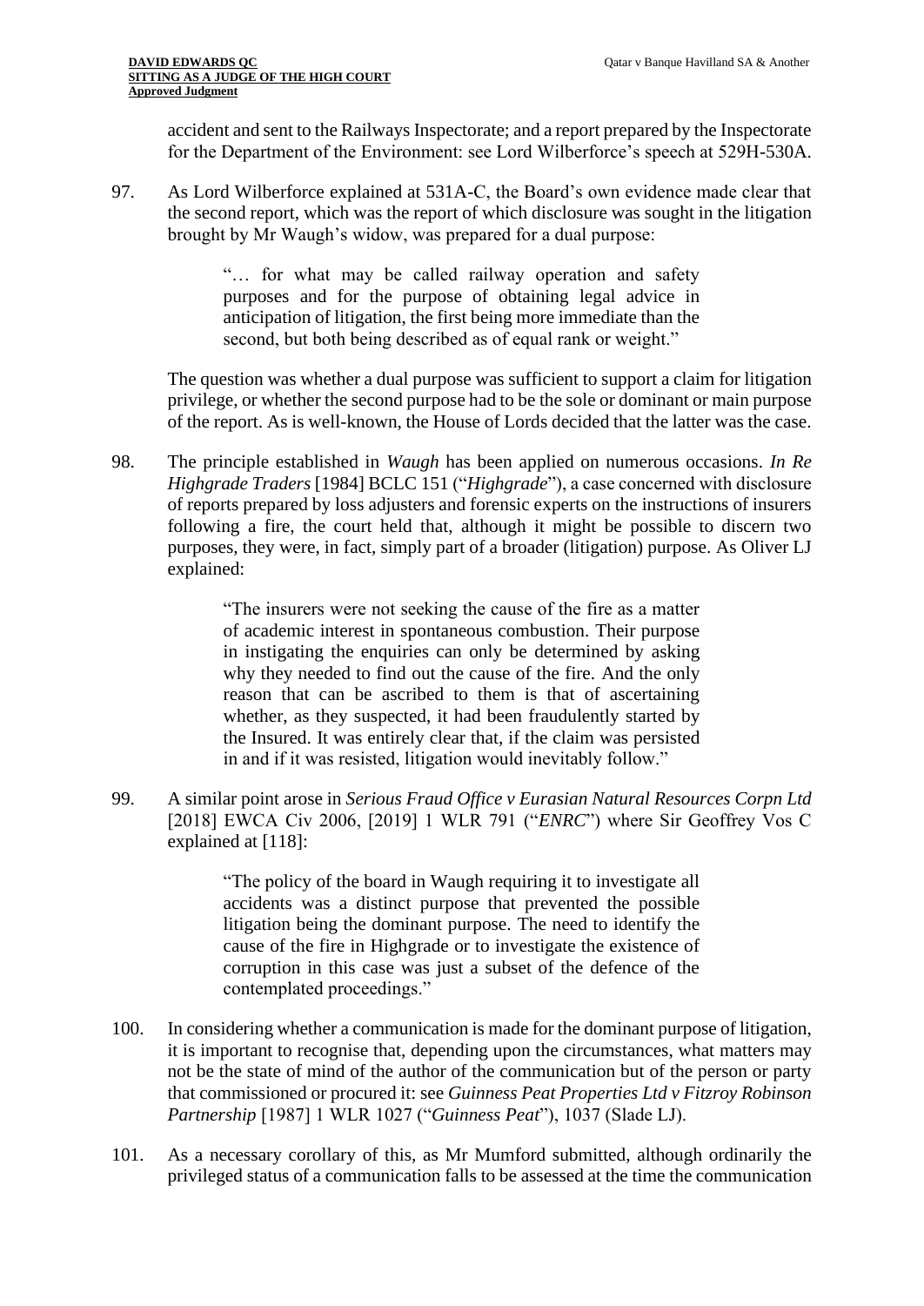accident and sent to the Railways Inspectorate; and a report prepared by the Inspectorate for the Department of the Environment: see Lord Wilberforce's speech at 529H-530A.

97. As Lord Wilberforce explained at 531A-C, the Board's own evidence made clear that the second report, which was the report of which disclosure was sought in the litigation brought by Mr Waugh's widow, was prepared for a dual purpose:

> "… for what may be called railway operation and safety purposes and for the purpose of obtaining legal advice in anticipation of litigation, the first being more immediate than the second, but both being described as of equal rank or weight."

The question was whether a dual purpose was sufficient to support a claim for litigation privilege, or whether the second purpose had to be the sole or dominant or main purpose of the report. As is well-known, the House of Lords decided that the latter was the case.

98. The principle established in *Waugh* has been applied on numerous occasions. *In Re Highgrade Traders* [1984] BCLC 151 ("*Highgrade*"), a case concerned with disclosure of reports prepared by loss adjusters and forensic experts on the instructions of insurers following a fire, the court held that, although it might be possible to discern two purposes, they were, in fact, simply part of a broader (litigation) purpose. As Oliver LJ explained:

> "The insurers were not seeking the cause of the fire as a matter of academic interest in spontaneous combustion. Their purpose in instigating the enquiries can only be determined by asking why they needed to find out the cause of the fire. And the only reason that can be ascribed to them is that of ascertaining whether, as they suspected, it had been fraudulently started by the Insured. It was entirely clear that, if the claim was persisted in and if it was resisted, litigation would inevitably follow."

99. A similar point arose in *Serious Fraud Office v Eurasian Natural Resources Corpn Ltd* [2018] EWCA Civ 2006, [2019] 1 WLR 791 ("*ENRC*") where Sir Geoffrey Vos C explained at [118]:

> "The policy of the board in Waugh requiring it to investigate all accidents was a distinct purpose that prevented the possible litigation being the dominant purpose. The need to identify the cause of the fire in Highgrade or to investigate the existence of corruption in this case was just a subset of the defence of the contemplated proceedings."

100. In considering whether a communication is made for the dominant purpose of litigation, it is important to recognise that, depending upon the circumstances, what matters may not be the state of mind of the author of the communication but of the person or party that commissioned or procured it: see *Guinness Peat Properties Ltd v Fitzroy Robinson Partnership* [1987] 1 WLR 1027 ("*Guinness Peat*"), 1037 (Slade LJ).

101. As a necessary corollary of this, as Mr Mumford submitted, although ordinarily the privileged status of a communication falls to be assessed at the time the communication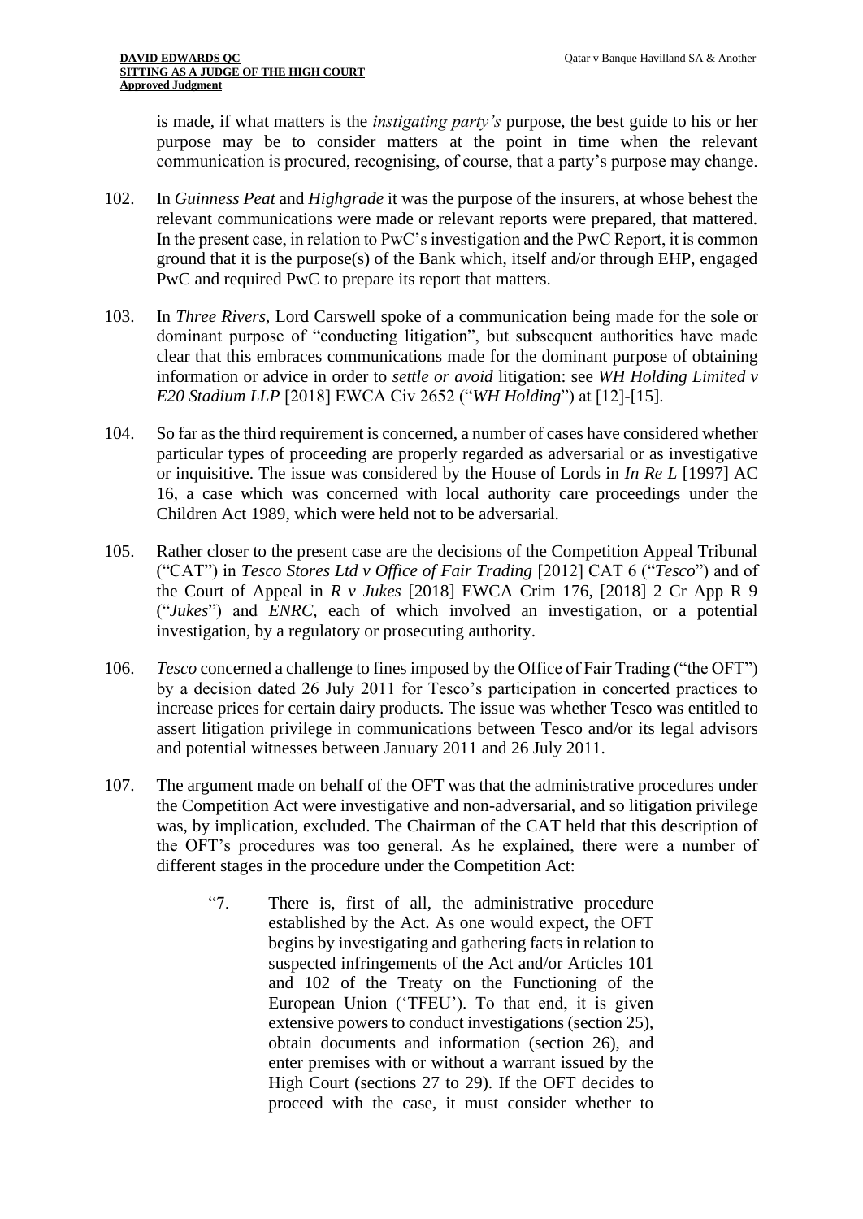is made, if what matters is the *instigating party's* purpose, the best guide to his or her purpose may be to consider matters at the point in time when the relevant communication is procured, recognising, of course, that a party's purpose may change.

102. In *Guinness Peat* and *Highgrade* it was the purpose of the insurers, at whose behest the relevant communications were made or relevant reports were prepared, that mattered. In the present case, in relation to PwC's investigation and the PwC Report, it is common ground that it is the purpose(s) of the Bank which, itself and/or through EHP, engaged PwC and required PwC to prepare its report that matters.

103. In *Three Rivers*, Lord Carswell spoke of a communication being made for the sole or dominant purpose of "conducting litigation", but subsequent authorities have made clear that this embraces communications made for the dominant purpose of obtaining information or advice in order to *settle or avoid* litigation: see *WH Holding Limited v E20 Stadium LLP* [2018] EWCA Civ 2652 ("*WH Holding*") at [12]-[15].

104. So far as the third requirement is concerned, a number of cases have considered whether particular types of proceeding are properly regarded as adversarial or as investigative or inquisitive. The issue was considered by the House of Lords in *In Re L* [1997] AC 16, a case which was concerned with local authority care proceedings under the Children Act 1989, which were held not to be adversarial.

105. Rather closer to the present case are the decisions of the Competition Appeal Tribunal ("CAT") in *Tesco Stores Ltd v Office of Fair Trading* [2012] CAT 6 ("*Tesco*") and of the Court of Appeal in *R v Jukes* [2018] EWCA Crim 176, [2018] 2 Cr App R 9 ("*Jukes*") and *ENRC*, each of which involved an investigation, or a potential investigation, by a regulatory or prosecuting authority.

106. *Tesco* concerned a challenge to fines imposed by the Office of Fair Trading ("the OFT") by a decision dated 26 July 2011 for Tesco's participation in concerted practices to increase prices for certain dairy products. The issue was whether Tesco was entitled to assert litigation privilege in communications between Tesco and/or its legal advisors and potential witnesses between January 2011 and 26 July 2011.

107. The argument made on behalf of the OFT was that the administrative procedures under the Competition Act were investigative and non-adversarial, and so litigation privilege was, by implication, excluded. The Chairman of the CAT held that this description of the OFT's procedures was too general. As he explained, there were a number of different stages in the procedure under the Competition Act:

> "7. There is, first of all, the administrative procedure established by the Act. As one would expect, the OFT begins by investigating and gathering facts in relation to suspected infringements of the Act and/or Articles 101 and 102 of the Treaty on the Functioning of the European Union ('TFEU'). To that end, it is given extensive powers to conduct investigations (section 25), obtain documents and information (section 26), and enter premises with or without a warrant issued by the High Court (sections 27 to 29). If the OFT decides to proceed with the case, it must consider whether to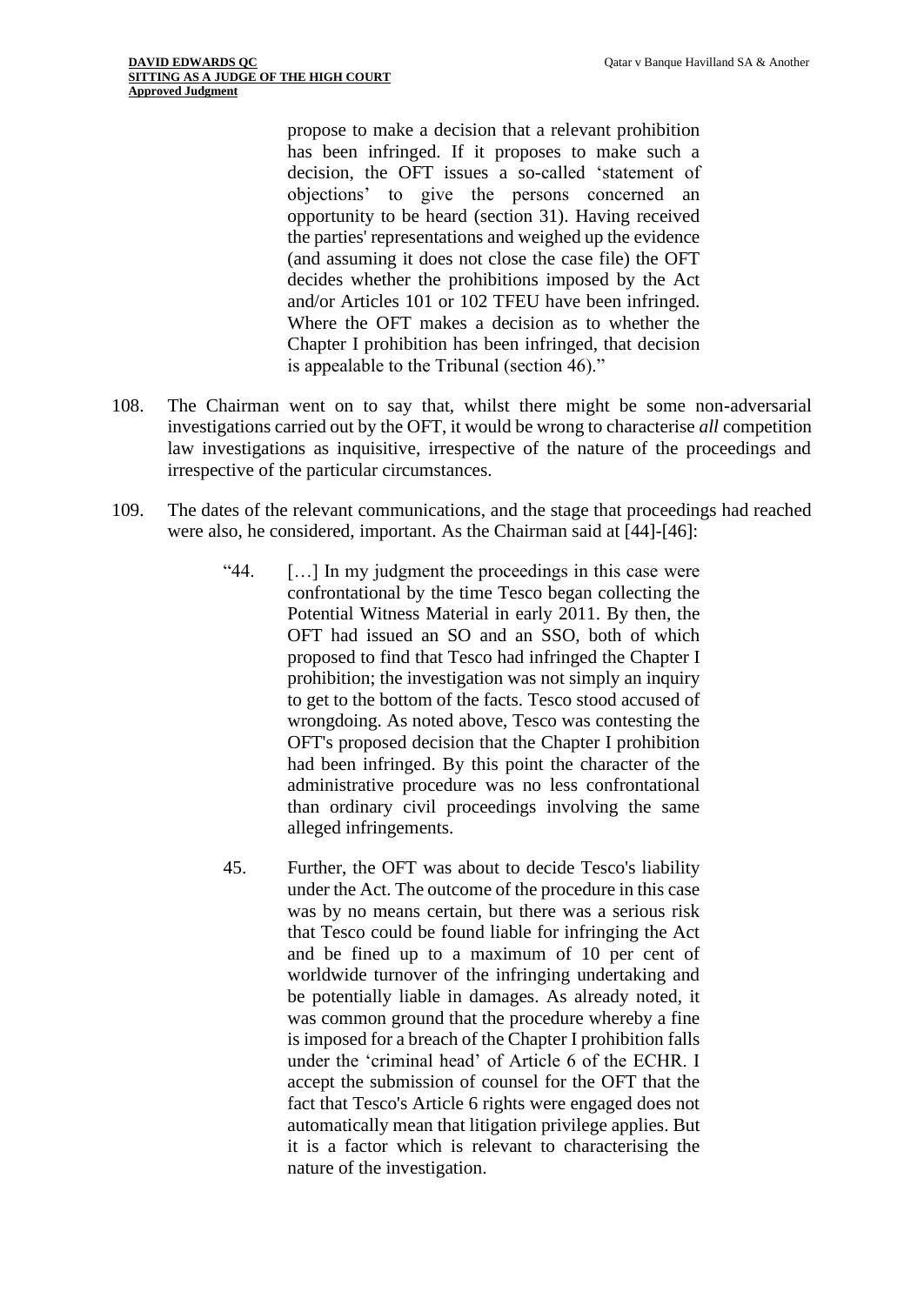propose to make a decision that a relevant prohibition has been infringed. If it proposes to make such a decision, the OFT issues a so-called 'statement of objections' to give the persons concerned an opportunity to be heard (section 31). Having received the parties' representations and weighed up the evidence (and assuming it does not close the case file) the OFT decides whether the prohibitions imposed by the Act and/or Articles 101 or 102 TFEU have been infringed. Where the OFT makes a decision as to whether the Chapter I prohibition has been infringed, that decision is appealable to the Tribunal (section 46)."

108. The Chairman went on to say that, whilst there might be some non-adversarial investigations carried out by the OFT, it would be wrong to characterise *all* competition law investigations as inquisitive, irrespective of the nature of the proceedings and irrespective of the particular circumstances.

109. The dates of the relevant communications, and the stage that proceedings had reached were also, he considered, important. As the Chairman said at [44]-[46]:

> "44. […] In my judgment the proceedings in this case were confrontational by the time Tesco began collecting the Potential Witness Material in early 2011. By then, the OFT had issued an SO and an SSO, both of which proposed to find that Tesco had infringed the Chapter I prohibition; the investigation was not simply an inquiry to get to the bottom of the facts. Tesco stood accused of wrongdoing. As noted above, Tesco was contesting the OFT's proposed decision that the Chapter I prohibition had been infringed. By this point the character of the administrative procedure was no less confrontational than ordinary civil proceedings involving the same alleged infringements.
>
> 45. Further, the OFT was about to decide Tesco's liability under the Act. The outcome of the procedure in this case was by no means certain, but there was a serious risk that Tesco could be found liable for infringing the Act and be fined up to a maximum of 10 per cent of worldwide turnover of the infringing undertaking and be potentially liable in damages. As already noted, it was common ground that the procedure whereby a fine is imposed for a breach of the Chapter I prohibition falls under the 'criminal head' of Article 6 of the ECHR. I accept the submission of counsel for the OFT that the fact that Tesco's Article 6 rights were engaged does not automatically mean that litigation privilege applies. But it is a factor which is relevant to characterising the nature of the investigation.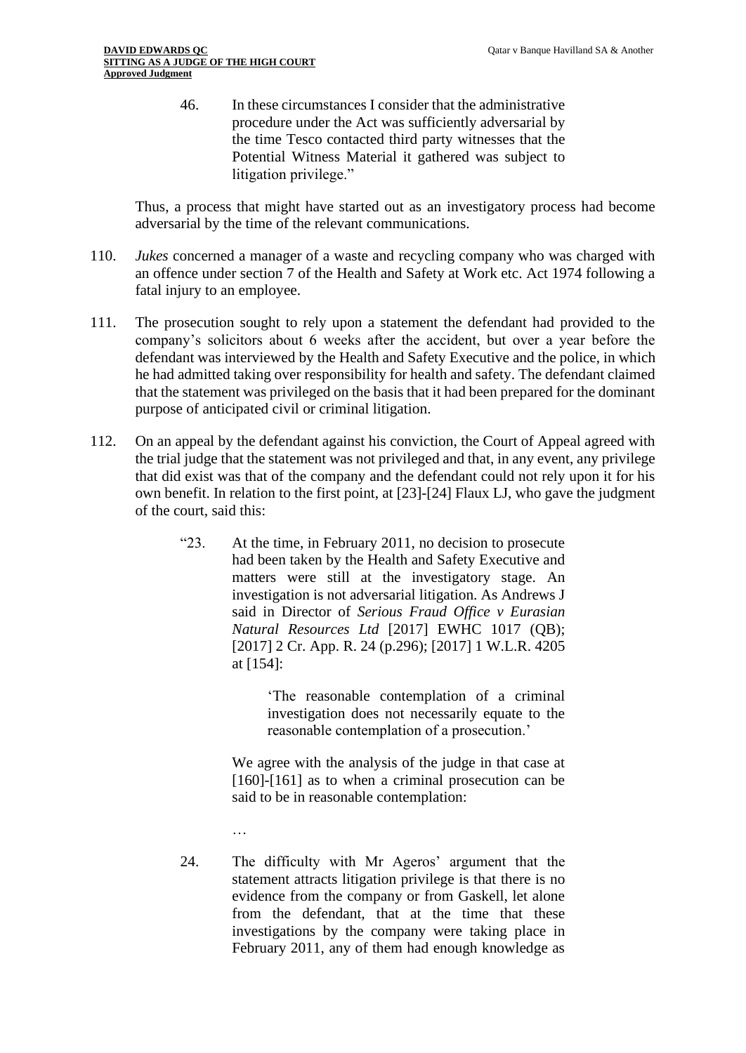> 46. In these circumstances I consider that the administrative procedure under the Act was sufficiently adversarial by the time Tesco contacted third party witnesses that the Potential Witness Material it gathered was subject to litigation privilege."

Thus, a process that might have started out as an investigatory process had become adversarial by the time of the relevant communications.

110. *Jukes* concerned a manager of a waste and recycling company who was charged with an offence under section 7 of the Health and Safety at Work etc. Act 1974 following a fatal injury to an employee.

111. The prosecution sought to rely upon a statement the defendant had provided to the company's solicitors about 6 weeks after the accident, but over a year before the defendant was interviewed by the Health and Safety Executive and the police, in which he had admitted taking over responsibility for health and safety. The defendant claimed that the statement was privileged on the basis that it had been prepared for the dominant purpose of anticipated civil or criminal litigation.

112. On an appeal by the defendant against his conviction, the Court of Appeal agreed with the trial judge that the statement was not privileged and that, in any event, any privilege that did exist was that of the company and the defendant could not rely upon it for his own benefit. In relation to the first point, at [23]-[24] Flaux LJ, who gave the judgment of the court, said this:

> "23. At the time, in February 2011, no decision to prosecute had been taken by the Health and Safety Executive and matters were still at the investigatory stage. An investigation is not adversarial litigation. As Andrews J said in Director of *Serious Fraud Office v Eurasian Natural Resources Ltd* [2017] EWHC 1017 (QB); [2017] 2 Cr. App. R. 24 (p.296); [2017] 1 W.L.R. 4205 at [154]:
>
> > 'The reasonable contemplation of a criminal investigation does not necessarily equate to the reasonable contemplation of a prosecution.'
>
> We agree with the analysis of the judge in that case at [160]-[161] as to when a criminal prosecution can be said to be in reasonable contemplation:
>
> …
>
> 24. The difficulty with Mr Ageros' argument that the statement attracts litigation privilege is that there is no evidence from the company or from Gaskell, let alone from the defendant, that at the time that these investigations by the company were taking place in February 2011, any of them had enough knowledge as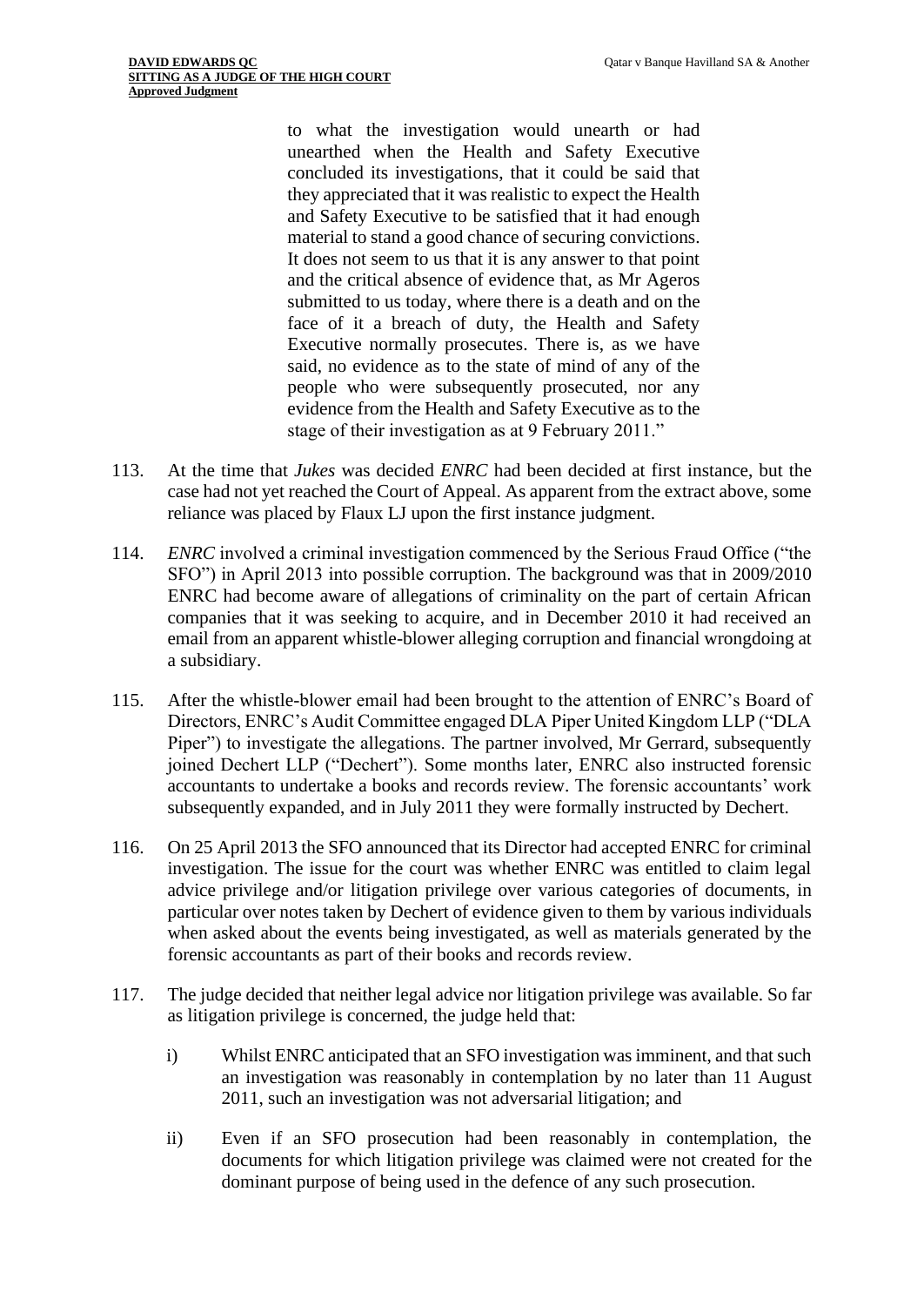> to what the investigation would unearth or had unearthed when the Health and Safety Executive concluded its investigations, that it could be said that they appreciated that it was realistic to expect the Health and Safety Executive to be satisfied that it had enough material to stand a good chance of securing convictions. It does not seem to us that it is any answer to that point and the critical absence of evidence that, as Mr Ageros submitted to us today, where there is a death and on the face of it a breach of duty, the Health and Safety Executive normally prosecutes. There is, as we have said, no evidence as to the state of mind of any of the people who were subsequently prosecuted, nor any evidence from the Health and Safety Executive as to the stage of their investigation as at 9 February 2011."

113. At the time that *Jukes* was decided *ENRC* had been decided at first instance, but the case had not yet reached the Court of Appeal. As apparent from the extract above, some reliance was placed by Flaux LJ upon the first instance judgment.

114. *ENRC* involved a criminal investigation commenced by the Serious Fraud Office ("the SFO") in April 2013 into possible corruption. The background was that in 2009/2010 ENRC had become aware of allegations of criminality on the part of certain African companies that it was seeking to acquire, and in December 2010 it had received an email from an apparent whistle-blower alleging corruption and financial wrongdoing at a subsidiary.

115. After the whistle-blower email had been brought to the attention of ENRC's Board of Directors, ENRC's Audit Committee engaged DLA Piper United Kingdom LLP ("DLA Piper") to investigate the allegations. The partner involved, Mr Gerrard, subsequently joined Dechert LLP ("Dechert"). Some months later, ENRC also instructed forensic accountants to undertake a books and records review. The forensic accountants' work subsequently expanded, and in July 2011 they were formally instructed by Dechert.

116. On 25 April 2013 the SFO announced that its Director had accepted ENRC for criminal investigation. The issue for the court was whether ENRC was entitled to claim legal advice privilege and/or litigation privilege over various categories of documents, in particular over notes taken by Dechert of evidence given to them by various individuals when asked about the events being investigated, as well as materials generated by the forensic accountants as part of their books and records review.

117. The judge decided that neither legal advice nor litigation privilege was available. So far as litigation privilege is concerned, the judge held that:

    i) Whilst ENRC anticipated that an SFO investigation was imminent, and that such an investigation was reasonably in contemplation by no later than 11 August 2011, such an investigation was not adversarial litigation; and

    ii) Even if an SFO prosecution had been reasonably in contemplation, the documents for which litigation privilege was claimed were not created for the dominant purpose of being used in the defence of any such prosecution.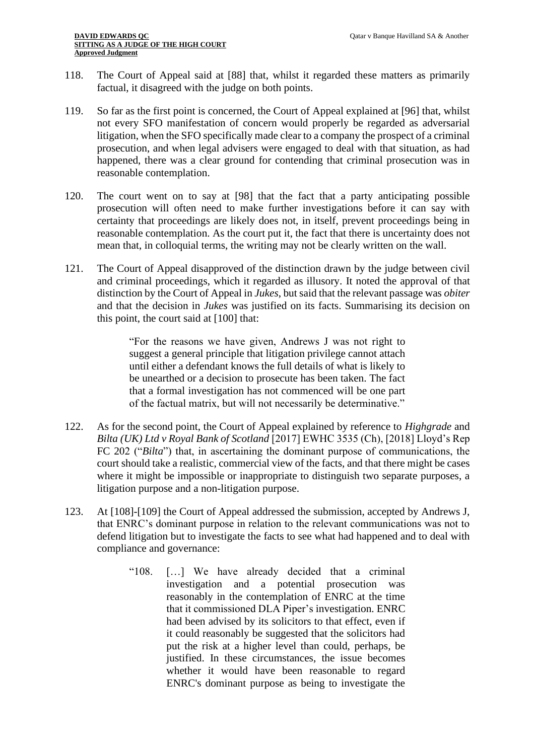118. The Court of Appeal said at [88] that, whilst it regarded these matters as primarily factual, it disagreed with the judge on both points.

119. So far as the first point is concerned, the Court of Appeal explained at [96] that, whilst not every SFO manifestation of concern would properly be regarded as adversarial litigation, when the SFO specifically made clear to a company the prospect of a criminal prosecution, and when legal advisers were engaged to deal with that situation, as had happened, there was a clear ground for contending that criminal prosecution was in reasonable contemplation.

120. The court went on to say at [98] that the fact that a party anticipating possible prosecution will often need to make further investigations before it can say with certainty that proceedings are likely does not, in itself, prevent proceedings being in reasonable contemplation. As the court put it, the fact that there is uncertainty does not mean that, in colloquial terms, the writing may not be clearly written on the wall.

121. The Court of Appeal disapproved of the distinction drawn by the judge between civil and criminal proceedings, which it regarded as illusory. It noted the approval of that distinction by the Court of Appeal in *Jukes*, but said that the relevant passage was *obiter* and that the decision in *Jukes* was justified on its facts. Summarising its decision on this point, the court said at [100] that:

> "For the reasons we have given, Andrews J was not right to suggest a general principle that litigation privilege cannot attach until either a defendant knows the full details of what is likely to be unearthed or a decision to prosecute has been taken. The fact that a formal investigation has not commenced will be one part of the factual matrix, but will not necessarily be determinative."

122. As for the second point, the Court of Appeal explained by reference to *Highgrade* and *Bilta (UK) Ltd v Royal Bank of Scotland* [2017] EWHC 3535 (Ch), [2018] Lloyd's Rep FC 202 ("*Bilta*") that, in ascertaining the dominant purpose of communications, the court should take a realistic, commercial view of the facts, and that there might be cases where it might be impossible or inappropriate to distinguish two separate purposes, a litigation purpose and a non-litigation purpose.

123. At [108]-[109] the Court of Appeal addressed the submission, accepted by Andrews J, that ENRC's dominant purpose in relation to the relevant communications was not to defend litigation but to investigate the facts to see what had happened and to deal with compliance and governance:

> "108. […] We have already decided that a criminal investigation and a potential prosecution was reasonably in the contemplation of ENRC at the time that it commissioned DLA Piper's investigation. ENRC had been advised by its solicitors to that effect, even if it could reasonably be suggested that the solicitors had put the risk at a higher level than could, perhaps, be justified. In these circumstances, the issue becomes whether it would have been reasonable to regard ENRC's dominant purpose as being to investigate the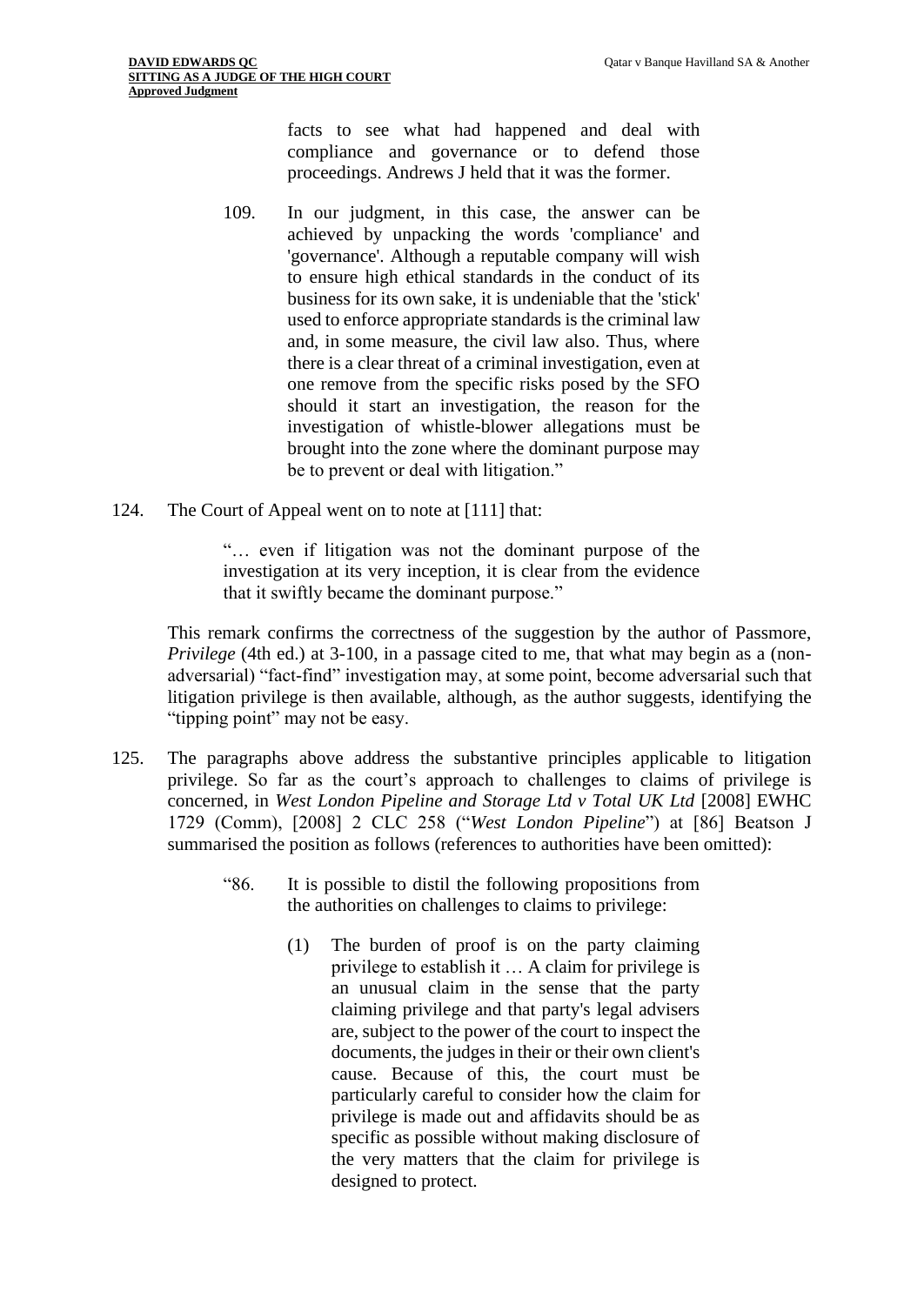facts to see what had happened and deal with compliance and governance or to defend those proceedings. Andrews J held that it was the former.

> 109. In our judgment, in this case, the answer can be achieved by unpacking the words 'compliance' and 'governance'. Although a reputable company will wish to ensure high ethical standards in the conduct of its business for its own sake, it is undeniable that the 'stick' used to enforce appropriate standards is the criminal law and, in some measure, the civil law also. Thus, where there is a clear threat of a criminal investigation, even at one remove from the specific risks posed by the SFO should it start an investigation, the reason for the investigation of whistle-blower allegations must be brought into the zone where the dominant purpose may be to prevent or deal with litigation."

124. The Court of Appeal went on to note at [111] that:

> "… even if litigation was not the dominant purpose of the investigation at its very inception, it is clear from the evidence that it swiftly became the dominant purpose."

This remark confirms the correctness of the suggestion by the author of Passmore, *Privilege* (4th ed.) at 3-100, in a passage cited to me, that what may begin as a (non-adversarial) "fact-find" investigation may, at some point, become adversarial such that litigation privilege is then available, although, as the author suggests, identifying the "tipping point" may not be easy.

125. The paragraphs above address the substantive principles applicable to litigation privilege. So far as the court's approach to challenges to claims of privilege is concerned, in *West London Pipeline and Storage Ltd v Total UK Ltd* [2008] EWHC 1729 (Comm), [2008] 2 CLC 258 ("*West London Pipeline*") at [86] Beatson J summarised the position as follows (references to authorities have been omitted):

> "86. It is possible to distil the following propositions from the authorities on challenges to claims to privilege:
>
> (1) The burden of proof is on the party claiming privilege to establish it … A claim for privilege is an unusual claim in the sense that the party claiming privilege and that party's legal advisers are, subject to the power of the court to inspect the documents, the judges in their or their own client's cause. Because of this, the court must be particularly careful to consider how the claim for privilege is made out and affidavits should be as specific as possible without making disclosure of the very matters that the claim for privilege is designed to protect.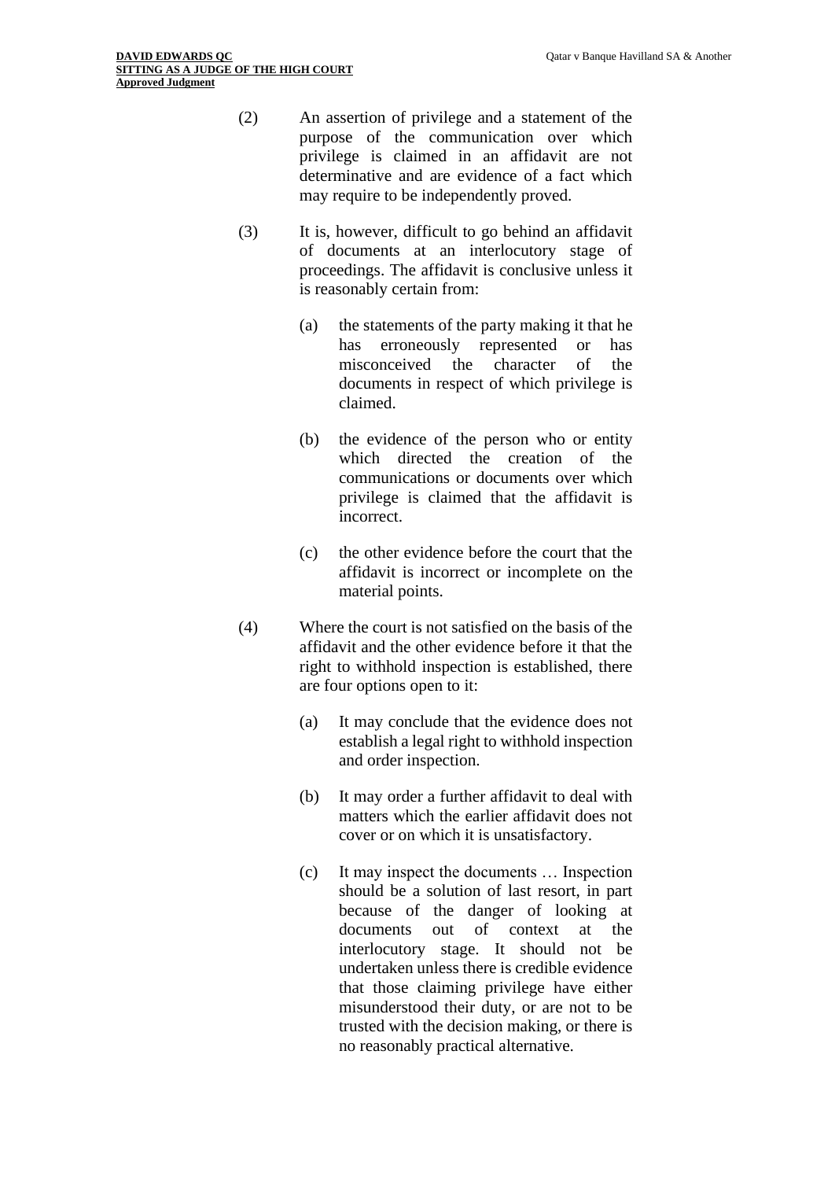(2) An assertion of privilege and a statement of the purpose of the communication over which privilege is claimed in an affidavit are not determinative and are evidence of a fact which may require to be independently proved.

(3) It is, however, difficult to go behind an affidavit of documents at an interlocutory stage of proceedings. The affidavit is conclusive unless it is reasonably certain from:

   (a) the statements of the party making it that he has erroneously represented or has misconceived the character of the documents in respect of which privilege is claimed.

   (b) the evidence of the person who or entity which directed the creation of the communications or documents over which privilege is claimed that the affidavit is incorrect.

   (c) the other evidence before the court that the affidavit is incorrect or incomplete on the material points.

(4) Where the court is not satisfied on the basis of the affidavit and the other evidence before it that the right to withhold inspection is established, there are four options open to it:

   (a) It may conclude that the evidence does not establish a legal right to withhold inspection and order inspection.

   (b) It may order a further affidavit to deal with matters which the earlier affidavit does not cover or on which it is unsatisfactory.

   (c) It may inspect the documents … Inspection should be a solution of last resort, in part because of the danger of looking at documents out of context at the interlocutory stage. It should not be undertaken unless there is credible evidence that those claiming privilege have either misunderstood their duty, or are not to be trusted with the decision making, or there is no reasonably practical alternative.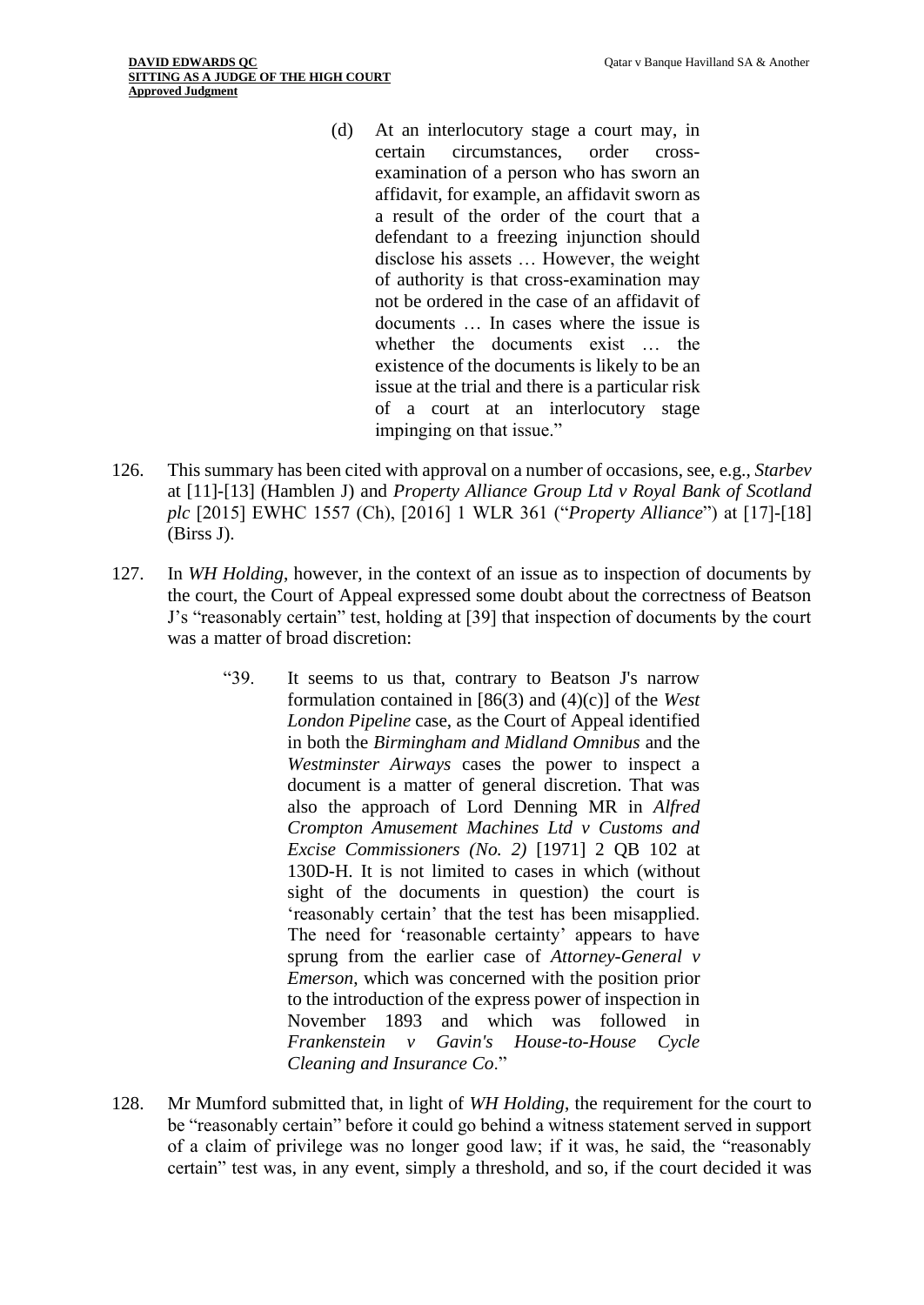> (d) At an interlocutory stage a court may, in certain circumstances, order cross-examination of a person who has sworn an affidavit, for example, an affidavit sworn as a result of the order of the court that a defendant to a freezing injunction should disclose his assets … However, the weight of authority is that cross-examination may not be ordered in the case of an affidavit of documents … In cases where the issue is whether the documents exist … the existence of the documents is likely to be an issue at the trial and there is a particular risk of a court at an interlocutory stage impinging on that issue."

126. This summary has been cited with approval on a number of occasions, see, e.g., *Starbev* at [11]-[13] (Hamblen J) and *Property Alliance Group Ltd v Royal Bank of Scotland plc* [2015] EWHC 1557 (Ch), [2016] 1 WLR 361 ("*Property Alliance*") at [17]-[18] (Birss J).

127. In *WH Holding*, however, in the context of an issue as to inspection of documents by the court, the Court of Appeal expressed some doubt about the correctness of Beatson J's "reasonably certain" test, holding at [39] that inspection of documents by the court was a matter of broad discretion:

> "39. It seems to us that, contrary to Beatson J's narrow formulation contained in [86(3) and (4)(c)] of the *West London Pipeline* case, as the Court of Appeal identified in both the *Birmingham and Midland Omnibus* and the *Westminster Airways* cases the power to inspect a document is a matter of general discretion. That was also the approach of Lord Denning MR in *Alfred Crompton Amusement Machines Ltd v Customs and Excise Commissioners (No. 2)* [1971] 2 QB 102 at 130D-H. It is not limited to cases in which (without sight of the documents in question) the court is 'reasonably certain' that the test has been misapplied. The need for 'reasonable certainty' appears to have sprung from the earlier case of *Attorney-General v Emerson*, which was concerned with the position prior to the introduction of the express power of inspection in November 1893 and which was followed in *Frankenstein v Gavin's House-to-House Cycle Cleaning and Insurance Co*."

128. Mr Mumford submitted that, in light of *WH Holding*, the requirement for the court to be "reasonably certain" before it could go behind a witness statement served in support of a claim of privilege was no longer good law; if it was, he said, the "reasonably certain" test was, in any event, simply a threshold, and so, if the court decided it was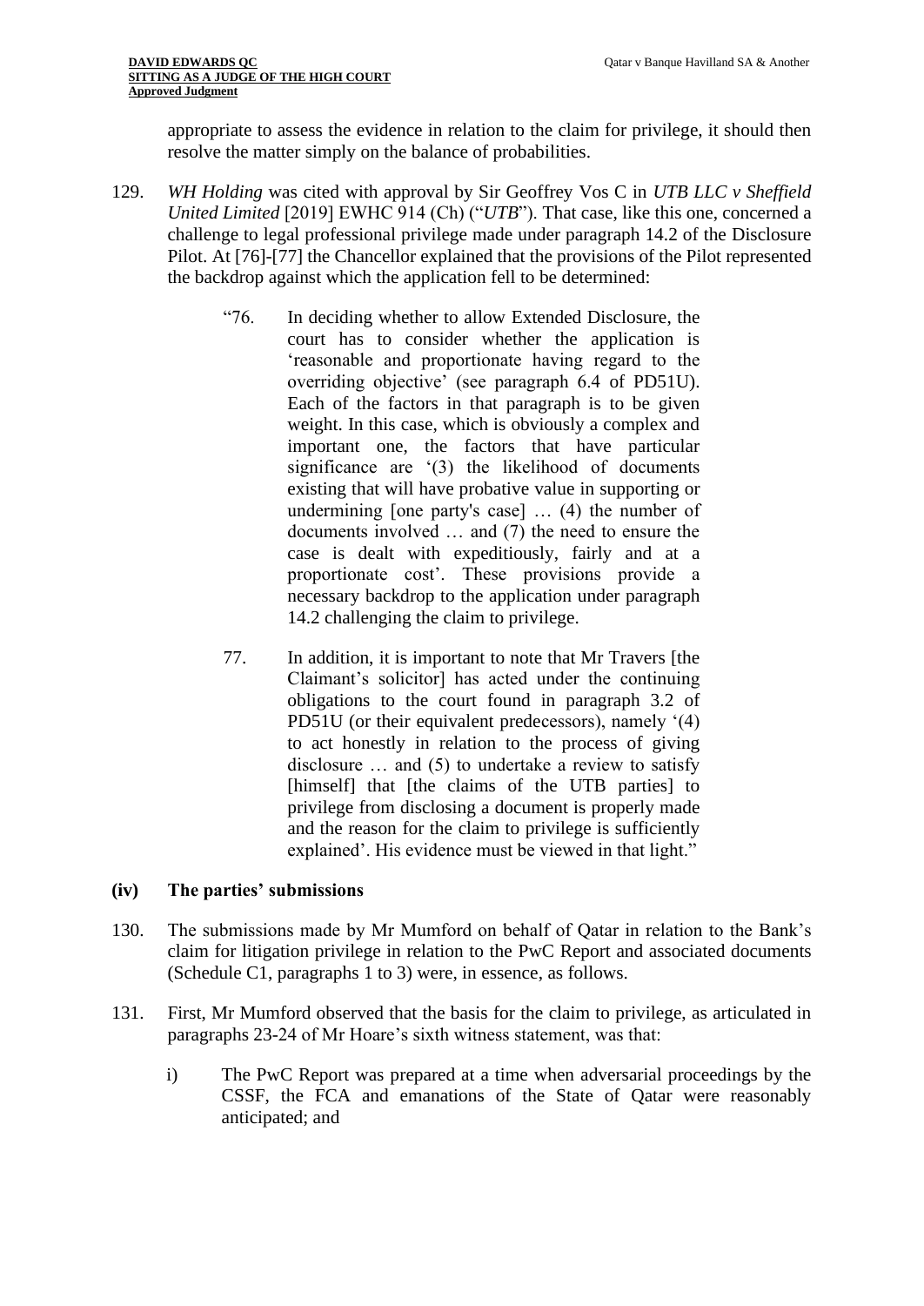appropriate to assess the evidence in relation to the claim for privilege, it should then resolve the matter simply on the balance of probabilities.

129. *WH Holding* was cited with approval by Sir Geoffrey Vos C in *UTB LLC v Sheffield United Limited* [2019] EWHC 914 (Ch) ("*UTB*"). That case, like this one, concerned a challenge to legal professional privilege made under paragraph 14.2 of the Disclosure Pilot. At [76]-[77] the Chancellor explained that the provisions of the Pilot represented the backdrop against which the application fell to be determined:

> "76. In deciding whether to allow Extended Disclosure, the court has to consider whether the application is 'reasonable and proportionate having regard to the overriding objective' (see paragraph 6.4 of PD51U). Each of the factors in that paragraph is to be given weight. In this case, which is obviously a complex and important one, the factors that have particular significance are '(3) the likelihood of documents existing that will have probative value in supporting or undermining [one party's case] … (4) the number of documents involved … and (7) the need to ensure the case is dealt with expeditiously, fairly and at a proportionate cost'. These provisions provide a necessary backdrop to the application under paragraph 14.2 challenging the claim to privilege.
>
> 77. In addition, it is important to note that Mr Travers [the Claimant's solicitor] has acted under the continuing obligations to the court found in paragraph 3.2 of PD51U (or their equivalent predecessors), namely '(4) to act honestly in relation to the process of giving disclosure … and (5) to undertake a review to satisfy [himself] that [the claims of the UTB parties] to privilege from disclosing a document is properly made and the reason for the claim to privilege is sufficiently explained'. His evidence must be viewed in that light."

### (iv) The parties' submissions

130. The submissions made by Mr Mumford on behalf of Qatar in relation to the Bank's claim for litigation privilege in relation to the PwC Report and associated documents (Schedule C1, paragraphs 1 to 3) were, in essence, as follows.

131. First, Mr Mumford observed that the basis for the claim to privilege, as articulated in paragraphs 23-24 of Mr Hoare's sixth witness statement, was that:

    i) The PwC Report was prepared at a time when adversarial proceedings by the CSSF, the FCA and emanations of the State of Qatar were reasonably anticipated; and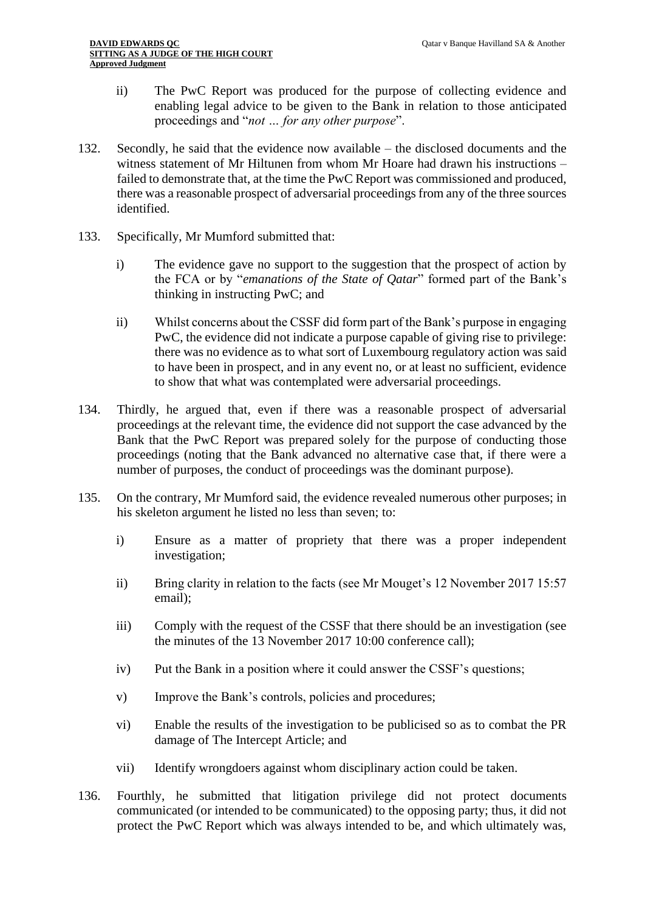ii) The PwC Report was produced for the purpose of collecting evidence and enabling legal advice to be given to the Bank in relation to those anticipated proceedings and "*not … for any other purpose*".

132. Secondly, he said that the evidence now available – the disclosed documents and the witness statement of Mr Hiltunen from whom Mr Hoare had drawn his instructions – failed to demonstrate that, at the time the PwC Report was commissioned and produced, there was a reasonable prospect of adversarial proceedings from any of the three sources identified.

133. Specifically, Mr Mumford submitted that:

i) The evidence gave no support to the suggestion that the prospect of action by the FCA or by "*emanations of the State of Qatar*" formed part of the Bank's thinking in instructing PwC; and

ii) Whilst concerns about the CSSF did form part of the Bank's purpose in engaging PwC, the evidence did not indicate a purpose capable of giving rise to privilege: there was no evidence as to what sort of Luxembourg regulatory action was said to have been in prospect, and in any event no, or at least no sufficient, evidence to show that what was contemplated were adversarial proceedings.

134. Thirdly, he argued that, even if there was a reasonable prospect of adversarial proceedings at the relevant time, the evidence did not support the case advanced by the Bank that the PwC Report was prepared solely for the purpose of conducting those proceedings (noting that the Bank advanced no alternative case that, if there were a number of purposes, the conduct of proceedings was the dominant purpose).

135. On the contrary, Mr Mumford said, the evidence revealed numerous other purposes; in his skeleton argument he listed no less than seven; to:

i) Ensure as a matter of propriety that there was a proper independent investigation;

ii) Bring clarity in relation to the facts (see Mr Mouget's 12 November 2017 15:57 email);

iii) Comply with the request of the CSSF that there should be an investigation (see the minutes of the 13 November 2017 10:00 conference call);

iv) Put the Bank in a position where it could answer the CSSF's questions;

v) Improve the Bank's controls, policies and procedures;

vi) Enable the results of the investigation to be publicised so as to combat the PR damage of The Intercept Article; and

vii) Identify wrongdoers against whom disciplinary action could be taken.

136. Fourthly, he submitted that litigation privilege did not protect documents communicated (or intended to be communicated) to the opposing party; thus, it did not protect the PwC Report which was always intended to be, and which ultimately was,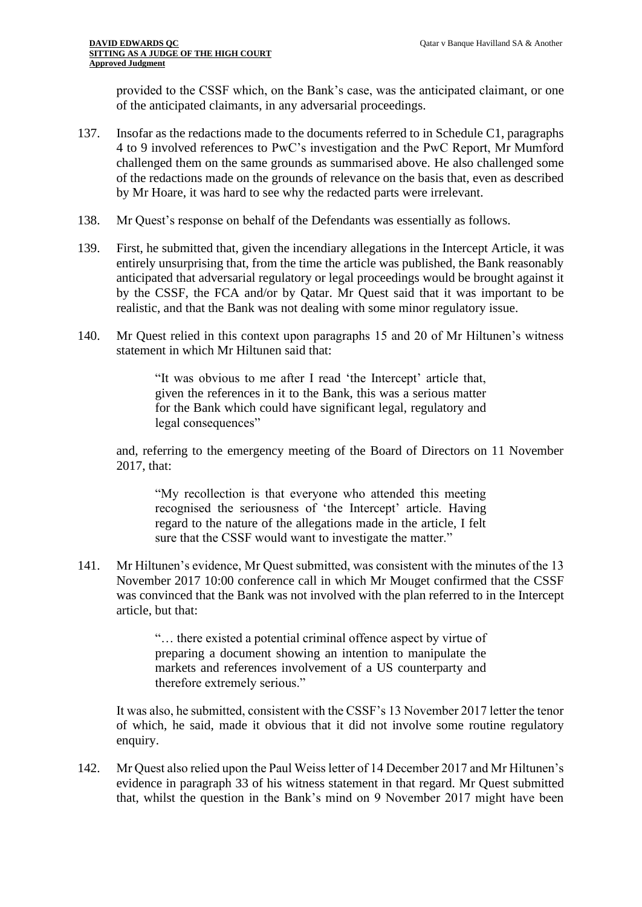provided to the CSSF which, on the Bank's case, was the anticipated claimant, or one of the anticipated claimants, in any adversarial proceedings.

137. Insofar as the redactions made to the documents referred to in Schedule C1, paragraphs 4 to 9 involved references to PwC's investigation and the PwC Report, Mr Mumford challenged them on the same grounds as summarised above. He also challenged some of the redactions made on the grounds of relevance on the basis that, even as described by Mr Hoare, it was hard to see why the redacted parts were irrelevant.

138. Mr Quest's response on behalf of the Defendants was essentially as follows.

139. First, he submitted that, given the incendiary allegations in the Intercept Article, it was entirely unsurprising that, from the time the article was published, the Bank reasonably anticipated that adversarial regulatory or legal proceedings would be brought against it by the CSSF, the FCA and/or by Qatar. Mr Quest said that it was important to be realistic, and that the Bank was not dealing with some minor regulatory issue.

140. Mr Quest relied in this context upon paragraphs 15 and 20 of Mr Hiltunen's witness statement in which Mr Hiltunen said that:

> "It was obvious to me after I read 'the Intercept' article that, given the references in it to the Bank, this was a serious matter for the Bank which could have significant legal, regulatory and legal consequences"

and, referring to the emergency meeting of the Board of Directors on 11 November 2017, that:

> "My recollection is that everyone who attended this meeting recognised the seriousness of 'the Intercept' article. Having regard to the nature of the allegations made in the article, I felt sure that the CSSF would want to investigate the matter."

141. Mr Hiltunen's evidence, Mr Quest submitted, was consistent with the minutes of the 13 November 2017 10:00 conference call in which Mr Mouget confirmed that the CSSF was convinced that the Bank was not involved with the plan referred to in the Intercept article, but that:

> "… there existed a potential criminal offence aspect by virtue of preparing a document showing an intention to manipulate the markets and references involvement of a US counterparty and therefore extremely serious."

It was also, he submitted, consistent with the CSSF's 13 November 2017 letter the tenor of which, he said, made it obvious that it did not involve some routine regulatory enquiry.

142. Mr Quest also relied upon the Paul Weiss letter of 14 December 2017 and Mr Hiltunen's evidence in paragraph 33 of his witness statement in that regard. Mr Quest submitted that, whilst the question in the Bank's mind on 9 November 2017 might have been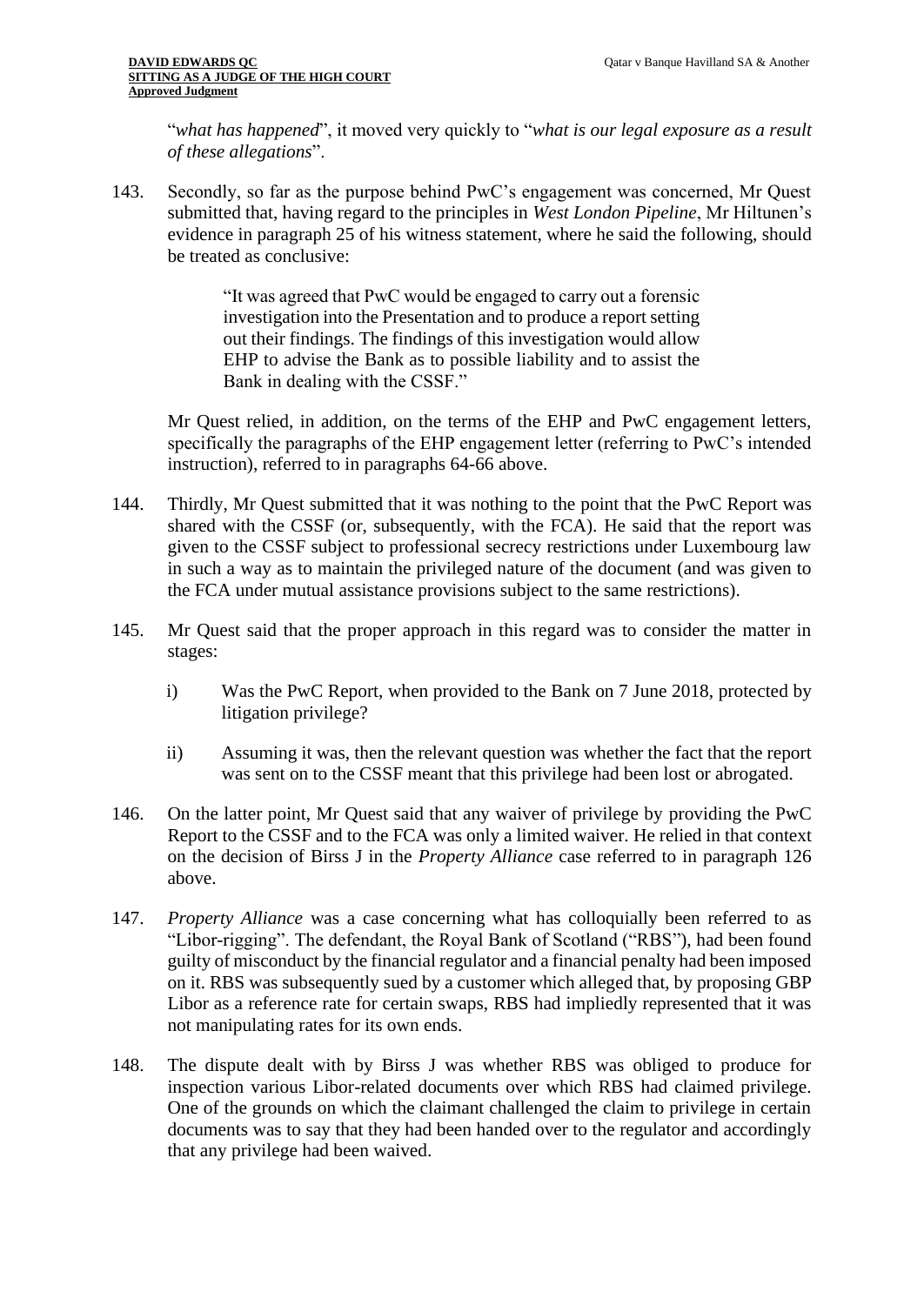"*what has happened*", it moved very quickly to "*what is our legal exposure as a result of these allegations*".

143. Secondly, so far as the purpose behind PwC's engagement was concerned, Mr Quest submitted that, having regard to the principles in *West London Pipeline*, Mr Hiltunen's evidence in paragraph 25 of his witness statement, where he said the following, should be treated as conclusive:

> "It was agreed that PwC would be engaged to carry out a forensic investigation into the Presentation and to produce a report setting out their findings. The findings of this investigation would allow EHP to advise the Bank as to possible liability and to assist the Bank in dealing with the CSSF."

Mr Quest relied, in addition, on the terms of the EHP and PwC engagement letters, specifically the paragraphs of the EHP engagement letter (referring to PwC's intended instruction), referred to in paragraphs 64-66 above.

144. Thirdly, Mr Quest submitted that it was nothing to the point that the PwC Report was shared with the CSSF (or, subsequently, with the FCA). He said that the report was given to the CSSF subject to professional secrecy restrictions under Luxembourg law in such a way as to maintain the privileged nature of the document (and was given to the FCA under mutual assistance provisions subject to the same restrictions).

145. Mr Quest said that the proper approach in this regard was to consider the matter in stages:

   i) Was the PwC Report, when provided to the Bank on 7 June 2018, protected by litigation privilege?

   ii) Assuming it was, then the relevant question was whether the fact that the report was sent on to the CSSF meant that this privilege had been lost or abrogated.

146. On the latter point, Mr Quest said that any waiver of privilege by providing the PwC Report to the CSSF and to the FCA was only a limited waiver. He relied in that context on the decision of Birss J in the *Property Alliance* case referred to in paragraph 126 above.

147. *Property Alliance* was a case concerning what has colloquially been referred to as "Libor-rigging". The defendant, the Royal Bank of Scotland ("RBS"), had been found guilty of misconduct by the financial regulator and a financial penalty had been imposed on it. RBS was subsequently sued by a customer which alleged that, by proposing GBP Libor as a reference rate for certain swaps, RBS had impliedly represented that it was not manipulating rates for its own ends.

148. The dispute dealt with by Birss J was whether RBS was obliged to produce for inspection various Libor-related documents over which RBS had claimed privilege. One of the grounds on which the claimant challenged the claim to privilege in certain documents was to say that they had been handed over to the regulator and accordingly that any privilege had been waived.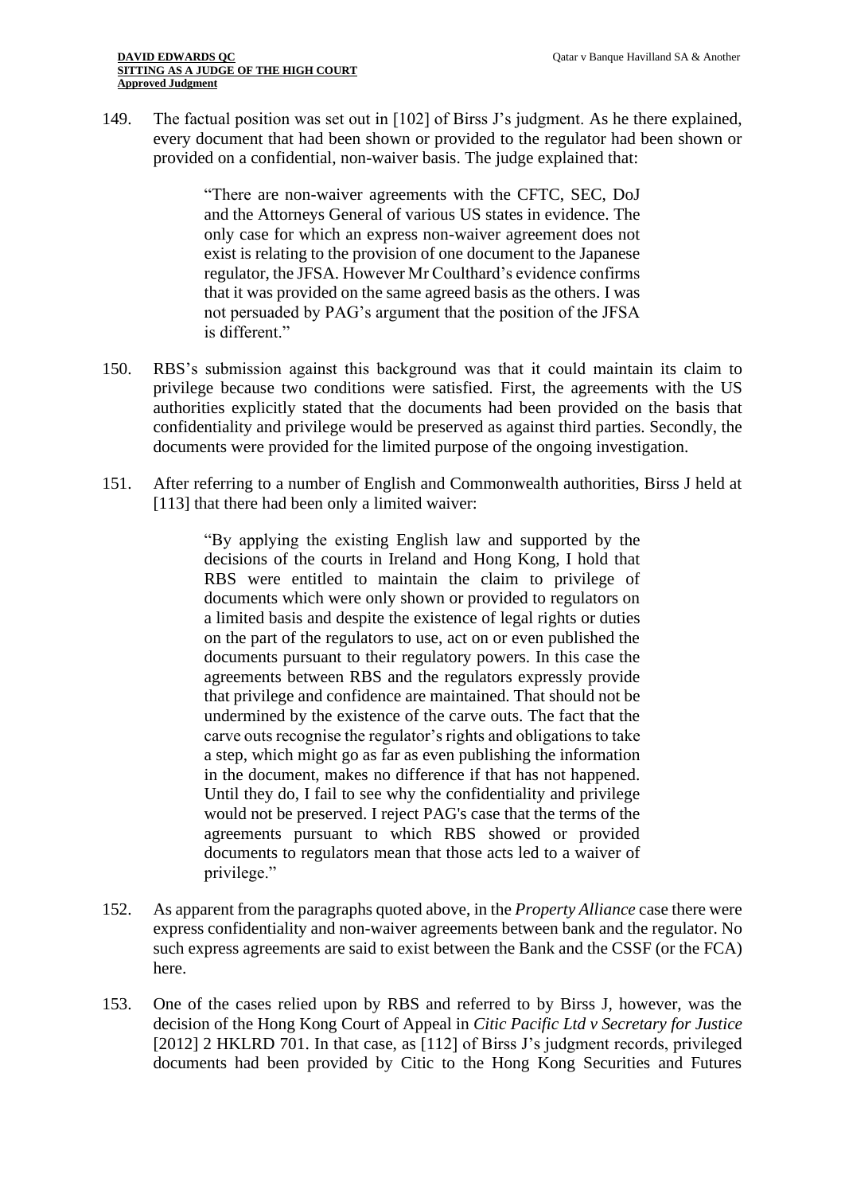149. The factual position was set out in [102] of Birss J's judgment. As he there explained, every document that had been shown or provided to the regulator had been shown or provided on a confidential, non-waiver basis. The judge explained that:

> "There are non-waiver agreements with the CFTC, SEC, DoJ and the Attorneys General of various US states in evidence. The only case for which an express non-waiver agreement does not exist is relating to the provision of one document to the Japanese regulator, the JFSA. However Mr Coulthard's evidence confirms that it was provided on the same agreed basis as the others. I was not persuaded by PAG's argument that the position of the JFSA is different."

150. RBS's submission against this background was that it could maintain its claim to privilege because two conditions were satisfied. First, the agreements with the US authorities explicitly stated that the documents had been provided on the basis that confidentiality and privilege would be preserved as against third parties. Secondly, the documents were provided for the limited purpose of the ongoing investigation.

151. After referring to a number of English and Commonwealth authorities, Birss J held at [113] that there had been only a limited waiver:

> "By applying the existing English law and supported by the decisions of the courts in Ireland and Hong Kong, I hold that RBS were entitled to maintain the claim to privilege of documents which were only shown or provided to regulators on a limited basis and despite the existence of legal rights or duties on the part of the regulators to use, act on or even published the documents pursuant to their regulatory powers. In this case the agreements between RBS and the regulators expressly provide that privilege and confidence are maintained. That should not be undermined by the existence of the carve outs. The fact that the carve outs recognise the regulator's rights and obligations to take a step, which might go as far as even publishing the information in the document, makes no difference if that has not happened. Until they do, I fail to see why the confidentiality and privilege would not be preserved. I reject PAG's case that the terms of the agreements pursuant to which RBS showed or provided documents to regulators mean that those acts led to a waiver of privilege."

152. As apparent from the paragraphs quoted above, in the *Property Alliance* case there were express confidentiality and non-waiver agreements between bank and the regulator. No such express agreements are said to exist between the Bank and the CSSF (or the FCA) here.

153. One of the cases relied upon by RBS and referred to by Birss J, however, was the decision of the Hong Kong Court of Appeal in *Citic Pacific Ltd v Secretary for Justice* [2012] 2 HKLRD 701. In that case, as [112] of Birss J's judgment records, privileged documents had been provided by Citic to the Hong Kong Securities and Futures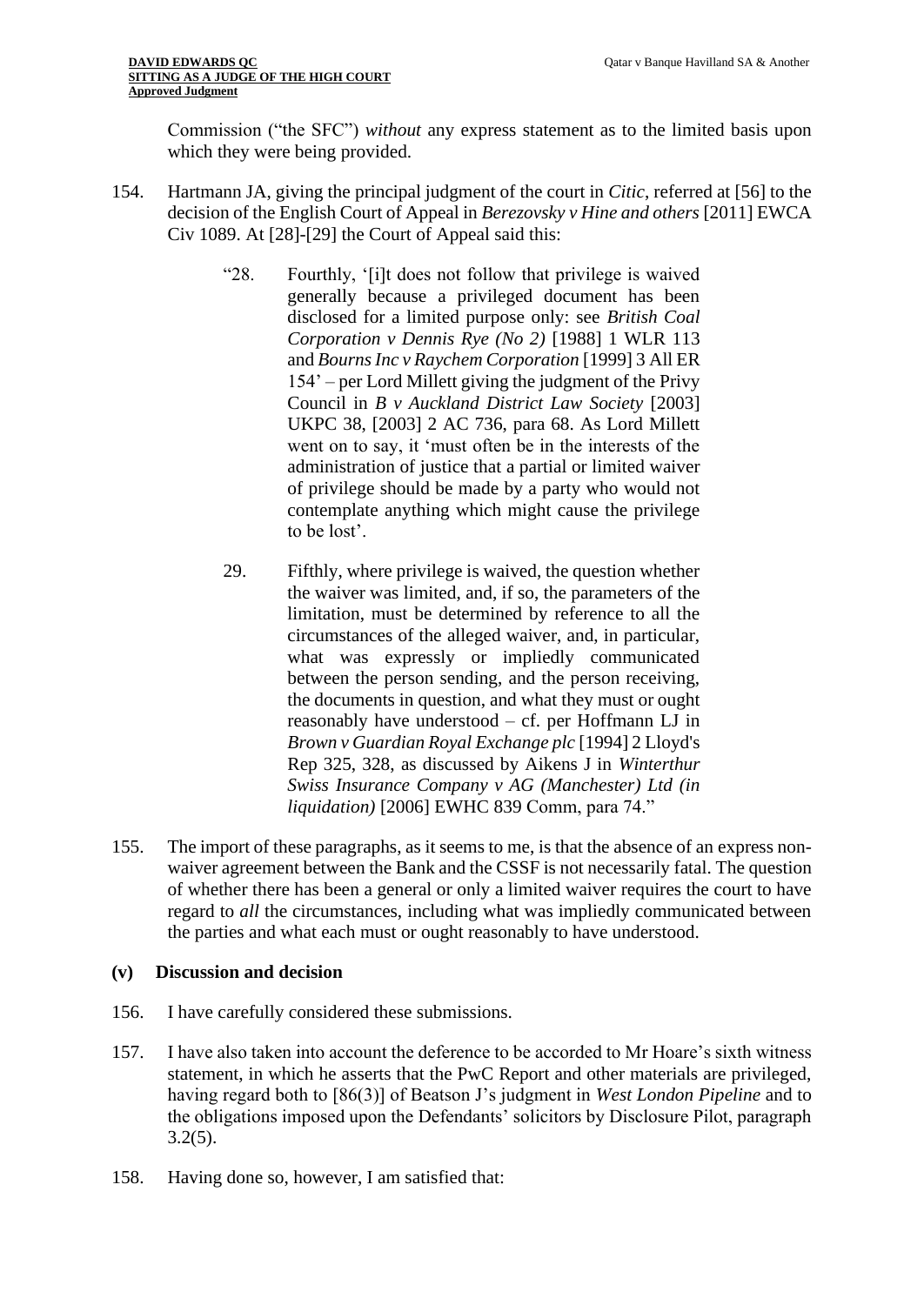Commission ("the SFC") *without* any express statement as to the limited basis upon which they were being provided.

154. Hartmann JA, giving the principal judgment of the court in *Citic*, referred at [56] to the decision of the English Court of Appeal in *Berezovsky v Hine and others* [2011] EWCA Civ 1089. At [28]-[29] the Court of Appeal said this:

> "28. Fourthly, '[i]t does not follow that privilege is waived generally because a privileged document has been disclosed for a limited purpose only: see *British Coal Corporation v Dennis Rye (No 2)* [1988] 1 WLR 113 and *Bourns Inc v Raychem Corporation* [1999] 3 All ER 154' – per Lord Millett giving the judgment of the Privy Council in *B v Auckland District Law Society* [2003] UKPC 38, [2003] 2 AC 736, para 68. As Lord Millett went on to say, it 'must often be in the interests of the administration of justice that a partial or limited waiver of privilege should be made by a party who would not contemplate anything which might cause the privilege to be lost'.
>
> 29. Fifthly, where privilege is waived, the question whether the waiver was limited, and, if so, the parameters of the limitation, must be determined by reference to all the circumstances of the alleged waiver, and, in particular, what was expressly or impliedly communicated between the person sending, and the person receiving, the documents in question, and what they must or ought reasonably have understood – cf. per Hoffmann LJ in *Brown v Guardian Royal Exchange plc* [1994] 2 Lloyd's Rep 325, 328, as discussed by Aikens J in *Winterthur Swiss Insurance Company v AG (Manchester) Ltd (in liquidation)* [2006] EWHC 839 Comm, para 74."

155. The import of these paragraphs, as it seems to me, is that the absence of an express non-waiver agreement between the Bank and the CSSF is not necessarily fatal. The question of whether there has been a general or only a limited waiver requires the court to have regard to *all* the circumstances, including what was impliedly communicated between the parties and what each must or ought reasonably to have understood.

### (v) Discussion and decision

156. I have carefully considered these submissions.

157. I have also taken into account the deference to be accorded to Mr Hoare's sixth witness statement, in which he asserts that the PwC Report and other materials are privileged, having regard both to [86(3)] of Beatson J's judgment in *West London Pipeline* and to the obligations imposed upon the Defendants' solicitors by Disclosure Pilot, paragraph 3.2(5).

158. Having done so, however, I am satisfied that: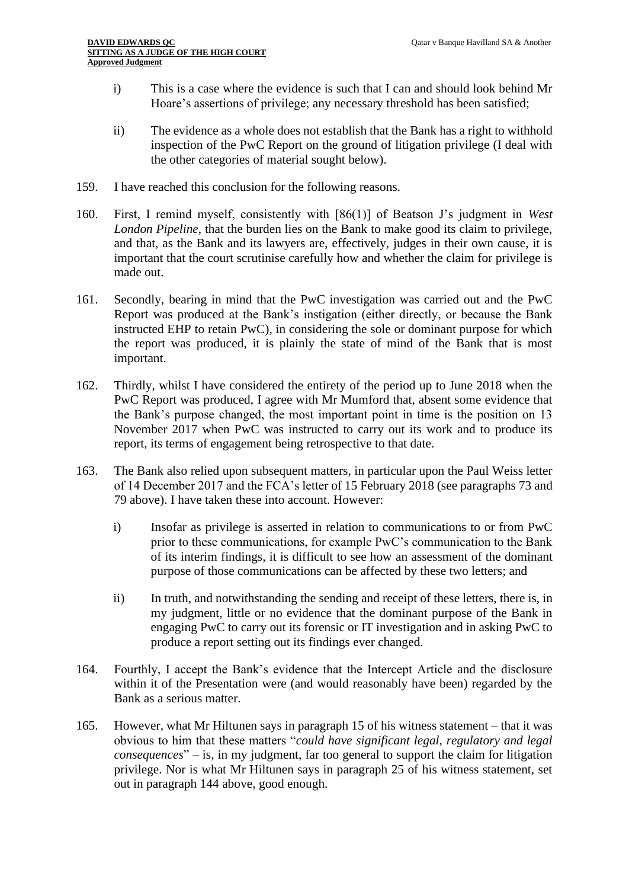i) This is a case where the evidence is such that I can and should look behind Mr Hoare's assertions of privilege; any necessary threshold has been satisfied;

ii) The evidence as a whole does not establish that the Bank has a right to withhold inspection of the PwC Report on the ground of litigation privilege (I deal with the other categories of material sought below).

159. I have reached this conclusion for the following reasons.

160. First, I remind myself, consistently with [86(1)] of Beatson J's judgment in *West London Pipeline*, that the burden lies on the Bank to make good its claim to privilege, and that, as the Bank and its lawyers are, effectively, judges in their own cause, it is important that the court scrutinise carefully how and whether the claim for privilege is made out.

161. Secondly, bearing in mind that the PwC investigation was carried out and the PwC Report was produced at the Bank's instigation (either directly, or because the Bank instructed EHP to retain PwC), in considering the sole or dominant purpose for which the report was produced, it is plainly the state of mind of the Bank that is most important.

162. Thirdly, whilst I have considered the entirety of the period up to June 2018 when the PwC Report was produced, I agree with Mr Mumford that, absent some evidence that the Bank's purpose changed, the most important point in time is the position on 13 November 2017 when PwC was instructed to carry out its work and to produce its report, its terms of engagement being retrospective to that date.

163. The Bank also relied upon subsequent matters, in particular upon the Paul Weiss letter of 14 December 2017 and the FCA's letter of 15 February 2018 (see paragraphs 73 and 79 above). I have taken these into account. However:

i) Insofar as privilege is asserted in relation to communications to or from PwC prior to these communications, for example PwC's communication to the Bank of its interim findings, it is difficult to see how an assessment of the dominant purpose of those communications can be affected by these two letters; and

ii) In truth, and notwithstanding the sending and receipt of these letters, there is, in my judgment, little or no evidence that the dominant purpose of the Bank in engaging PwC to carry out its forensic or IT investigation and in asking PwC to produce a report setting out its findings ever changed.

164. Fourthly, I accept the Bank's evidence that the Intercept Article and the disclosure within it of the Presentation were (and would reasonably have been) regarded by the Bank as a serious matter.

165. However, what Mr Hiltunen says in paragraph 15 of his witness statement – that it was obvious to him that these matters "*could have significant legal, regulatory and legal consequences*" – is, in my judgment, far too general to support the claim for litigation privilege. Nor is what Mr Hiltunen says in paragraph 25 of his witness statement, set out in paragraph 144 above, good enough.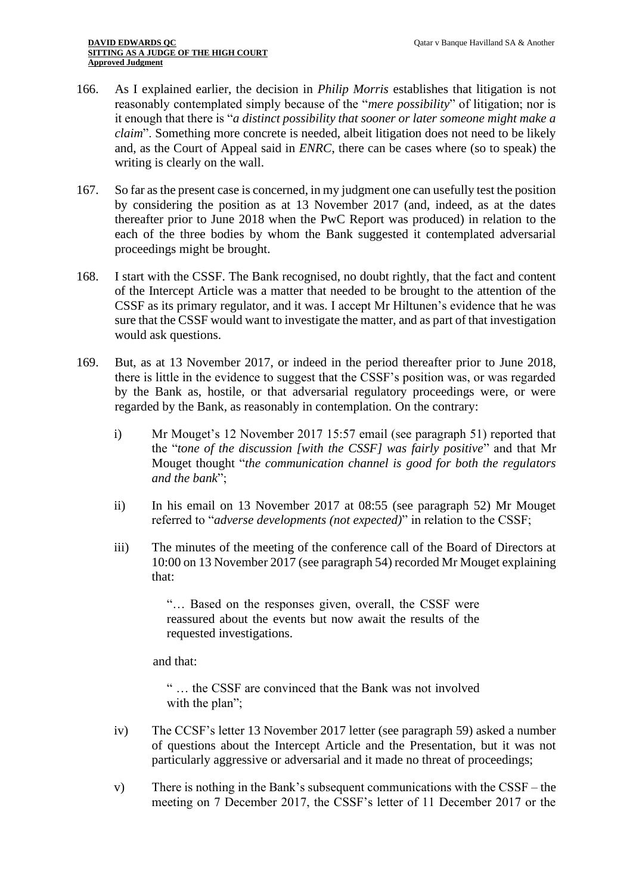166. As I explained earlier, the decision in *Philip Morris* establishes that litigation is not reasonably contemplated simply because of the "*mere possibility*" of litigation; nor is it enough that there is "*a distinct possibility that sooner or later someone might make a claim*". Something more concrete is needed, albeit litigation does not need to be likely and, as the Court of Appeal said in *ENRC*, there can be cases where (so to speak) the writing is clearly on the wall.

167. So far as the present case is concerned, in my judgment one can usefully test the position by considering the position as at 13 November 2017 (and, indeed, as at the dates thereafter prior to June 2018 when the PwC Report was produced) in relation to the each of the three bodies by whom the Bank suggested it contemplated adversarial proceedings might be brought.

168. I start with the CSSF. The Bank recognised, no doubt rightly, that the fact and content of the Intercept Article was a matter that needed to be brought to the attention of the CSSF as its primary regulator, and it was. I accept Mr Hiltunen's evidence that he was sure that the CSSF would want to investigate the matter, and as part of that investigation would ask questions.

169. But, as at 13 November 2017, or indeed in the period thereafter prior to June 2018, there is little in the evidence to suggest that the CSSF's position was, or was regarded by the Bank as, hostile, or that adversarial regulatory proceedings were, or were regarded by the Bank, as reasonably in contemplation. On the contrary:

    i) Mr Mouget's 12 November 2017 15:57 email (see paragraph 51) reported that the "*tone of the discussion [with the CSSF] was fairly positive*" and that Mr Mouget thought "*the communication channel is good for both the regulators and the bank*";

    ii) In his email on 13 November 2017 at 08:55 (see paragraph 52) Mr Mouget referred to "*adverse developments (not expected)*" in relation to the CSSF;

    iii) The minutes of the meeting of the conference call of the Board of Directors at 10:00 on 13 November 2017 (see paragraph 54) recorded Mr Mouget explaining that:

    > "… Based on the responses given, overall, the CSSF were reassured about the events but now await the results of the requested investigations.

    and that:

    > " … the CSSF are convinced that the Bank was not involved with the plan";

    iv) The CCSF's letter 13 November 2017 letter (see paragraph 59) asked a number of questions about the Intercept Article and the Presentation, but it was not particularly aggressive or adversarial and it made no threat of proceedings;

    v) There is nothing in the Bank's subsequent communications with the CSSF – the meeting on 7 December 2017, the CSSF's letter of 11 December 2017 or the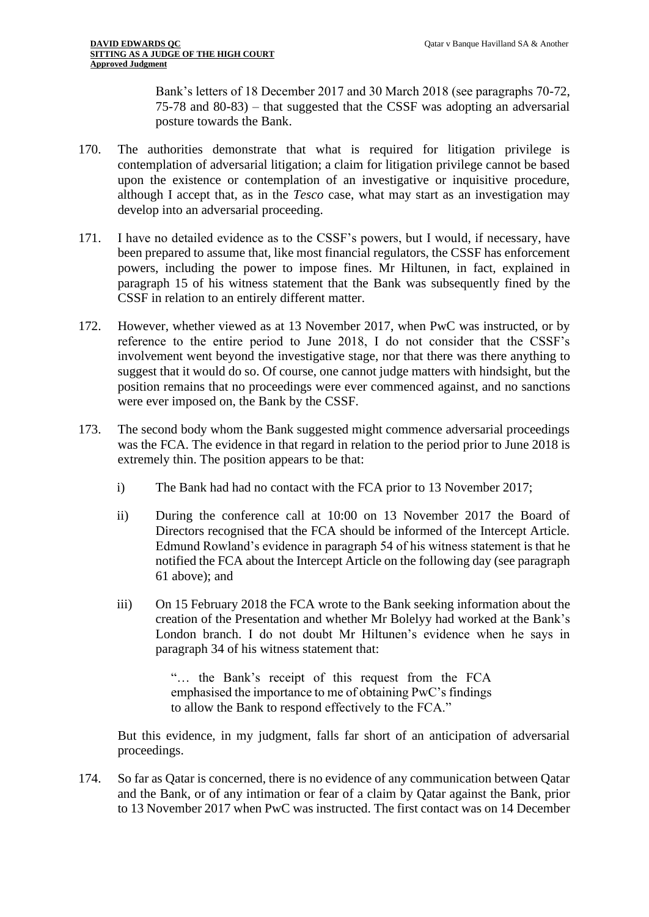Bank's letters of 18 December 2017 and 30 March 2018 (see paragraphs 70-72, 75-78 and 80-83) – that suggested that the CSSF was adopting an adversarial posture towards the Bank.

170. The authorities demonstrate that what is required for litigation privilege is contemplation of adversarial litigation; a claim for litigation privilege cannot be based upon the existence or contemplation of an investigative or inquisitive procedure, although I accept that, as in the *Tesco* case, what may start as an investigation may develop into an adversarial proceeding.

171. I have no detailed evidence as to the CSSF's powers, but I would, if necessary, have been prepared to assume that, like most financial regulators, the CSSF has enforcement powers, including the power to impose fines. Mr Hiltunen, in fact, explained in paragraph 15 of his witness statement that the Bank was subsequently fined by the CSSF in relation to an entirely different matter.

172. However, whether viewed as at 13 November 2017, when PwC was instructed, or by reference to the entire period to June 2018, I do not consider that the CSSF's involvement went beyond the investigative stage, nor that there was there anything to suggest that it would do so. Of course, one cannot judge matters with hindsight, but the position remains that no proceedings were ever commenced against, and no sanctions were ever imposed on, the Bank by the CSSF.

173. The second body whom the Bank suggested might commence adversarial proceedings was the FCA. The evidence in that regard in relation to the period prior to June 2018 is extremely thin. The position appears to be that:

   i) The Bank had had no contact with the FCA prior to 13 November 2017;

   ii) During the conference call at 10:00 on 13 November 2017 the Board of Directors recognised that the FCA should be informed of the Intercept Article. Edmund Rowland's evidence in paragraph 54 of his witness statement is that he notified the FCA about the Intercept Article on the following day (see paragraph 61 above); and

   iii) On 15 February 2018 the FCA wrote to the Bank seeking information about the creation of the Presentation and whether Mr Bolelyy had worked at the Bank's London branch. I do not doubt Mr Hiltunen's evidence when he says in paragraph 34 of his witness statement that:

   > "… the Bank's receipt of this request from the FCA emphasised the importance to me of obtaining PwC's findings to allow the Bank to respond effectively to the FCA."

   But this evidence, in my judgment, falls far short of an anticipation of adversarial proceedings.

174. So far as Qatar is concerned, there is no evidence of any communication between Qatar and the Bank, or of any intimation or fear of a claim by Qatar against the Bank, prior to 13 November 2017 when PwC was instructed. The first contact was on 14 December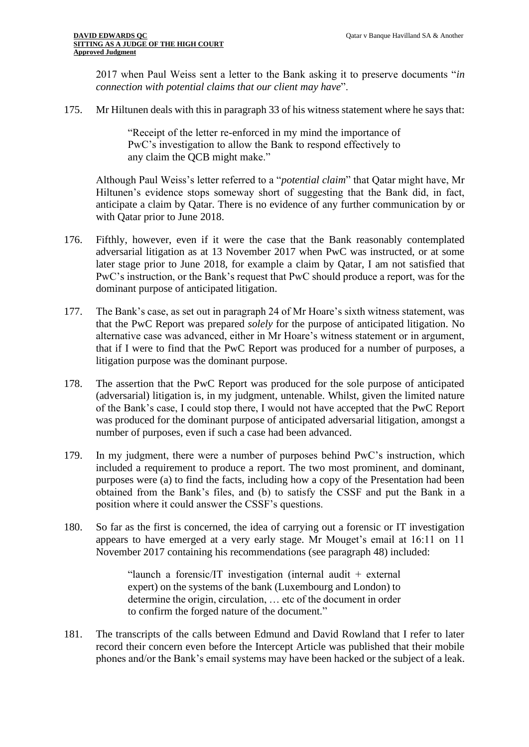2017 when Paul Weiss sent a letter to the Bank asking it to preserve documents "*in connection with potential claims that our client may have*".

175. Mr Hiltunen deals with this in paragraph 33 of his witness statement where he says that:

> "Receipt of the letter re-enforced in my mind the importance of PwC's investigation to allow the Bank to respond effectively to any claim the QCB might make."

Although Paul Weiss's letter referred to a "*potential claim*" that Qatar might have, Mr Hiltunen's evidence stops someway short of suggesting that the Bank did, in fact, anticipate a claim by Qatar. There is no evidence of any further communication by or with Qatar prior to June 2018.

176. Fifthly, however, even if it were the case that the Bank reasonably contemplated adversarial litigation as at 13 November 2017 when PwC was instructed, or at some later stage prior to June 2018, for example a claim by Qatar, I am not satisfied that PwC's instruction, or the Bank's request that PwC should produce a report, was for the dominant purpose of anticipated litigation.

177. The Bank's case, as set out in paragraph 24 of Mr Hoare's sixth witness statement, was that the PwC Report was prepared *solely* for the purpose of anticipated litigation. No alternative case was advanced, either in Mr Hoare's witness statement or in argument, that if I were to find that the PwC Report was produced for a number of purposes, a litigation purpose was the dominant purpose.

178. The assertion that the PwC Report was produced for the sole purpose of anticipated (adversarial) litigation is, in my judgment, untenable. Whilst, given the limited nature of the Bank's case, I could stop there, I would not have accepted that the PwC Report was produced for the dominant purpose of anticipated adversarial litigation, amongst a number of purposes, even if such a case had been advanced.

179. In my judgment, there were a number of purposes behind PwC's instruction, which included a requirement to produce a report. The two most prominent, and dominant, purposes were (a) to find the facts, including how a copy of the Presentation had been obtained from the Bank's files, and (b) to satisfy the CSSF and put the Bank in a position where it could answer the CSSF's questions.

180. So far as the first is concerned, the idea of carrying out a forensic or IT investigation appears to have emerged at a very early stage. Mr Mouget's email at 16:11 on 11 November 2017 containing his recommendations (see paragraph 48) included:

> "launch a forensic/IT investigation (internal audit + external expert) on the systems of the bank (Luxembourg and London) to determine the origin, circulation, … etc of the document in order to confirm the forged nature of the document."

181. The transcripts of the calls between Edmund and David Rowland that I refer to later record their concern even before the Intercept Article was published that their mobile phones and/or the Bank's email systems may have been hacked or the subject of a leak.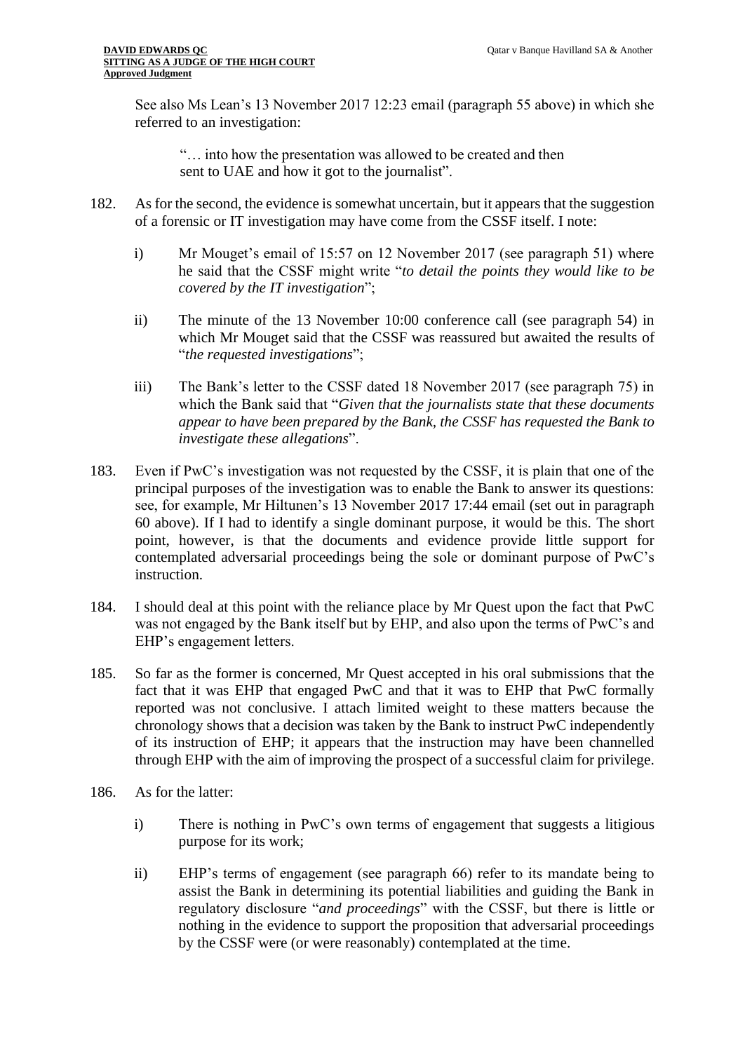See also Ms Lean's 13 November 2017 12:23 email (paragraph 55 above) in which she referred to an investigation:

> "… into how the presentation was allowed to be created and then sent to UAE and how it got to the journalist".

182. As for the second, the evidence is somewhat uncertain, but it appears that the suggestion of a forensic or IT investigation may have come from the CSSF itself. I note:

    i) Mr Mouget's email of 15:57 on 12 November 2017 (see paragraph 51) where he said that the CSSF might write "*to detail the points they would like to be covered by the IT investigation*";

    ii) The minute of the 13 November 10:00 conference call (see paragraph 54) in which Mr Mouget said that the CSSF was reassured but awaited the results of "*the requested investigations*";

    iii) The Bank's letter to the CSSF dated 18 November 2017 (see paragraph 75) in which the Bank said that "*Given that the journalists state that these documents appear to have been prepared by the Bank, the CSSF has requested the Bank to investigate these allegations*".

183. Even if PwC's investigation was not requested by the CSSF, it is plain that one of the principal purposes of the investigation was to enable the Bank to answer its questions: see, for example, Mr Hiltunen's 13 November 2017 17:44 email (set out in paragraph 60 above). If I had to identify a single dominant purpose, it would be this. The short point, however, is that the documents and evidence provide little support for contemplated adversarial proceedings being the sole or dominant purpose of PwC's instruction.

184. I should deal at this point with the reliance place by Mr Quest upon the fact that PwC was not engaged by the Bank itself but by EHP, and also upon the terms of PwC's and EHP's engagement letters.

185. So far as the former is concerned, Mr Quest accepted in his oral submissions that the fact that it was EHP that engaged PwC and that it was to EHP that PwC formally reported was not conclusive. I attach limited weight to these matters because the chronology shows that a decision was taken by the Bank to instruct PwC independently of its instruction of EHP; it appears that the instruction may have been channelled through EHP with the aim of improving the prospect of a successful claim for privilege.

186. As for the latter:

    i) There is nothing in PwC's own terms of engagement that suggests a litigious purpose for its work;

    ii) EHP's terms of engagement (see paragraph 66) refer to its mandate being to assist the Bank in determining its potential liabilities and guiding the Bank in regulatory disclosure "*and proceedings*" with the CSSF, but there is little or nothing in the evidence to support the proposition that adversarial proceedings by the CSSF were (or were reasonably) contemplated at the time.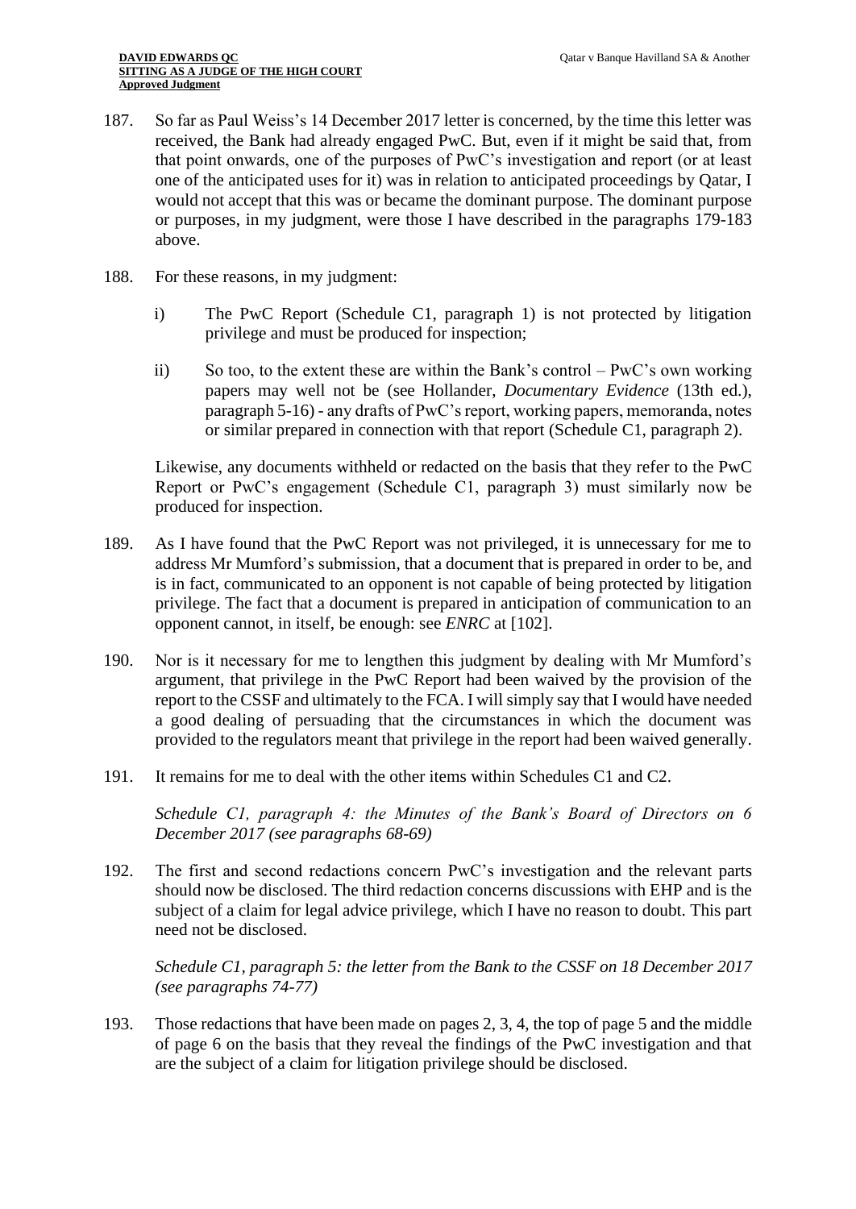187. So far as Paul Weiss's 14 December 2017 letter is concerned, by the time this letter was received, the Bank had already engaged PwC. But, even if it might be said that, from that point onwards, one of the purposes of PwC's investigation and report (or at least one of the anticipated uses for it) was in relation to anticipated proceedings by Qatar, I would not accept that this was or became the dominant purpose. The dominant purpose or purposes, in my judgment, were those I have described in the paragraphs 179-183 above.

188. For these reasons, in my judgment:

    i) The PwC Report (Schedule C1, paragraph 1) is not protected by litigation privilege and must be produced for inspection;

    ii) So too, to the extent these are within the Bank's control – PwC's own working papers may well not be (see Hollander, *Documentary Evidence* (13th ed.), paragraph 5-16) - any drafts of PwC's report, working papers, memoranda, notes or similar prepared in connection with that report (Schedule C1, paragraph 2).

    Likewise, any documents withheld or redacted on the basis that they refer to the PwC Report or PwC's engagement (Schedule C1, paragraph 3) must similarly now be produced for inspection.

189. As I have found that the PwC Report was not privileged, it is unnecessary for me to address Mr Mumford's submission, that a document that is prepared in order to be, and is in fact, communicated to an opponent is not capable of being protected by litigation privilege. The fact that a document is prepared in anticipation of communication to an opponent cannot, in itself, be enough: see *ENRC* at [102].

190. Nor is it necessary for me to lengthen this judgment by dealing with Mr Mumford's argument, that privilege in the PwC Report had been waived by the provision of the report to the CSSF and ultimately to the FCA. I will simply say that I would have needed a good dealing of persuading that the circumstances in which the document was provided to the regulators meant that privilege in the report had been waived generally.

191. It remains for me to deal with the other items within Schedules C1 and C2.

    *Schedule C1, paragraph 4: the Minutes of the Bank's Board of Directors on 6 December 2017 (see paragraphs 68-69)*

192. The first and second redactions concern PwC's investigation and the relevant parts should now be disclosed. The third redaction concerns discussions with EHP and is the subject of a claim for legal advice privilege, which I have no reason to doubt. This part need not be disclosed.

    *Schedule C1, paragraph 5: the letter from the Bank to the CSSF on 18 December 2017 (see paragraphs 74-77)*

193. Those redactions that have been made on pages 2, 3, 4, the top of page 5 and the middle of page 6 on the basis that they reveal the findings of the PwC investigation and that are the subject of a claim for litigation privilege should be disclosed.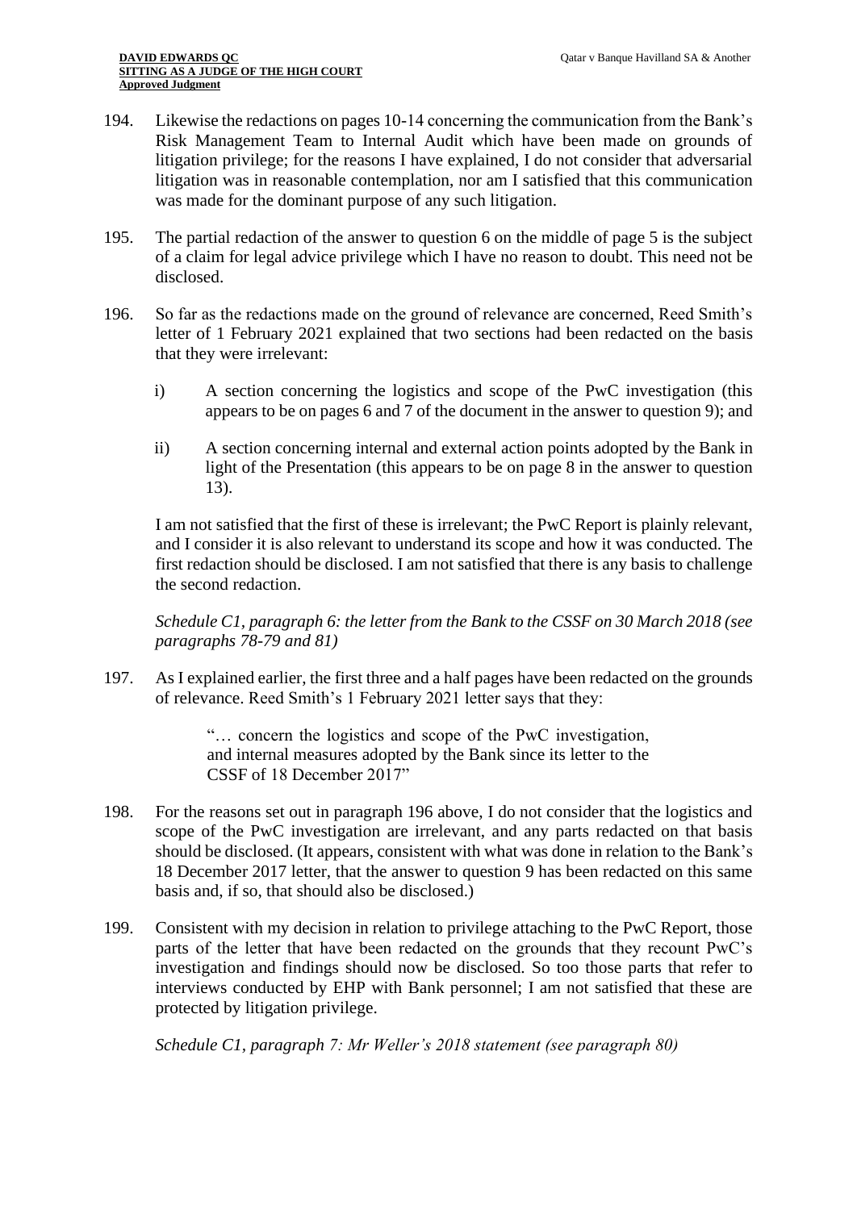194. Likewise the redactions on pages 10-14 concerning the communication from the Bank's Risk Management Team to Internal Audit which have been made on grounds of litigation privilege; for the reasons I have explained, I do not consider that adversarial litigation was in reasonable contemplation, nor am I satisfied that this communication was made for the dominant purpose of any such litigation.

195. The partial redaction of the answer to question 6 on the middle of page 5 is the subject of a claim for legal advice privilege which I have no reason to doubt. This need not be disclosed.

196. So far as the redactions made on the ground of relevance are concerned, Reed Smith's letter of 1 February 2021 explained that two sections had been redacted on the basis that they were irrelevant:

   i) A section concerning the logistics and scope of the PwC investigation (this appears to be on pages 6 and 7 of the document in the answer to question 9); and

   ii) A section concerning internal and external action points adopted by the Bank in light of the Presentation (this appears to be on page 8 in the answer to question 13).

   I am not satisfied that the first of these is irrelevant; the PwC Report is plainly relevant, and I consider it is also relevant to understand its scope and how it was conducted. The first redaction should be disclosed. I am not satisfied that there is any basis to challenge the second redaction.

*Schedule C1, paragraph 6: the letter from the Bank to the CSSF on 30 March 2018 (see paragraphs 78-79 and 81)*

197. As I explained earlier, the first three and a half pages have been redacted on the grounds of relevance. Reed Smith's 1 February 2021 letter says that they:

> "… concern the logistics and scope of the PwC investigation, and internal measures adopted by the Bank since its letter to the CSSF of 18 December 2017"

198. For the reasons set out in paragraph 196 above, I do not consider that the logistics and scope of the PwC investigation are irrelevant, and any parts redacted on that basis should be disclosed. (It appears, consistent with what was done in relation to the Bank's 18 December 2017 letter, that the answer to question 9 has been redacted on this same basis and, if so, that should also be disclosed.)

199. Consistent with my decision in relation to privilege attaching to the PwC Report, those parts of the letter that have been redacted on the grounds that they recount PwC's investigation and findings should now be disclosed. So too those parts that refer to interviews conducted by EHP with Bank personnel; I am not satisfied that these are protected by litigation privilege.

*Schedule C1, paragraph 7: Mr Weller's 2018 statement (see paragraph 80)*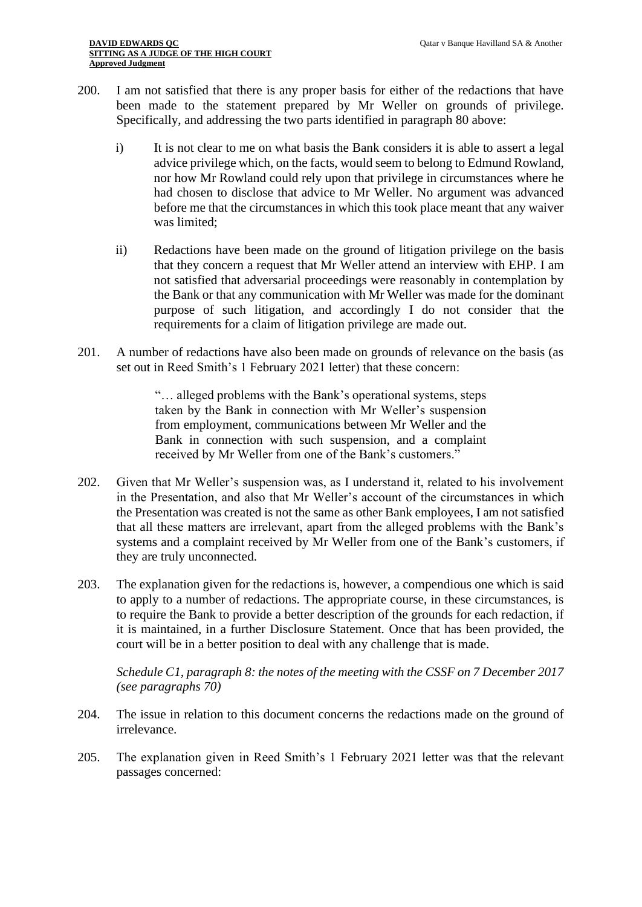200. I am not satisfied that there is any proper basis for either of the redactions that have been made to the statement prepared by Mr Weller on grounds of privilege. Specifically, and addressing the two parts identified in paragraph 80 above:

   i) It is not clear to me on what basis the Bank considers it is able to assert a legal advice privilege which, on the facts, would seem to belong to Edmund Rowland, nor how Mr Rowland could rely upon that privilege in circumstances where he had chosen to disclose that advice to Mr Weller. No argument was advanced before me that the circumstances in which this took place meant that any waiver was limited;

   ii) Redactions have been made on the ground of litigation privilege on the basis that they concern a request that Mr Weller attend an interview with EHP. I am not satisfied that adversarial proceedings were reasonably in contemplation by the Bank or that any communication with Mr Weller was made for the dominant purpose of such litigation, and accordingly I do not consider that the requirements for a claim of litigation privilege are made out.

201. A number of redactions have also been made on grounds of relevance on the basis (as set out in Reed Smith's 1 February 2021 letter) that these concern:

> "… alleged problems with the Bank's operational systems, steps taken by the Bank in connection with Mr Weller's suspension from employment, communications between Mr Weller and the Bank in connection with such suspension, and a complaint received by Mr Weller from one of the Bank's customers."

202. Given that Mr Weller's suspension was, as I understand it, related to his involvement in the Presentation, and also that Mr Weller's account of the circumstances in which the Presentation was created is not the same as other Bank employees, I am not satisfied that all these matters are irrelevant, apart from the alleged problems with the Bank's systems and a complaint received by Mr Weller from one of the Bank's customers, if they are truly unconnected.

203. The explanation given for the redactions is, however, a compendious one which is said to apply to a number of redactions. The appropriate course, in these circumstances, is to require the Bank to provide a better description of the grounds for each redaction, if it is maintained, in a further Disclosure Statement. Once that has been provided, the court will be in a better position to deal with any challenge that is made.

*Schedule C1, paragraph 8: the notes of the meeting with the CSSF on 7 December 2017 (see paragraphs 70)*

204. The issue in relation to this document concerns the redactions made on the ground of irrelevance.

205. The explanation given in Reed Smith's 1 February 2021 letter was that the relevant passages concerned: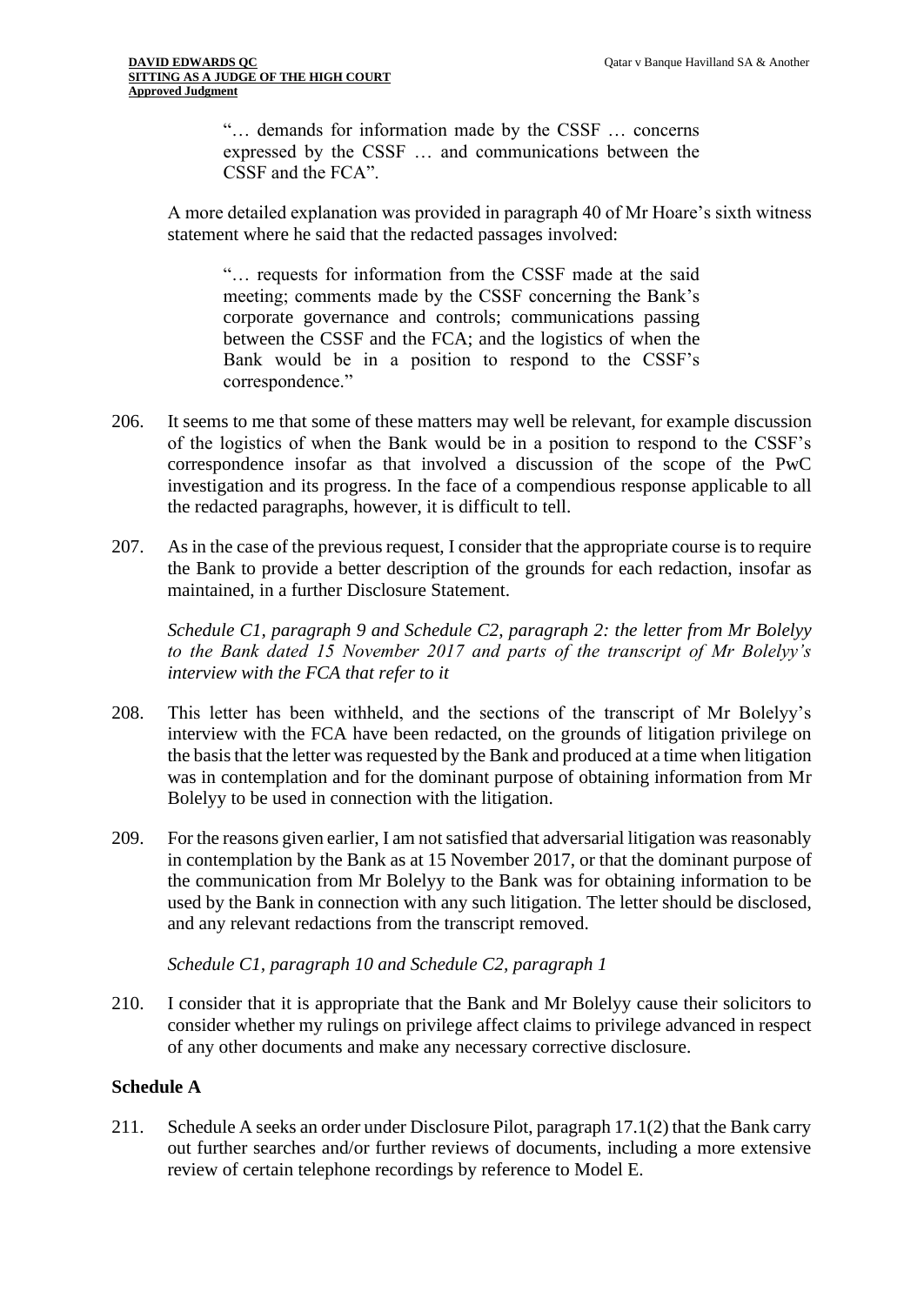> "… demands for information made by the CSSF … concerns expressed by the CSSF … and communications between the CSSF and the FCA".

A more detailed explanation was provided in paragraph 40 of Mr Hoare's sixth witness statement where he said that the redacted passages involved:

> "… requests for information from the CSSF made at the said meeting; comments made by the CSSF concerning the Bank's corporate governance and controls; communications passing between the CSSF and the FCA; and the logistics of when the Bank would be in a position to respond to the CSSF's correspondence."

206. It seems to me that some of these matters may well be relevant, for example discussion of the logistics of when the Bank would be in a position to respond to the CSSF's correspondence insofar as that involved a discussion of the scope of the PwC investigation and its progress. In the face of a compendious response applicable to all the redacted paragraphs, however, it is difficult to tell.

207. As in the case of the previous request, I consider that the appropriate course is to require the Bank to provide a better description of the grounds for each redaction, insofar as maintained, in a further Disclosure Statement.

*Schedule C1, paragraph 9 and Schedule C2, paragraph 2: the letter from Mr Bolelyy to the Bank dated 15 November 2017 and parts of the transcript of Mr Bolelyy's interview with the FCA that refer to it*

208. This letter has been withheld, and the sections of the transcript of Mr Bolelyy's interview with the FCA have been redacted, on the grounds of litigation privilege on the basis that the letter was requested by the Bank and produced at a time when litigation was in contemplation and for the dominant purpose of obtaining information from Mr Bolelyy to be used in connection with the litigation.

209. For the reasons given earlier, I am not satisfied that adversarial litigation was reasonably in contemplation by the Bank as at 15 November 2017, or that the dominant purpose of the communication from Mr Bolelyy to the Bank was for obtaining information to be used by the Bank in connection with any such litigation. The letter should be disclosed, and any relevant redactions from the transcript removed.

*Schedule C1, paragraph 10 and Schedule C2, paragraph 1*

210. I consider that it is appropriate that the Bank and Mr Bolelyy cause their solicitors to consider whether my rulings on privilege affect claims to privilege advanced in respect of any other documents and make any necessary corrective disclosure.

## Schedule A

211. Schedule A seeks an order under Disclosure Pilot, paragraph 17.1(2) that the Bank carry out further searches and/or further reviews of documents, including a more extensive review of certain telephone recordings by reference to Model E.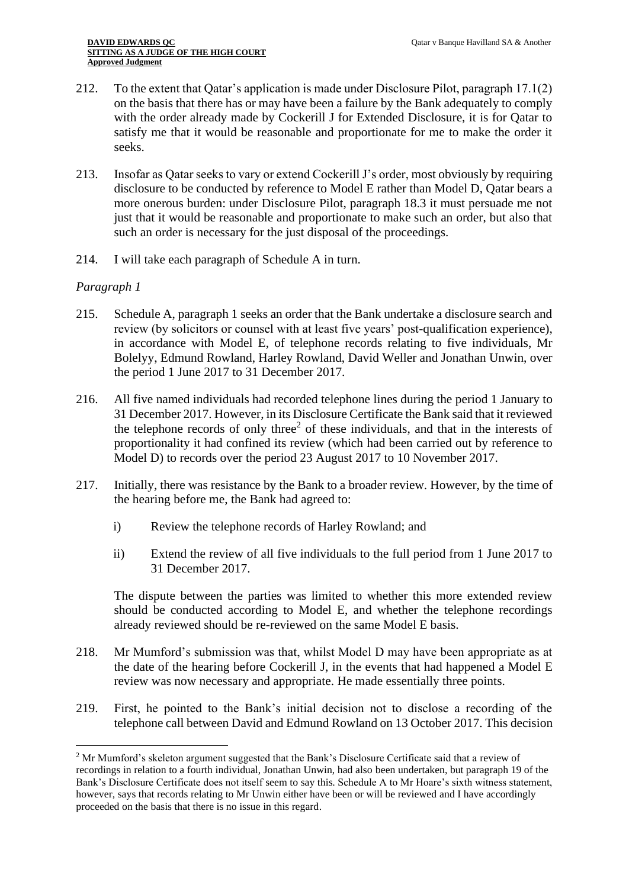212. To the extent that Qatar's application is made under Disclosure Pilot, paragraph 17.1(2) on the basis that there has or may have been a failure by the Bank adequately to comply with the order already made by Cockerill J for Extended Disclosure, it is for Qatar to satisfy me that it would be reasonable and proportionate for me to make the order it seeks.

213. Insofar as Qatar seeks to vary or extend Cockerill J's order, most obviously by requiring disclosure to be conducted by reference to Model E rather than Model D, Qatar bears a more onerous burden: under Disclosure Pilot, paragraph 18.3 it must persuade me not just that it would be reasonable and proportionate to make such an order, but also that such an order is necessary for the just disposal of the proceedings.

214. I will take each paragraph of Schedule A in turn.

*Paragraph 1*

215. Schedule A, paragraph 1 seeks an order that the Bank undertake a disclosure search and review (by solicitors or counsel with at least five years' post-qualification experience), in accordance with Model E, of telephone records relating to five individuals, Mr Bolelyy, Edmund Rowland, Harley Rowland, David Weller and Jonathan Unwin, over the period 1 June 2017 to 31 December 2017.

216. All five named individuals had recorded telephone lines during the period 1 January to 31 December 2017. However, in its Disclosure Certificate the Bank said that it reviewed the telephone records of only three[2] of these individuals, and that in the interests of proportionality it had confined its review (which had been carried out by reference to Model D) to records over the period 23 August 2017 to 10 November 2017.

217. Initially, there was resistance by the Bank to a broader review. However, by the time of the hearing before me, the Bank had agreed to:

    i) Review the telephone records of Harley Rowland; and

    ii) Extend the review of all five individuals to the full period from 1 June 2017 to 31 December 2017.

    The dispute between the parties was limited to whether this more extended review should be conducted according to Model E, and whether the telephone recordings already reviewed should be re-reviewed on the same Model E basis.

218. Mr Mumford's submission was that, whilst Model D may have been appropriate as at the date of the hearing before Cockerill J, in the events that had happened a Model E review was now necessary and appropriate. He made essentially three points.

219. First, he pointed to the Bank's initial decision not to disclose a recording of the telephone call between David and Edmund Rowland on 13 October 2017. This decision

---

[2] Mr Mumford's skeleton argument suggested that the Bank's Disclosure Certificate said that a review of recordings in relation to a fourth individual, Jonathan Unwin, had also been undertaken, but paragraph 19 of the Bank's Disclosure Certificate does not itself seem to say this. Schedule A to Mr Hoare's sixth witness statement, however, says that records relating to Mr Unwin either have been or will be reviewed and I have accordingly proceeded on the basis that there is no issue in this regard.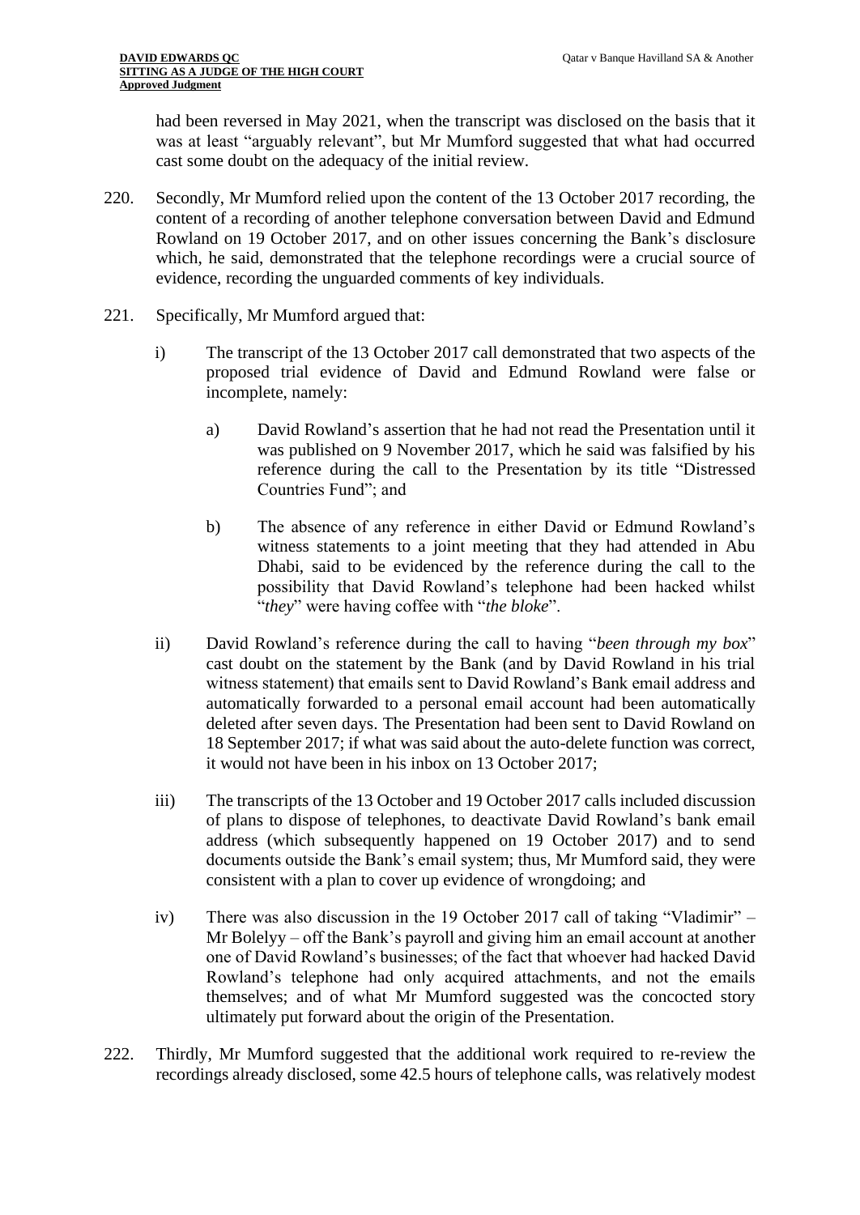had been reversed in May 2021, when the transcript was disclosed on the basis that it was at least "arguably relevant", but Mr Mumford suggested that what had occurred cast some doubt on the adequacy of the initial review.

220. Secondly, Mr Mumford relied upon the content of the 13 October 2017 recording, the content of a recording of another telephone conversation between David and Edmund Rowland on 19 October 2017, and on other issues concerning the Bank's disclosure which, he said, demonstrated that the telephone recordings were a crucial source of evidence, recording the unguarded comments of key individuals.

221. Specifically, Mr Mumford argued that:

   i) The transcript of the 13 October 2017 call demonstrated that two aspects of the proposed trial evidence of David and Edmund Rowland were false or incomplete, namely:

      a) David Rowland's assertion that he had not read the Presentation until it was published on 9 November 2017, which he said was falsified by his reference during the call to the Presentation by its title "Distressed Countries Fund"; and

      b) The absence of any reference in either David or Edmund Rowland's witness statements to a joint meeting that they had attended in Abu Dhabi, said to be evidenced by the reference during the call to the possibility that David Rowland's telephone had been hacked whilst "*they*" were having coffee with "*the bloke*".

   ii) David Rowland's reference during the call to having "*been through my box*" cast doubt on the statement by the Bank (and by David Rowland in his trial witness statement) that emails sent to David Rowland's Bank email address and automatically forwarded to a personal email account had been automatically deleted after seven days. The Presentation had been sent to David Rowland on 18 September 2017; if what was said about the auto-delete function was correct, it would not have been in his inbox on 13 October 2017;

   iii) The transcripts of the 13 October and 19 October 2017 calls included discussion of plans to dispose of telephones, to deactivate David Rowland's bank email address (which subsequently happened on 19 October 2017) and to send documents outside the Bank's email system; thus, Mr Mumford said, they were consistent with a plan to cover up evidence of wrongdoing; and

   iv) There was also discussion in the 19 October 2017 call of taking "Vladimir" – Mr Bolelyy – off the Bank's payroll and giving him an email account at another one of David Rowland's businesses; of the fact that whoever had hacked David Rowland's telephone had only acquired attachments, and not the emails themselves; and of what Mr Mumford suggested was the concocted story ultimately put forward about the origin of the Presentation.

222. Thirdly, Mr Mumford suggested that the additional work required to re-review the recordings already disclosed, some 42.5 hours of telephone calls, was relatively modest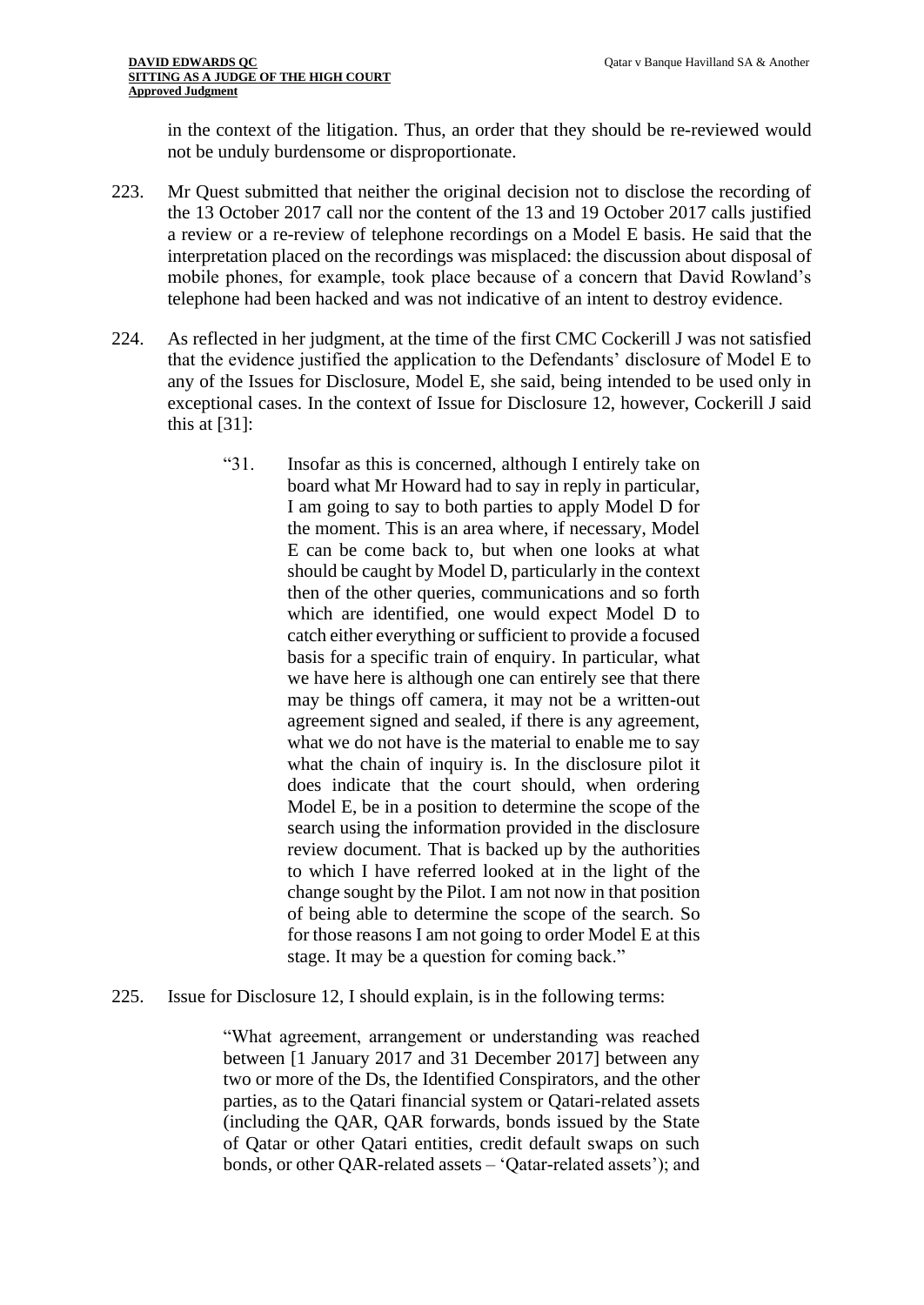in the context of the litigation. Thus, an order that they should be re-reviewed would not be unduly burdensome or disproportionate.

223. Mr Quest submitted that neither the original decision not to disclose the recording of the 13 October 2017 call nor the content of the 13 and 19 October 2017 calls justified a review or a re-review of telephone recordings on a Model E basis. He said that the interpretation placed on the recordings was misplaced: the discussion about disposal of mobile phones, for example, took place because of a concern that David Rowland's telephone had been hacked and was not indicative of an intent to destroy evidence.

224. As reflected in her judgment, at the time of the first CMC Cockerill J was not satisfied that the evidence justified the application to the Defendants' disclosure of Model E to any of the Issues for Disclosure, Model E, she said, being intended to be used only in exceptional cases. In the context of Issue for Disclosure 12, however, Cockerill J said this at [31]:

> "31. Insofar as this is concerned, although I entirely take on board what Mr Howard had to say in reply in particular, I am going to say to both parties to apply Model D for the moment. This is an area where, if necessary, Model E can be come back to, but when one looks at what should be caught by Model D, particularly in the context then of the other queries, communications and so forth which are identified, one would expect Model D to catch either everything or sufficient to provide a focused basis for a specific train of enquiry. In particular, what we have here is although one can entirely see that there may be things off camera, it may not be a written-out agreement signed and sealed, if there is any agreement, what we do not have is the material to enable me to say what the chain of inquiry is. In the disclosure pilot it does indicate that the court should, when ordering Model E, be in a position to determine the scope of the search using the information provided in the disclosure review document. That is backed up by the authorities to which I have referred looked at in the light of the change sought by the Pilot. I am not now in that position of being able to determine the scope of the search. So for those reasons I am not going to order Model E at this stage. It may be a question for coming back."

225. Issue for Disclosure 12, I should explain, is in the following terms:

> "What agreement, arrangement or understanding was reached between [1 January 2017 and 31 December 2017] between any two or more of the Ds, the Identified Conspirators, and the other parties, as to the Qatari financial system or Qatari-related assets (including the QAR, QAR forwards, bonds issued by the State of Qatar or other Qatari entities, credit default swaps on such bonds, or other QAR-related assets – 'Qatar-related assets'); and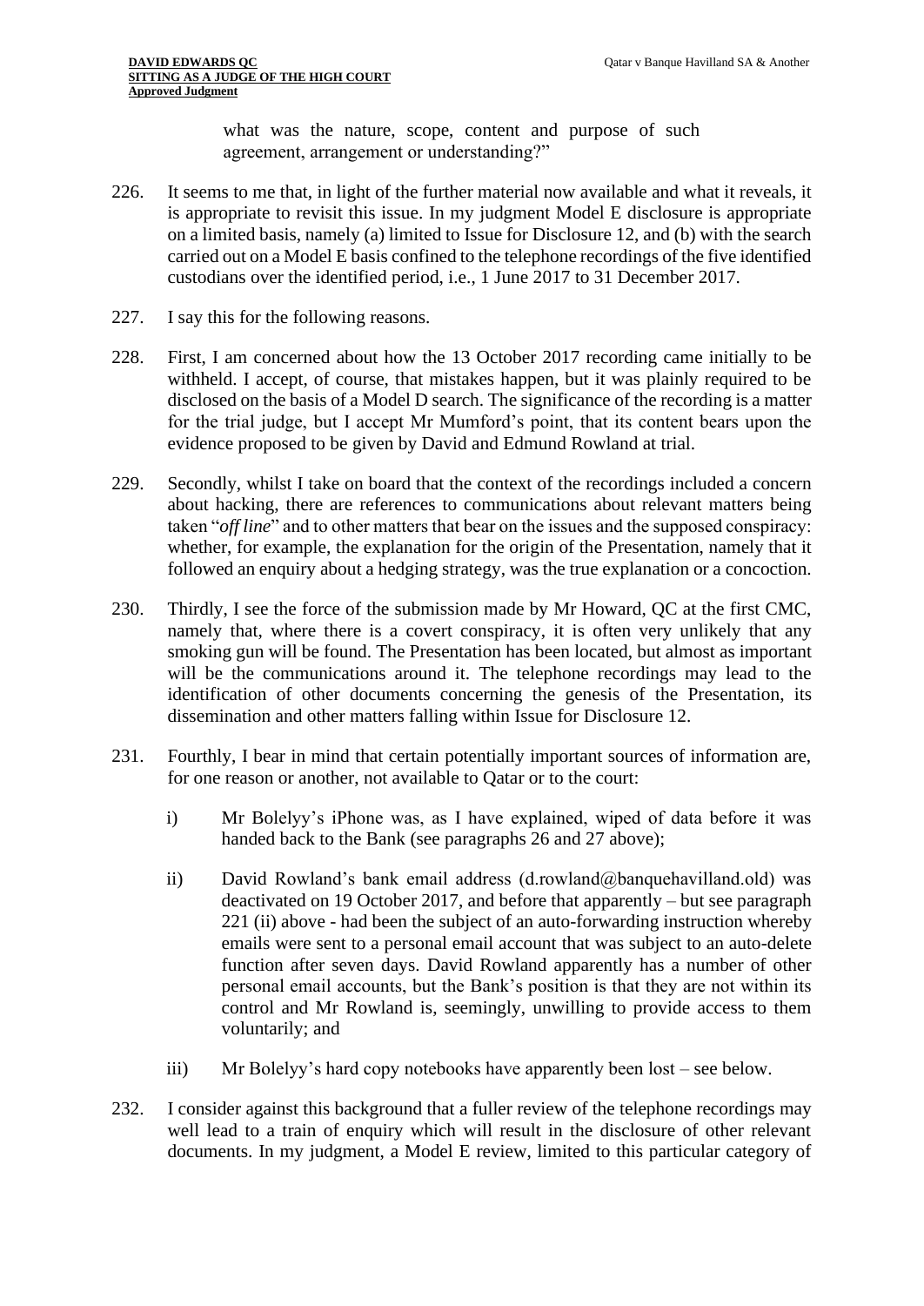what was the nature, scope, content and purpose of such agreement, arrangement or understanding?"

226. It seems to me that, in light of the further material now available and what it reveals, it is appropriate to revisit this issue. In my judgment Model E disclosure is appropriate on a limited basis, namely (a) limited to Issue for Disclosure 12, and (b) with the search carried out on a Model E basis confined to the telephone recordings of the five identified custodians over the identified period, i.e., 1 June 2017 to 31 December 2017.

227. I say this for the following reasons.

228. First, I am concerned about how the 13 October 2017 recording came initially to be withheld. I accept, of course, that mistakes happen, but it was plainly required to be disclosed on the basis of a Model D search. The significance of the recording is a matter for the trial judge, but I accept Mr Mumford's point, that its content bears upon the evidence proposed to be given by David and Edmund Rowland at trial.

229. Secondly, whilst I take on board that the context of the recordings included a concern about hacking, there are references to communications about relevant matters being taken "*off line*" and to other matters that bear on the issues and the supposed conspiracy: whether, for example, the explanation for the origin of the Presentation, namely that it followed an enquiry about a hedging strategy, was the true explanation or a concoction.

230. Thirdly, I see the force of the submission made by Mr Howard, QC at the first CMC, namely that, where there is a covert conspiracy, it is often very unlikely that any smoking gun will be found. The Presentation has been located, but almost as important will be the communications around it. The telephone recordings may lead to the identification of other documents concerning the genesis of the Presentation, its dissemination and other matters falling within Issue for Disclosure 12.

231. Fourthly, I bear in mind that certain potentially important sources of information are, for one reason or another, not available to Qatar or to the court:

   i) Mr Bolelyy's iPhone was, as I have explained, wiped of data before it was handed back to the Bank (see paragraphs 26 and 27 above);

   ii) David Rowland's bank email address (d.rowland@banquehavilland.old) was deactivated on 19 October 2017, and before that apparently – but see paragraph 221 (ii) above - had been the subject of an auto-forwarding instruction whereby emails were sent to a personal email account that was subject to an auto-delete function after seven days. David Rowland apparently has a number of other personal email accounts, but the Bank's position is that they are not within its control and Mr Rowland is, seemingly, unwilling to provide access to them voluntarily; and

   iii) Mr Bolelyy's hard copy notebooks have apparently been lost – see below.

232. I consider against this background that a fuller review of the telephone recordings may well lead to a train of enquiry which will result in the disclosure of other relevant documents. In my judgment, a Model E review, limited to this particular category of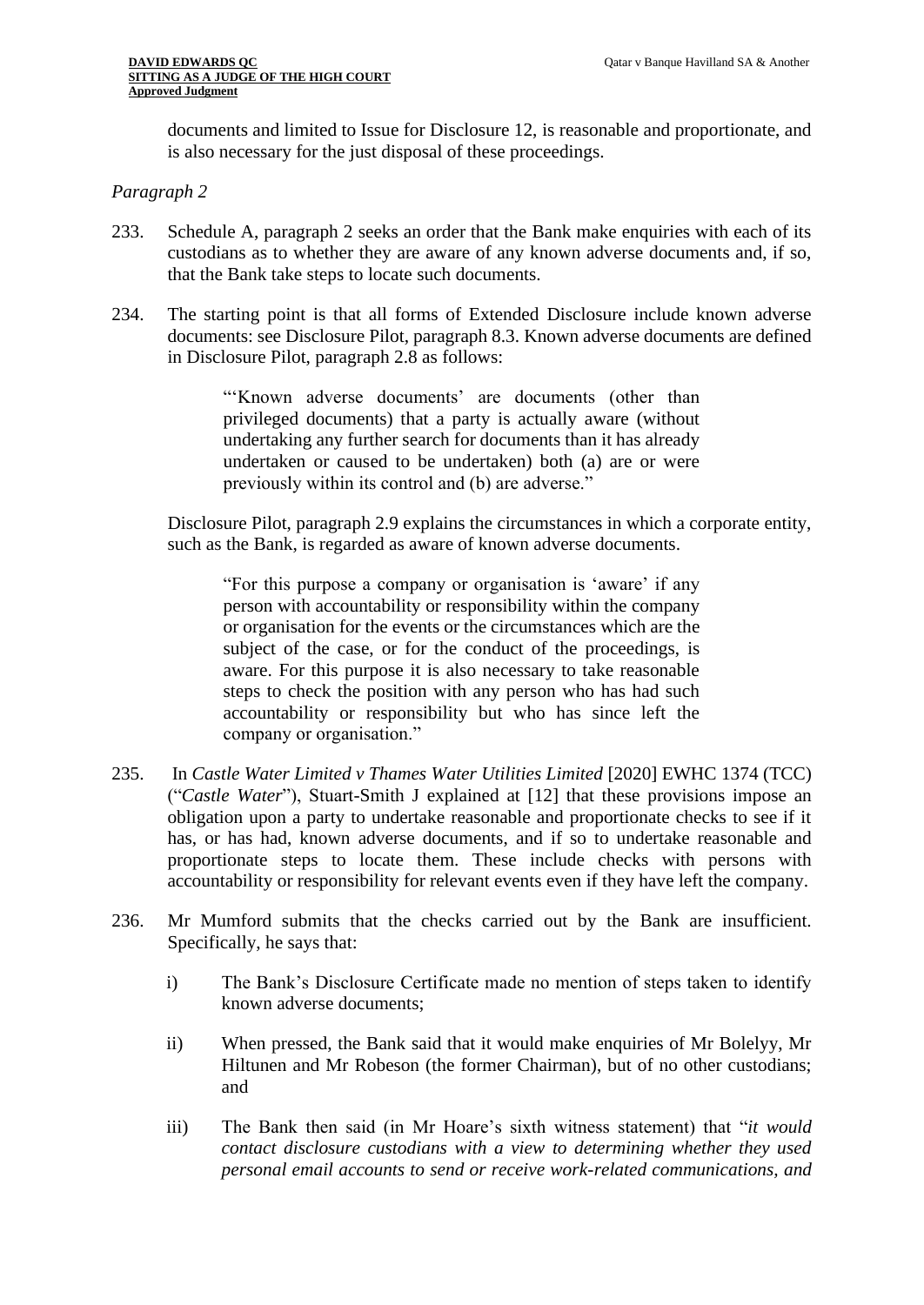documents and limited to Issue for Disclosure 12, is reasonable and proportionate, and is also necessary for the just disposal of these proceedings.

*Paragraph 2*

233. Schedule A, paragraph 2 seeks an order that the Bank make enquiries with each of its custodians as to whether they are aware of any known adverse documents and, if so, that the Bank take steps to locate such documents.

234. The starting point is that all forms of Extended Disclosure include known adverse documents: see Disclosure Pilot, paragraph 8.3. Known adverse documents are defined in Disclosure Pilot, paragraph 2.8 as follows:

> "'Known adverse documents' are documents (other than privileged documents) that a party is actually aware (without undertaking any further search for documents than it has already undertaken or caused to be undertaken) both (a) are or were previously within its control and (b) are adverse."

Disclosure Pilot, paragraph 2.9 explains the circumstances in which a corporate entity, such as the Bank, is regarded as aware of known adverse documents.

> "For this purpose a company or organisation is 'aware' if any person with accountability or responsibility within the company or organisation for the events or the circumstances which are the subject of the case, or for the conduct of the proceedings, is aware. For this purpose it is also necessary to take reasonable steps to check the position with any person who has had such accountability or responsibility but who has since left the company or organisation."

235. In *Castle Water Limited v Thames Water Utilities Limited* [2020] EWHC 1374 (TCC) ("*Castle Water*"), Stuart-Smith J explained at [12] that these provisions impose an obligation upon a party to undertake reasonable and proportionate checks to see if it has, or has had, known adverse documents, and if so to undertake reasonable and proportionate steps to locate them. These include checks with persons with accountability or responsibility for relevant events even if they have left the company.

236. Mr Mumford submits that the checks carried out by the Bank are insufficient. Specifically, he says that:

   i) The Bank's Disclosure Certificate made no mention of steps taken to identify known adverse documents;

   ii) When pressed, the Bank said that it would make enquiries of Mr Bolelyy, Mr Hiltunen and Mr Robeson (the former Chairman), but of no other custodians; and

   iii) The Bank then said (in Mr Hoare's sixth witness statement) that "*it would contact disclosure custodians with a view to determining whether they used personal email accounts to send or receive work-related communications, and*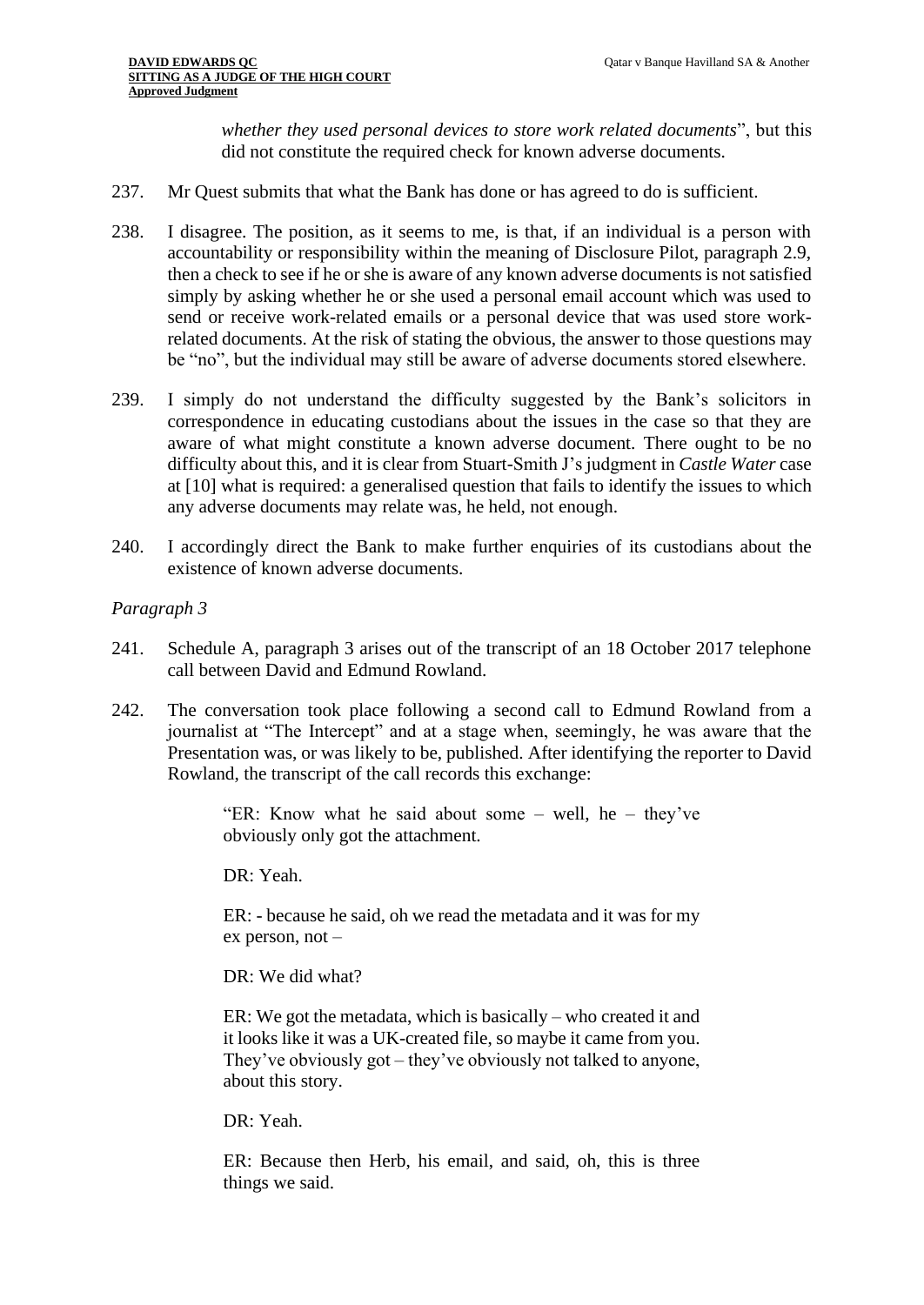*whether they used personal devices to store work related documents*", but this did not constitute the required check for known adverse documents.

237. Mr Quest submits that what the Bank has done or has agreed to do is sufficient.

238. I disagree. The position, as it seems to me, is that, if an individual is a person with accountability or responsibility within the meaning of Disclosure Pilot, paragraph 2.9, then a check to see if he or she is aware of any known adverse documents is not satisfied simply by asking whether he or she used a personal email account which was used to send or receive work-related emails or a personal device that was used store work-related documents. At the risk of stating the obvious, the answer to those questions may be "no", but the individual may still be aware of adverse documents stored elsewhere.

239. I simply do not understand the difficulty suggested by the Bank's solicitors in correspondence in educating custodians about the issues in the case so that they are aware of what might constitute a known adverse document. There ought to be no difficulty about this, and it is clear from Stuart-Smith J's judgment in *Castle Water* case at [10] what is required: a generalised question that fails to identify the issues to which any adverse documents may relate was, he held, not enough.

240. I accordingly direct the Bank to make further enquiries of its custodians about the existence of known adverse documents.

*Paragraph 3*

241. Schedule A, paragraph 3 arises out of the transcript of an 18 October 2017 telephone call between David and Edmund Rowland.

242. The conversation took place following a second call to Edmund Rowland from a journalist at "The Intercept" and at a stage when, seemingly, he was aware that the Presentation was, or was likely to be, published. After identifying the reporter to David Rowland, the transcript of the call records this exchange:

> "ER: Know what he said about some – well, he – they've obviously only got the attachment.
>
> DR: Yeah.
>
> ER: - because he said, oh we read the metadata and it was for my ex person, not –
>
> DR: We did what?
>
> ER: We got the metadata, which is basically – who created it and it looks like it was a UK-created file, so maybe it came from you. They've obviously got – they've obviously not talked to anyone, about this story.
>
> DR: Yeah.
>
> ER: Because then Herb, his email, and said, oh, this is three things we said.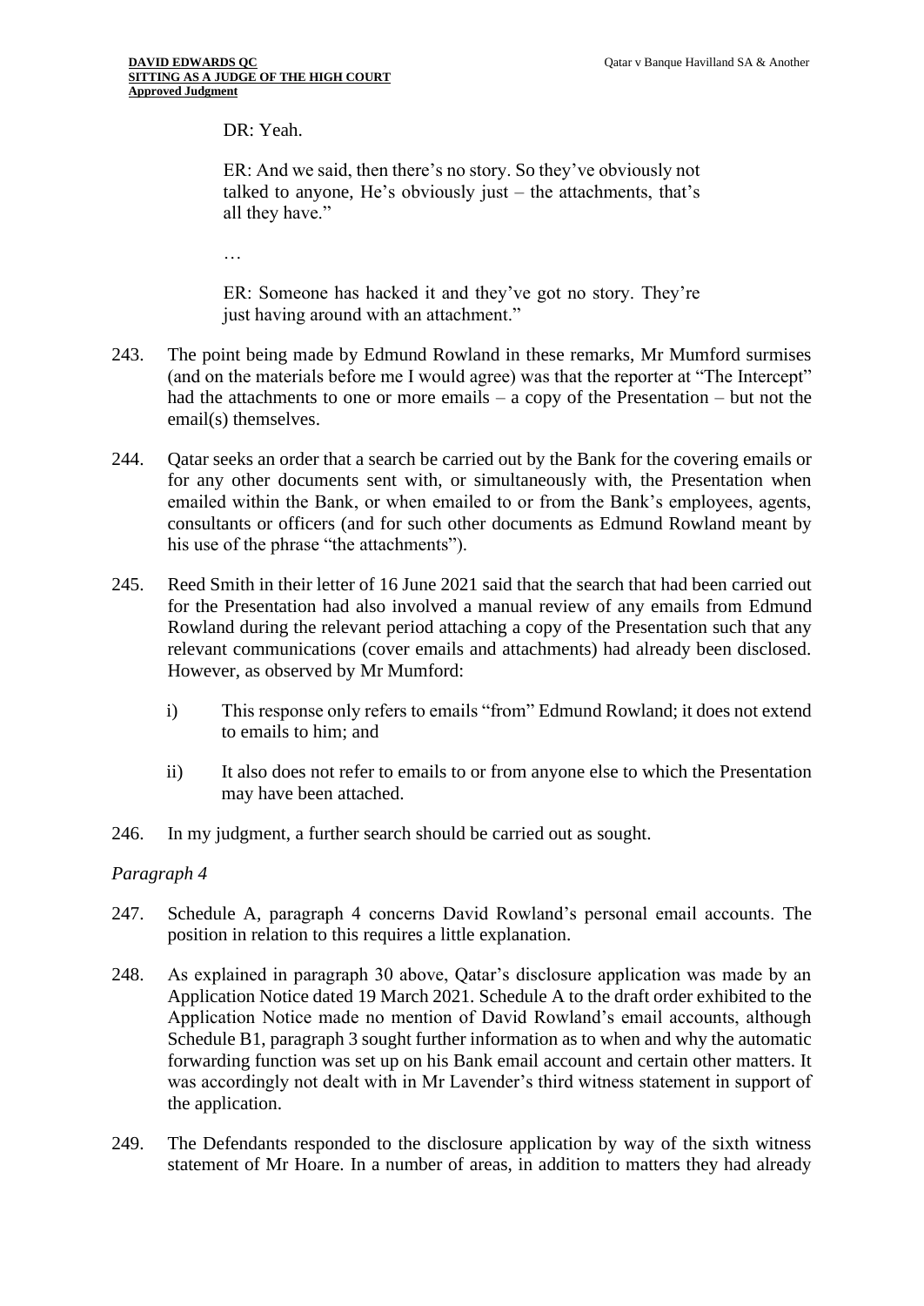> DR: Yeah.
>
> ER: And we said, then there's no story. So they've obviously not talked to anyone, He's obviously just – the attachments, that's all they have."
>
> …
>
> ER: Someone has hacked it and they've got no story. They're just having around with an attachment."

243. The point being made by Edmund Rowland in these remarks, Mr Mumford surmises (and on the materials before me I would agree) was that the reporter at "The Intercept" had the attachments to one or more emails – a copy of the Presentation – but not the email(s) themselves.

244. Qatar seeks an order that a search be carried out by the Bank for the covering emails or for any other documents sent with, or simultaneously with, the Presentation when emailed within the Bank, or when emailed to or from the Bank's employees, agents, consultants or officers (and for such other documents as Edmund Rowland meant by his use of the phrase "the attachments").

245. Reed Smith in their letter of 16 June 2021 said that the search that had been carried out for the Presentation had also involved a manual review of any emails from Edmund Rowland during the relevant period attaching a copy of the Presentation such that any relevant communications (cover emails and attachments) had already been disclosed. However, as observed by Mr Mumford:

    i) This response only refers to emails "from" Edmund Rowland; it does not extend to emails to him; and

    ii) It also does not refer to emails to or from anyone else to which the Presentation may have been attached.

246. In my judgment, a further search should be carried out as sought.

*Paragraph 4*

247. Schedule A, paragraph 4 concerns David Rowland's personal email accounts. The position in relation to this requires a little explanation.

248. As explained in paragraph 30 above, Qatar's disclosure application was made by an Application Notice dated 19 March 2021. Schedule A to the draft order exhibited to the Application Notice made no mention of David Rowland's email accounts, although Schedule B1, paragraph 3 sought further information as to when and why the automatic forwarding function was set up on his Bank email account and certain other matters. It was accordingly not dealt with in Mr Lavender's third witness statement in support of the application.

249. The Defendants responded to the disclosure application by way of the sixth witness statement of Mr Hoare. In a number of areas, in addition to matters they had already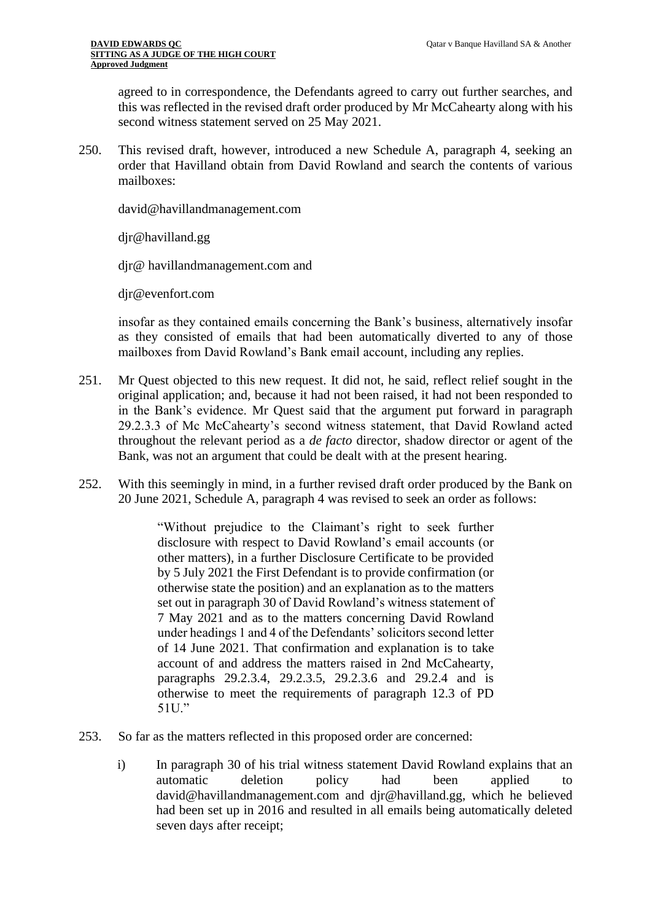agreed to in correspondence, the Defendants agreed to carry out further searches, and this was reflected in the revised draft order produced by Mr McCahearty along with his second witness statement served on 25 May 2021.

250. This revised draft, however, introduced a new Schedule A, paragraph 4, seeking an order that Havilland obtain from David Rowland and search the contents of various mailboxes:

david@havillandmanagement.com

djr@havilland.gg

djr@ havillandmanagement.com and

djr@evenfort.com

insofar as they contained emails concerning the Bank's business, alternatively insofar as they consisted of emails that had been automatically diverted to any of those mailboxes from David Rowland's Bank email account, including any replies.

251. Mr Quest objected to this new request. It did not, he said, reflect relief sought in the original application; and, because it had not been raised, it had not been responded to in the Bank's evidence. Mr Quest said that the argument put forward in paragraph 29.2.3.3 of Mc McCahearty's second witness statement, that David Rowland acted throughout the relevant period as a *de facto* director, shadow director or agent of the Bank, was not an argument that could be dealt with at the present hearing.

252. With this seemingly in mind, in a further revised draft order produced by the Bank on 20 June 2021, Schedule A, paragraph 4 was revised to seek an order as follows:

> "Without prejudice to the Claimant's right to seek further disclosure with respect to David Rowland's email accounts (or other matters), in a further Disclosure Certificate to be provided by 5 July 2021 the First Defendant is to provide confirmation (or otherwise state the position) and an explanation as to the matters set out in paragraph 30 of David Rowland's witness statement of 7 May 2021 and as to the matters concerning David Rowland under headings 1 and 4 of the Defendants' solicitors second letter of 14 June 2021. That confirmation and explanation is to take account of and address the matters raised in 2nd McCahearty, paragraphs 29.2.3.4, 29.2.3.5, 29.2.3.6 and 29.2.4 and is otherwise to meet the requirements of paragraph 12.3 of PD 51U."

253. So far as the matters reflected in this proposed order are concerned:

i) In paragraph 30 of his trial witness statement David Rowland explains that an automatic deletion policy had been applied to david@havillandmanagement.com and djr@havilland.gg, which he believed had been set up in 2016 and resulted in all emails being automatically deleted seven days after receipt;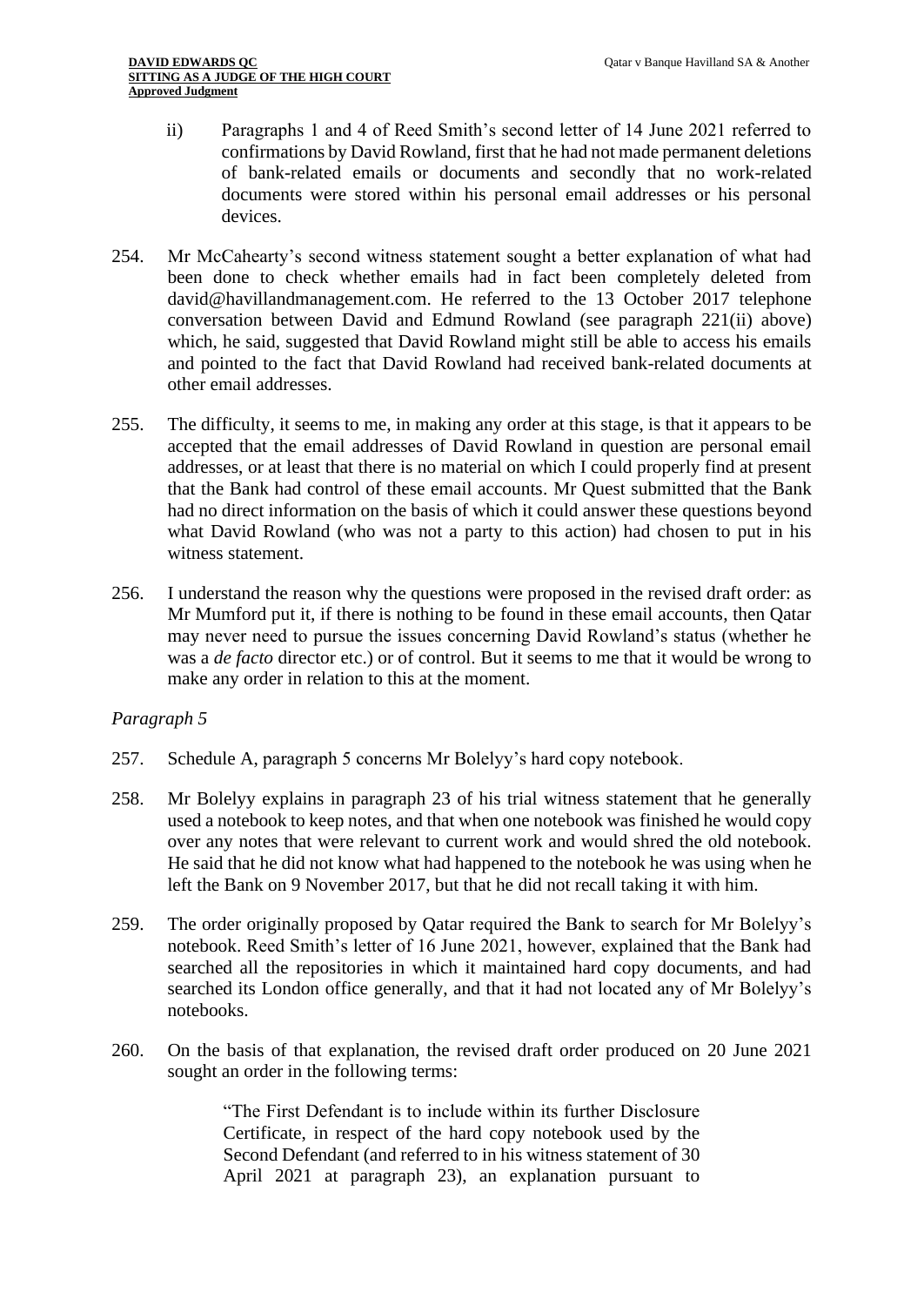ii) Paragraphs 1 and 4 of Reed Smith's second letter of 14 June 2021 referred to confirmations by David Rowland, first that he had not made permanent deletions of bank-related emails or documents and secondly that no work-related documents were stored within his personal email addresses or his personal devices.

254. Mr McCahearty's second witness statement sought a better explanation of what had been done to check whether emails had in fact been completely deleted from david@havillandmanagement.com. He referred to the 13 October 2017 telephone conversation between David and Edmund Rowland (see paragraph 221(ii) above) which, he said, suggested that David Rowland might still be able to access his emails and pointed to the fact that David Rowland had received bank-related documents at other email addresses.

255. The difficulty, it seems to me, in making any order at this stage, is that it appears to be accepted that the email addresses of David Rowland in question are personal email addresses, or at least that there is no material on which I could properly find at present that the Bank had control of these email accounts. Mr Quest submitted that the Bank had no direct information on the basis of which it could answer these questions beyond what David Rowland (who was not a party to this action) had chosen to put in his witness statement.

256. I understand the reason why the questions were proposed in the revised draft order: as Mr Mumford put it, if there is nothing to be found in these email accounts, then Qatar may never need to pursue the issues concerning David Rowland's status (whether he was a *de facto* director etc.) or of control. But it seems to me that it would be wrong to make any order in relation to this at the moment.

*Paragraph 5*

257. Schedule A, paragraph 5 concerns Mr Bolelyy's hard copy notebook.

258. Mr Bolelyy explains in paragraph 23 of his trial witness statement that he generally used a notebook to keep notes, and that when one notebook was finished he would copy over any notes that were relevant to current work and would shred the old notebook. He said that he did not know what had happened to the notebook he was using when he left the Bank on 9 November 2017, but that he did not recall taking it with him.

259. The order originally proposed by Qatar required the Bank to search for Mr Bolelyy's notebook. Reed Smith's letter of 16 June 2021, however, explained that the Bank had searched all the repositories in which it maintained hard copy documents, and had searched its London office generally, and that it had not located any of Mr Bolelyy's notebooks.

260. On the basis of that explanation, the revised draft order produced on 20 June 2021 sought an order in the following terms:

> "The First Defendant is to include within its further Disclosure Certificate, in respect of the hard copy notebook used by the Second Defendant (and referred to in his witness statement of 30 April 2021 at paragraph 23), an explanation pursuant to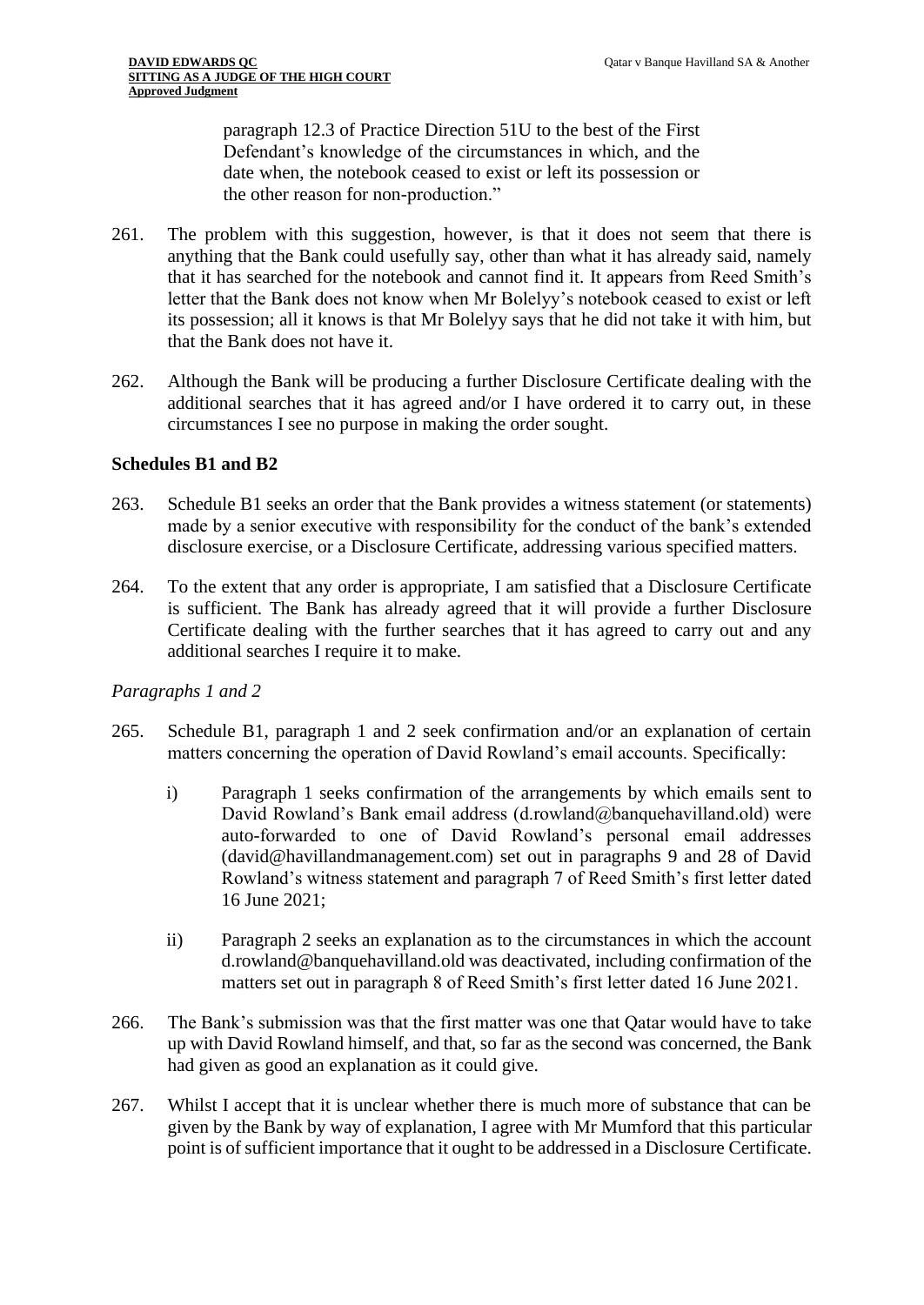paragraph 12.3 of Practice Direction 51U to the best of the First Defendant's knowledge of the circumstances in which, and the date when, the notebook ceased to exist or left its possession or the other reason for non-production."

261. The problem with this suggestion, however, is that it does not seem that there is anything that the Bank could usefully say, other than what it has already said, namely that it has searched for the notebook and cannot find it. It appears from Reed Smith's letter that the Bank does not know when Mr Bolelyy's notebook ceased to exist or left its possession; all it knows is that Mr Bolelyy says that he did not take it with him, but that the Bank does not have it.

262. Although the Bank will be producing a further Disclosure Certificate dealing with the additional searches that it has agreed and/or I have ordered it to carry out, in these circumstances I see no purpose in making the order sought.

### Schedules B1 and B2

263. Schedule B1 seeks an order that the Bank provides a witness statement (or statements) made by a senior executive with responsibility for the conduct of the bank's extended disclosure exercise, or a Disclosure Certificate, addressing various specified matters.

264. To the extent that any order is appropriate, I am satisfied that a Disclosure Certificate is sufficient. The Bank has already agreed that it will provide a further Disclosure Certificate dealing with the further searches that it has agreed to carry out and any additional searches I require it to make.

*Paragraphs 1 and 2*

265. Schedule B1, paragraph 1 and 2 seek confirmation and/or an explanation of certain matters concerning the operation of David Rowland's email accounts. Specifically:

   i) Paragraph 1 seeks confirmation of the arrangements by which emails sent to David Rowland's Bank email address (d.rowland@banquehavilland.old) were auto-forwarded to one of David Rowland's personal email addresses (david@havillandmanagement.com) set out in paragraphs 9 and 28 of David Rowland's witness statement and paragraph 7 of Reed Smith's first letter dated 16 June 2021;

   ii) Paragraph 2 seeks an explanation as to the circumstances in which the account d.rowland@banquehavilland.old was deactivated, including confirmation of the matters set out in paragraph 8 of Reed Smith's first letter dated 16 June 2021.

266. The Bank's submission was that the first matter was one that Qatar would have to take up with David Rowland himself, and that, so far as the second was concerned, the Bank had given as good an explanation as it could give.

267. Whilst I accept that it is unclear whether there is much more of substance that can be given by the Bank by way of explanation, I agree with Mr Mumford that this particular point is of sufficient importance that it ought to be addressed in a Disclosure Certificate.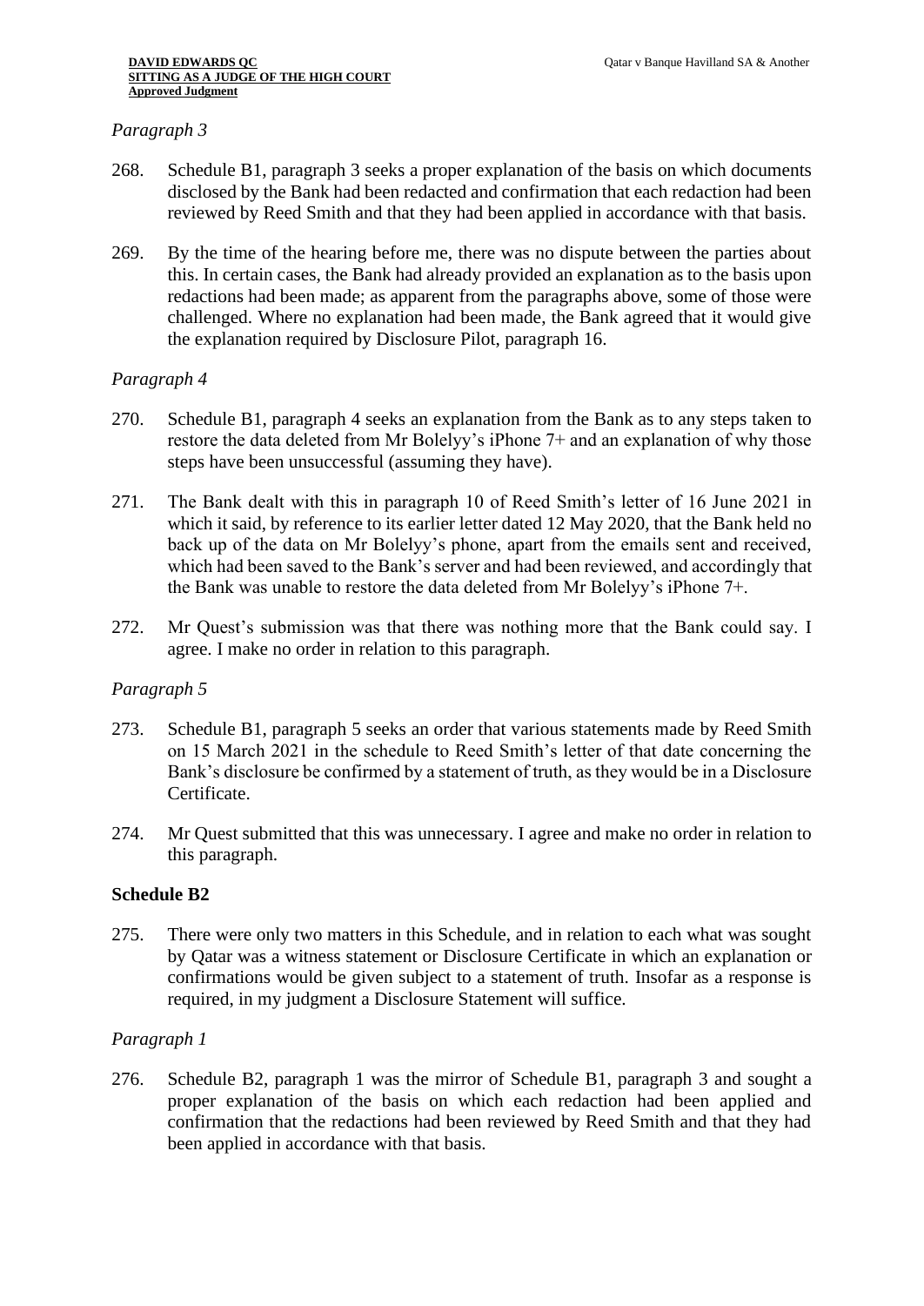*Paragraph 3*

268. Schedule B1, paragraph 3 seeks a proper explanation of the basis on which documents disclosed by the Bank had been redacted and confirmation that each redaction had been reviewed by Reed Smith and that they had been applied in accordance with that basis.

269. By the time of the hearing before me, there was no dispute between the parties about this. In certain cases, the Bank had already provided an explanation as to the basis upon redactions had been made; as apparent from the paragraphs above, some of those were challenged. Where no explanation had been made, the Bank agreed that it would give the explanation required by Disclosure Pilot, paragraph 16.

*Paragraph 4*

270. Schedule B1, paragraph 4 seeks an explanation from the Bank as to any steps taken to restore the data deleted from Mr Bolelyy's iPhone 7+ and an explanation of why those steps have been unsuccessful (assuming they have).

271. The Bank dealt with this in paragraph 10 of Reed Smith's letter of 16 June 2021 in which it said, by reference to its earlier letter dated 12 May 2020, that the Bank held no back up of the data on Mr Bolelyy's phone, apart from the emails sent and received, which had been saved to the Bank's server and had been reviewed, and accordingly that the Bank was unable to restore the data deleted from Mr Bolelyy's iPhone 7+.

272. Mr Quest's submission was that there was nothing more that the Bank could say. I agree. I make no order in relation to this paragraph.

*Paragraph 5*

273. Schedule B1, paragraph 5 seeks an order that various statements made by Reed Smith on 15 March 2021 in the schedule to Reed Smith's letter of that date concerning the Bank's disclosure be confirmed by a statement of truth, as they would be in a Disclosure Certificate.

274. Mr Quest submitted that this was unnecessary. I agree and make no order in relation to this paragraph.

**Schedule B2**

275. There were only two matters in this Schedule, and in relation to each what was sought by Qatar was a witness statement or Disclosure Certificate in which an explanation or confirmations would be given subject to a statement of truth. Insofar as a response is required, in my judgment a Disclosure Statement will suffice.

*Paragraph 1*

276. Schedule B2, paragraph 1 was the mirror of Schedule B1, paragraph 3 and sought a proper explanation of the basis on which each redaction had been applied and confirmation that the redactions had been reviewed by Reed Smith and that they had been applied in accordance with that basis.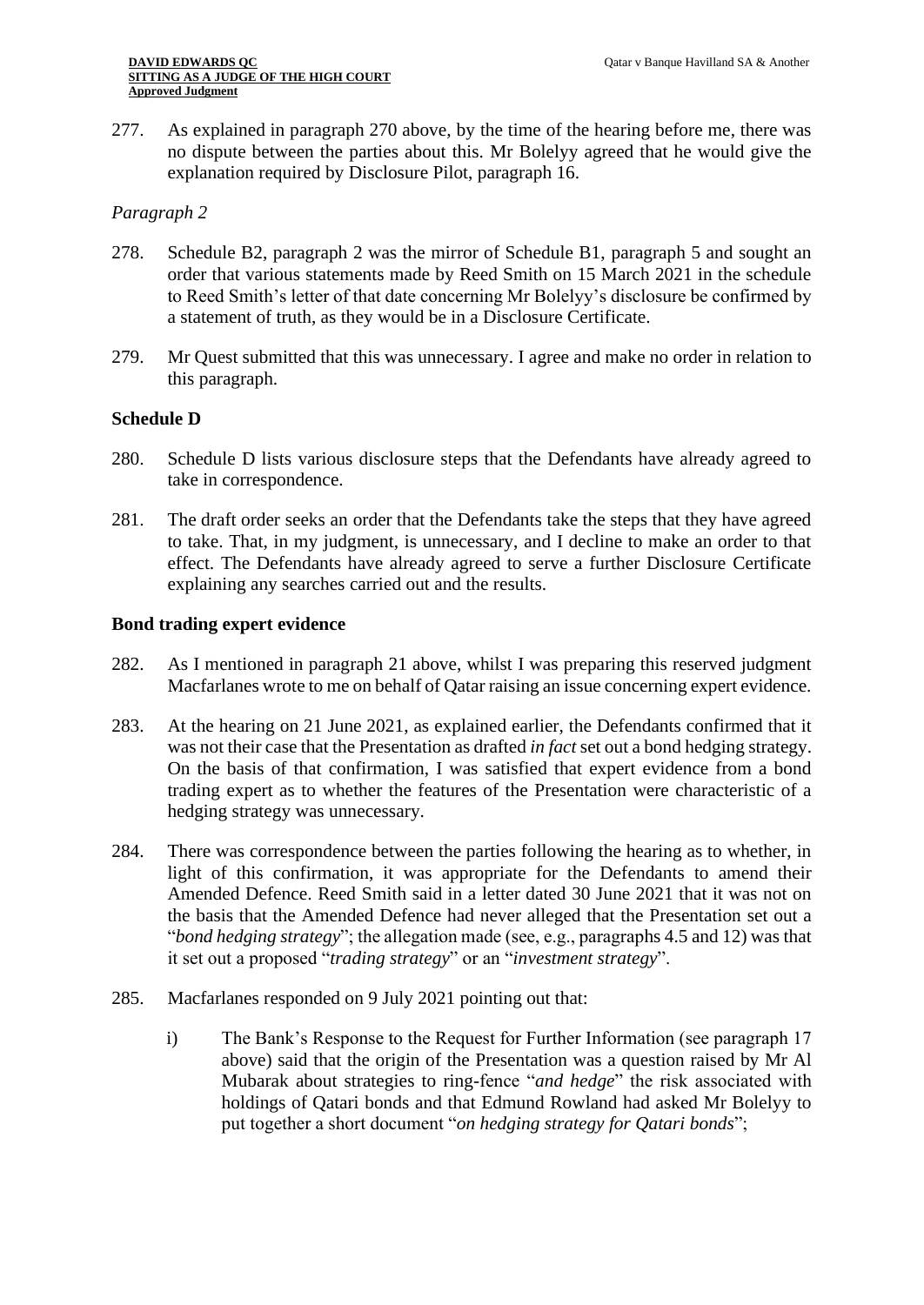277. As explained in paragraph 270 above, by the time of the hearing before me, there was no dispute between the parties about this. Mr Bolelyy agreed that he would give the explanation required by Disclosure Pilot, paragraph 16.

*Paragraph 2*

278. Schedule B2, paragraph 2 was the mirror of Schedule B1, paragraph 5 and sought an order that various statements made by Reed Smith on 15 March 2021 in the schedule to Reed Smith's letter of that date concerning Mr Bolelyy's disclosure be confirmed by a statement of truth, as they would be in a Disclosure Certificate.

279. Mr Quest submitted that this was unnecessary. I agree and make no order in relation to this paragraph.

**Schedule D**

280. Schedule D lists various disclosure steps that the Defendants have already agreed to take in correspondence.

281. The draft order seeks an order that the Defendants take the steps that they have agreed to take. That, in my judgment, is unnecessary, and I decline to make an order to that effect. The Defendants have already agreed to serve a further Disclosure Certificate explaining any searches carried out and the results.

**Bond trading expert evidence**

282. As I mentioned in paragraph 21 above, whilst I was preparing this reserved judgment Macfarlanes wrote to me on behalf of Qatar raising an issue concerning expert evidence.

283. At the hearing on 21 June 2021, as explained earlier, the Defendants confirmed that it was not their case that the Presentation as drafted *in fact* set out a bond hedging strategy. On the basis of that confirmation, I was satisfied that expert evidence from a bond trading expert as to whether the features of the Presentation were characteristic of a hedging strategy was unnecessary.

284. There was correspondence between the parties following the hearing as to whether, in light of this confirmation, it was appropriate for the Defendants to amend their Amended Defence. Reed Smith said in a letter dated 30 June 2021 that it was not on the basis that the Amended Defence had never alleged that the Presentation set out a "*bond hedging strategy*"; the allegation made (see, e.g., paragraphs 4.5 and 12) was that it set out a proposed "*trading strategy*" or an "*investment strategy*".

285. Macfarlanes responded on 9 July 2021 pointing out that:

   i) The Bank's Response to the Request for Further Information (see paragraph 17 above) said that the origin of the Presentation was a question raised by Mr Al Mubarak about strategies to ring-fence "*and hedge*" the risk associated with holdings of Qatari bonds and that Edmund Rowland had asked Mr Bolelyy to put together a short document "*on hedging strategy for Qatari bonds*";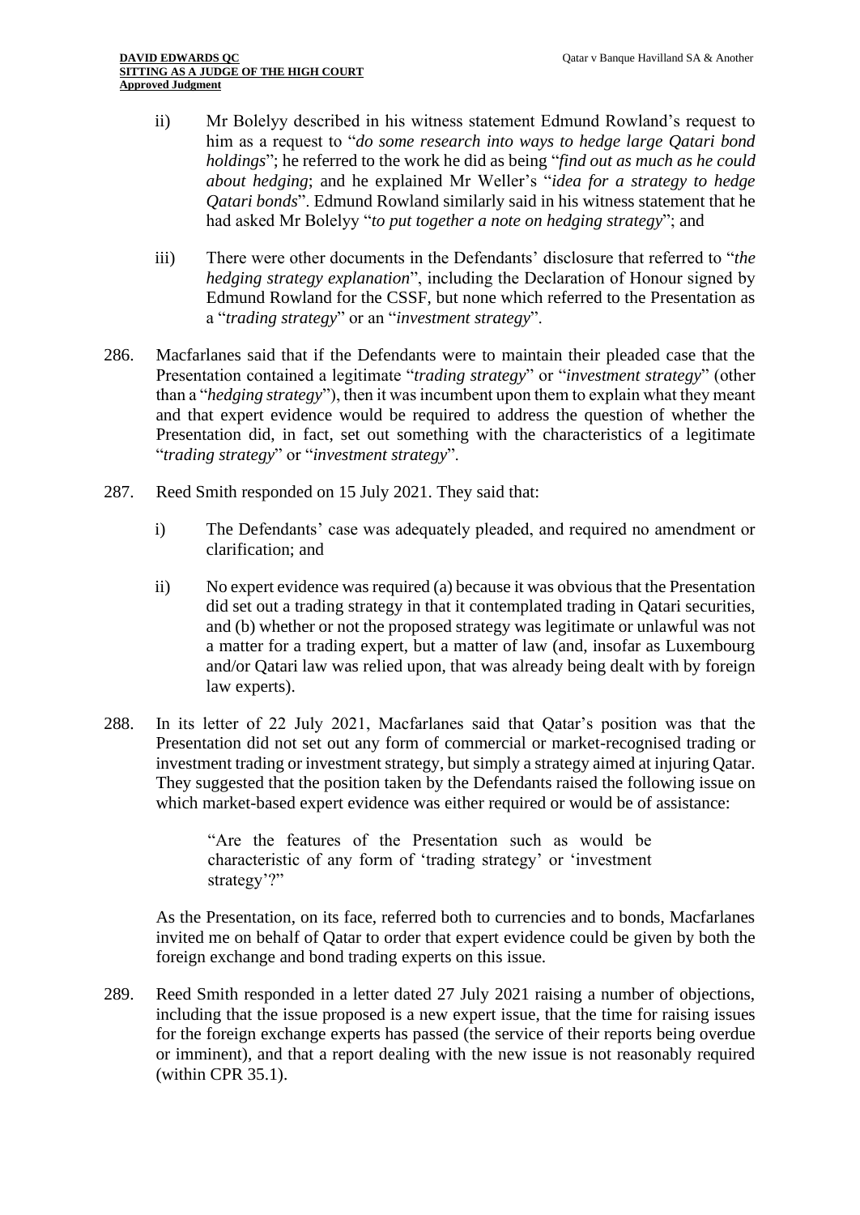ii) Mr Bolelyy described in his witness statement Edmund Rowland's request to him as a request to "*do some research into ways to hedge large Qatari bond holdings*"; he referred to the work he did as being "*find out as much as he could about hedging*; and he explained Mr Weller's "*idea for a strategy to hedge Qatari bonds*". Edmund Rowland similarly said in his witness statement that he had asked Mr Bolelyy "*to put together a note on hedging strategy*"; and

iii) There were other documents in the Defendants' disclosure that referred to "*the hedging strategy explanation*", including the Declaration of Honour signed by Edmund Rowland for the CSSF, but none which referred to the Presentation as a "*trading strategy*" or an "*investment strategy*".

286. Macfarlanes said that if the Defendants were to maintain their pleaded case that the Presentation contained a legitimate "*trading strategy*" or "*investment strategy*" (other than a "*hedging strategy*"), then it was incumbent upon them to explain what they meant and that expert evidence would be required to address the question of whether the Presentation did, in fact, set out something with the characteristics of a legitimate "*trading strategy*" or "*investment strategy*".

287. Reed Smith responded on 15 July 2021. They said that:

i) The Defendants' case was adequately pleaded, and required no amendment or clarification; and

ii) No expert evidence was required (a) because it was obvious that the Presentation did set out a trading strategy in that it contemplated trading in Qatari securities, and (b) whether or not the proposed strategy was legitimate or unlawful was not a matter for a trading expert, but a matter of law (and, insofar as Luxembourg and/or Qatari law was relied upon, that was already being dealt with by foreign law experts).

288. In its letter of 22 July 2021, Macfarlanes said that Qatar's position was that the Presentation did not set out any form of commercial or market-recognised trading or investment trading or investment strategy, but simply a strategy aimed at injuring Qatar. They suggested that the position taken by the Defendants raised the following issue on which market-based expert evidence was either required or would be of assistance:

> "Are the features of the Presentation such as would be characteristic of any form of 'trading strategy' or 'investment strategy'?"

As the Presentation, on its face, referred both to currencies and to bonds, Macfarlanes invited me on behalf of Qatar to order that expert evidence could be given by both the foreign exchange and bond trading experts on this issue.

289. Reed Smith responded in a letter dated 27 July 2021 raising a number of objections, including that the issue proposed is a new expert issue, that the time for raising issues for the foreign exchange experts has passed (the service of their reports being overdue or imminent), and that a report dealing with the new issue is not reasonably required (within CPR 35.1).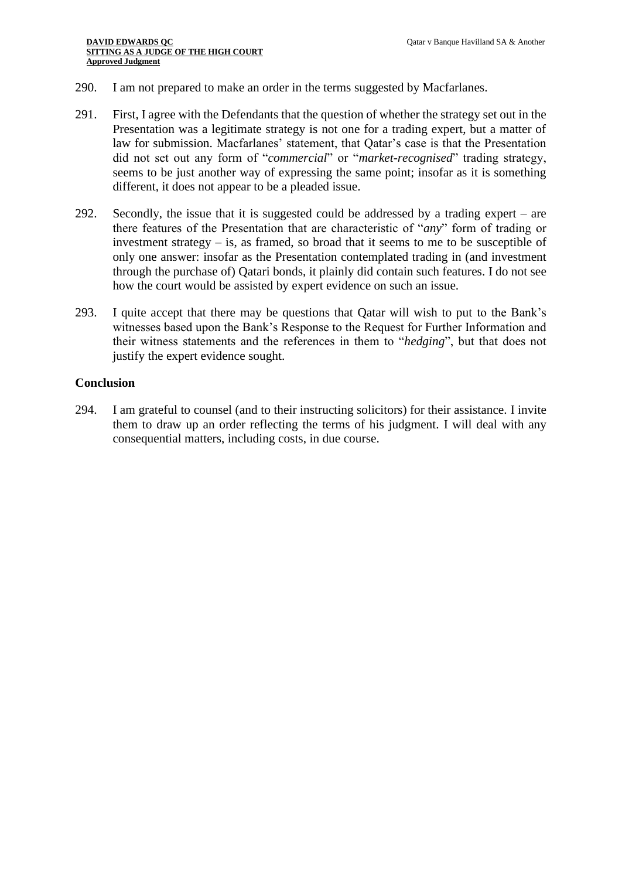290. I am not prepared to make an order in the terms suggested by Macfarlanes.

291. First, I agree with the Defendants that the question of whether the strategy set out in the Presentation was a legitimate strategy is not one for a trading expert, but a matter of law for submission. Macfarlanes' statement, that Qatar's case is that the Presentation did not set out any form of "*commercial*" or "*market-recognised*" trading strategy, seems to be just another way of expressing the same point; insofar as it is something different, it does not appear to be a pleaded issue.

292. Secondly, the issue that it is suggested could be addressed by a trading expert – are there features of the Presentation that are characteristic of "*any*" form of trading or investment strategy – is, as framed, so broad that it seems to me to be susceptible of only one answer: insofar as the Presentation contemplated trading in (and investment through the purchase of) Qatari bonds, it plainly did contain such features. I do not see how the court would be assisted by expert evidence on such an issue.

293. I quite accept that there may be questions that Qatar will wish to put to the Bank's witnesses based upon the Bank's Response to the Request for Further Information and their witness statements and the references in them to "*hedging*", but that does not justify the expert evidence sought.

## Conclusion

294. I am grateful to counsel (and to their instructing solicitors) for their assistance. I invite them to draw up an order reflecting the terms of his judgment. I will deal with any consequential matters, including costs, in due course.